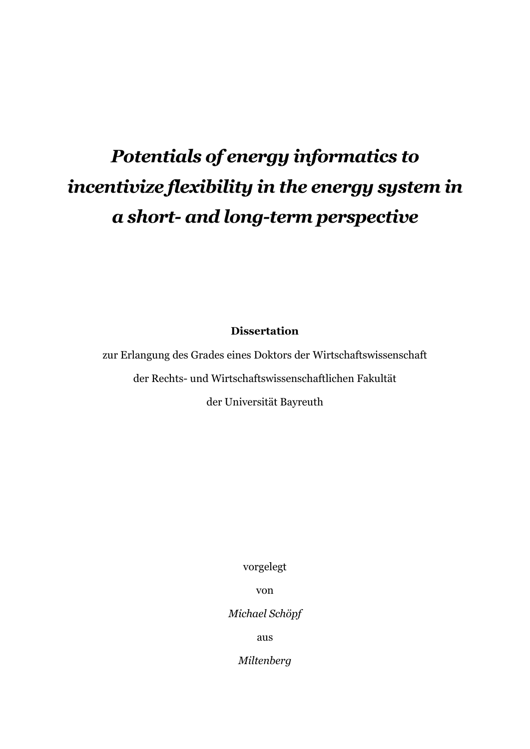# *Potentials of energy informatics to incentivize flexibility in the energy system in a short- and long-term perspective*

**Dissertation**

zur Erlangung des Grades eines Doktors der Wirtschaftswissenschaft

der Rechts- und Wirtschaftswissenschaftlichen Fakultät

der Universität Bayreuth

vorgelegt

von

*Michael Schöpf*

aus

*Miltenberg*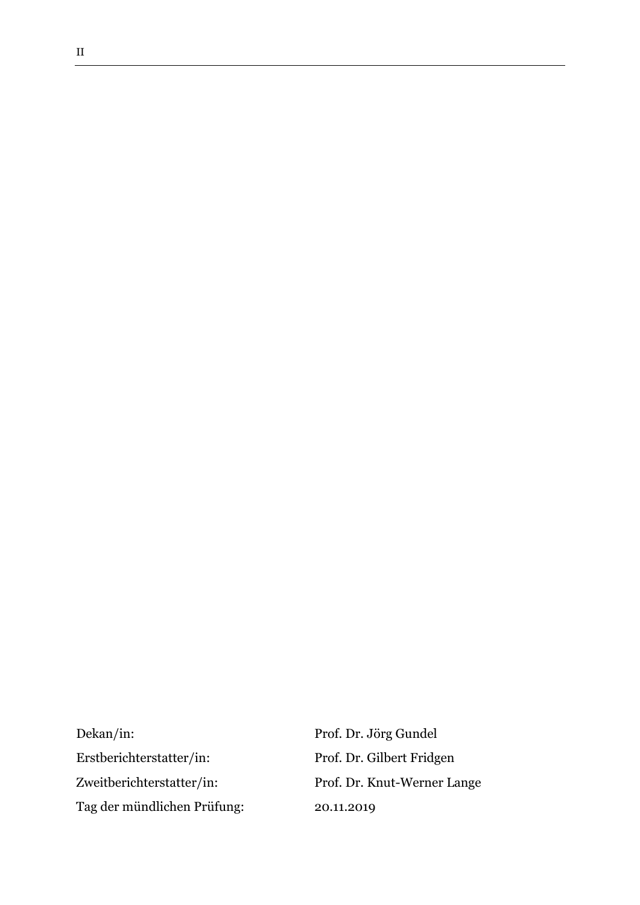| | |
|---|---|
| Dekan/in: | Prof. Dr. Jörg Gundel |
| Erstberichterstatter/in: | Prof. Dr. Gilbert Fridgen |
| Zweitberichterstatter/in: | Prof. Dr. Knut-Werner Lange |
| Tag der mündlichen Prüfung: | 20.11.2019 |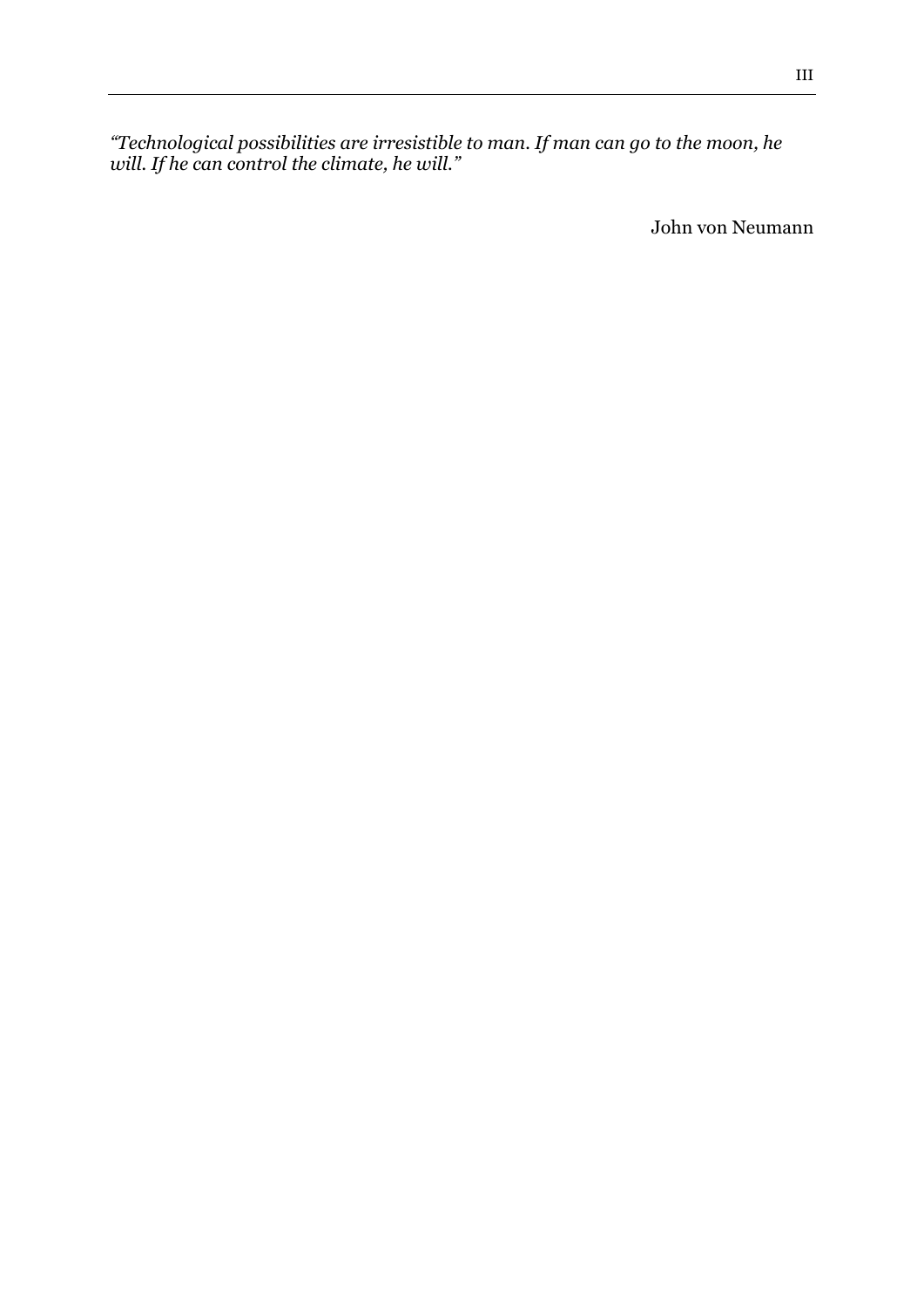*“Technological possibilities are irresistible to man. If man can go to the moon, he will. If he can control the climate, he will.”*

John von Neumann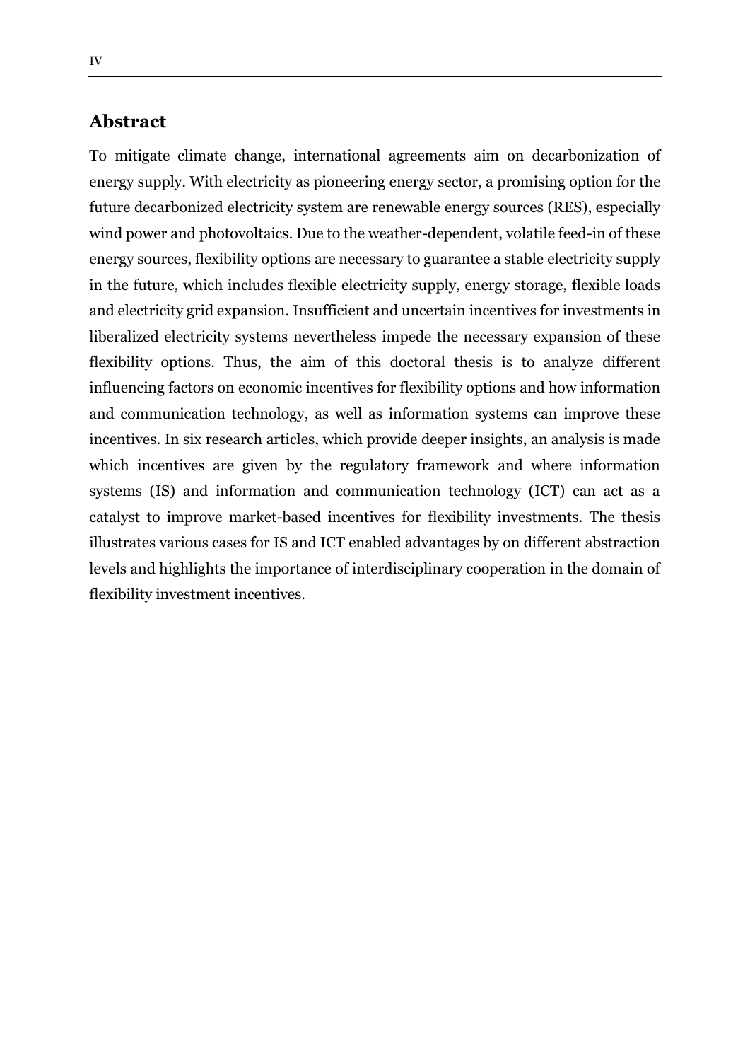## Abstract

To mitigate climate change, international agreements aim on decarbonization of energy supply. With electricity as pioneering energy sector, a promising option for the future decarbonized electricity system are renewable energy sources (RES), especially wind power and photovoltaics. Due to the weather-dependent, volatile feed-in of these energy sources, flexibility options are necessary to guarantee a stable electricity supply in the future, which includes flexible electricity supply, energy storage, flexible loads and electricity grid expansion. Insufficient and uncertain incentives for investments in liberalized electricity systems nevertheless impede the necessary expansion of these flexibility options. Thus, the aim of this doctoral thesis is to analyze different influencing factors on economic incentives for flexibility options and how information and communication technology, as well as information systems can improve these incentives. In six research articles, which provide deeper insights, an analysis is made which incentives are given by the regulatory framework and where information systems (IS) and information and communication technology (ICT) can act as a catalyst to improve market-based incentives for flexibility investments. The thesis illustrates various cases for IS and ICT enabled advantages by on different abstraction levels and highlights the importance of interdisciplinary cooperation in the domain of flexibility investment incentives.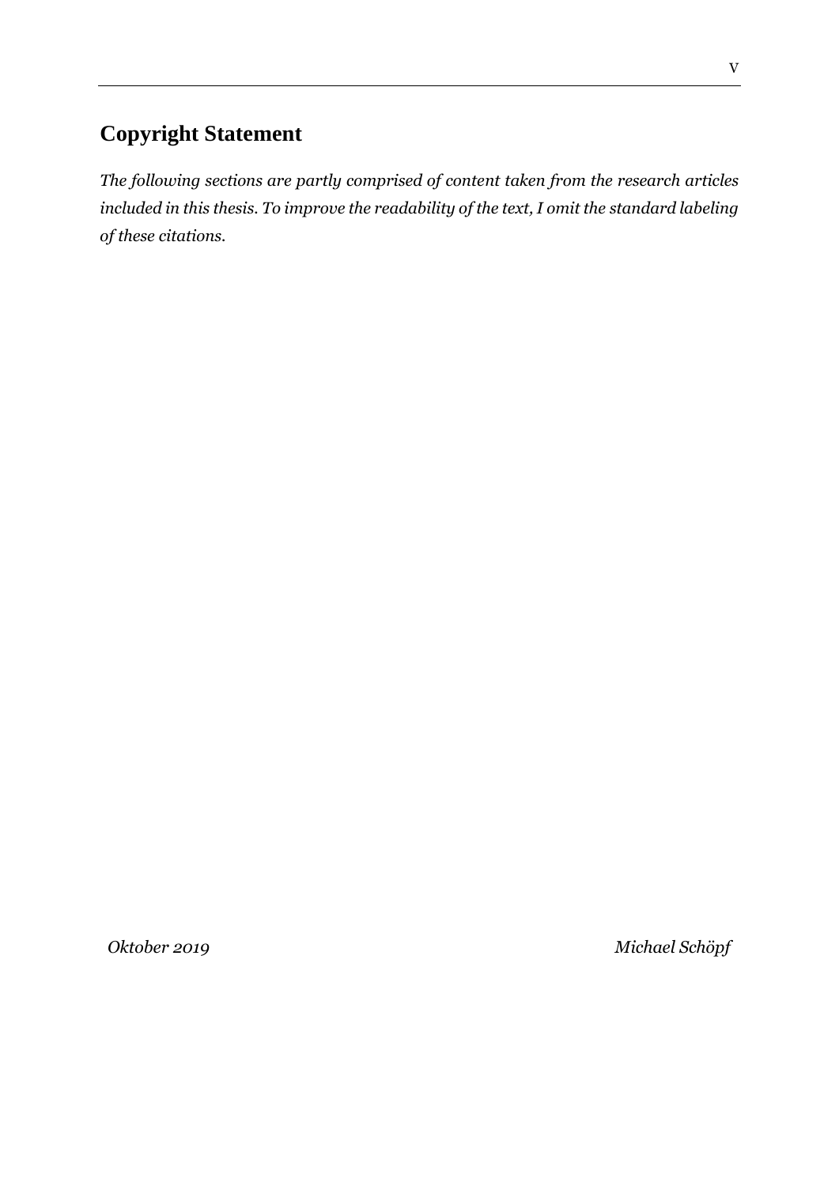# Copyright Statement

*The following sections are partly comprised of content taken from the research articles included in this thesis. To improve the readability of the text, I omit the standard labeling of these citations.*

*Oktober 2019* *Michael Schöpf*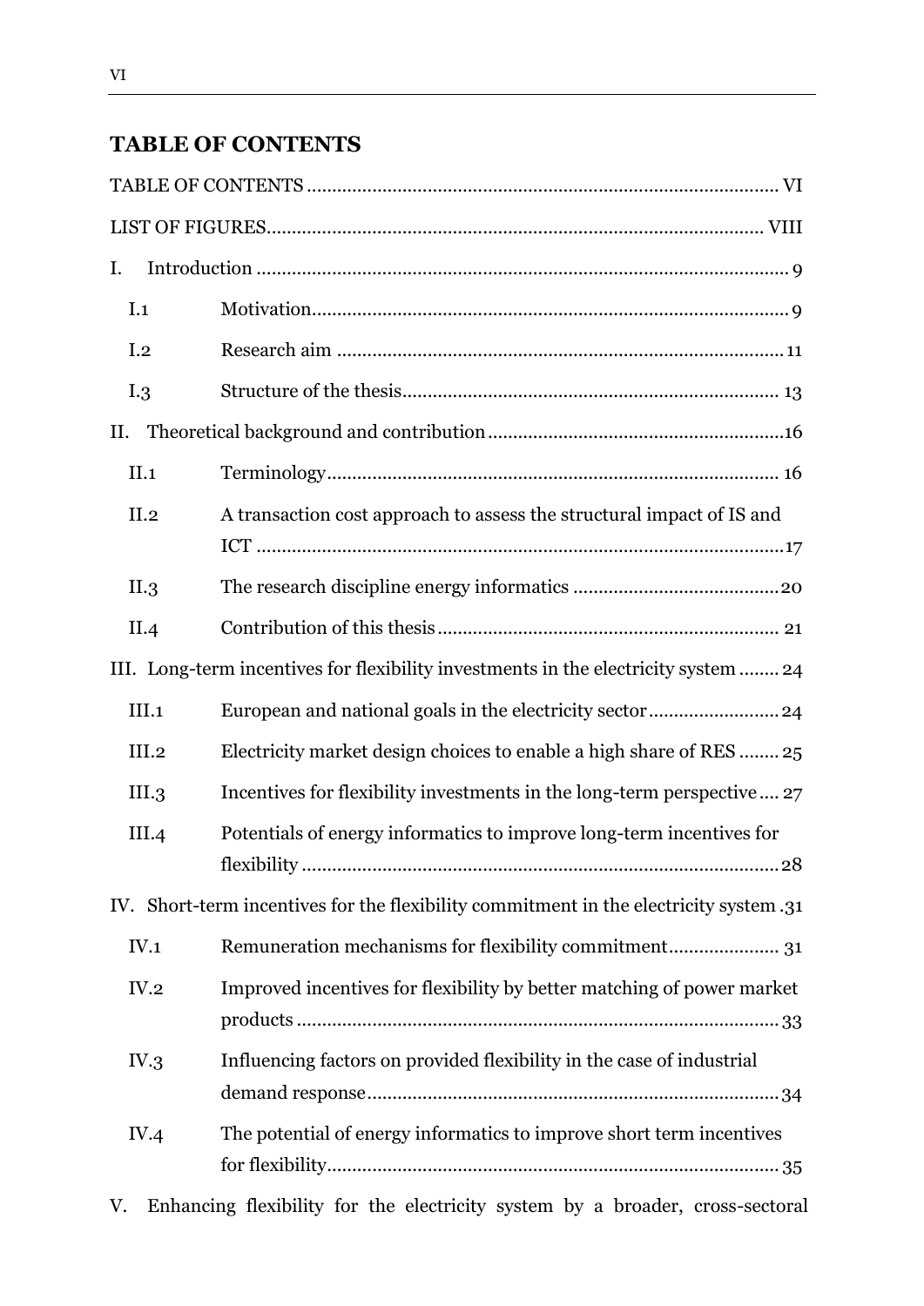## TABLE OF CONTENTS

TABLE OF CONTENTS ........................................................................................ VI

LIST OF FIGURES............................................................................................ VIII

I. Introduction ........................................................................................................ 9

- I.1 Motivation.............................................................................................. 9
- I.2 Research aim ........................................................................................ 11
- I.3 Structure of the thesis........................................................................... 13

II. Theoretical background and contribution..........................................................16

- II.1 Terminology......................................................................................... 16
- II.2 A transaction cost approach to assess the structural impact of IS and ICT .......................................................................................................17
- II.3 The research discipline energy informatics ........................................20
- II.4 Contribution of this thesis .................................................................. 21

III. Long-term incentives for flexibility investments in the electricity system ........ 24

- III.1 European and national goals in the electricity sector......................... 24
- III.2 Electricity market design choices to enable a high share of RES ........ 25
- III.3 Incentives for flexibility investments in the long-term perspective .... 27
- III.4 Potentials of energy informatics to improve long-term incentives for flexibility ............................................................................................. 28

IV. Short-term incentives for the flexibility commitment in the electricity system .31

- IV.1 Remuneration mechanisms for flexibility commitment..................... 31
- IV.2 Improved incentives for flexibility by better matching of power market products ............................................................................................... 33
- IV.3 Influencing factors on provided flexibility in the case of industrial demand response................................................................................ 34
- IV.4 The potential of energy informatics to improve short term incentives for flexibility......................................................................................... 35

V. Enhancing flexibility for the electricity system by a broader, cross-sectoral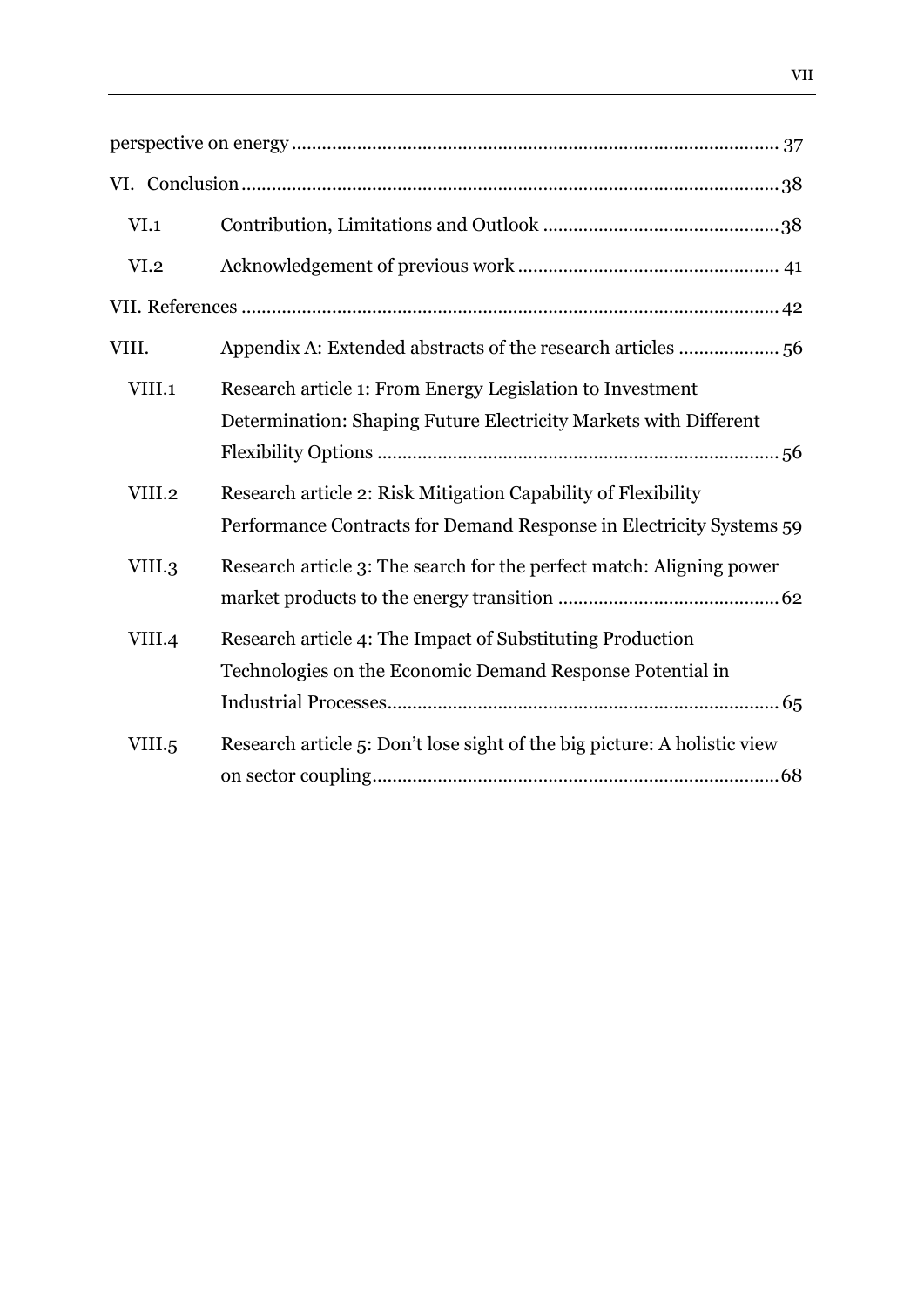perspective on energy ............................................................................................. 37

VI. Conclusion ............................................................................................................ 38

VI.1 Contribution, Limitations and Outlook ................................................ 38

VI.2 Acknowledgement of previous work .................................................... 41

VII. References ........................................................................................................... 42

VIII. Appendix A: Extended abstracts of the research articles .................... 56

VIII.1 Research article 1: From Energy Legislation to Investment Determination: Shaping Future Electricity Markets with Different Flexibility Options ................................................................................ 56

VIII.2 Research article 2: Risk Mitigation Capability of Flexibility Performance Contracts for Demand Response in Electricity Systems 59

VIII.3 Research article 3: The search for the perfect match: Aligning power market products to the energy transition ............................................ 62

VIII.4 Research article 4: The Impact of Substituting Production Technologies on the Economic Demand Response Potential in Industrial Processes............................................................................. 65

VIII.5 Research article 5: Don't lose sight of the big picture: A holistic view on sector coupling................................................................................ 68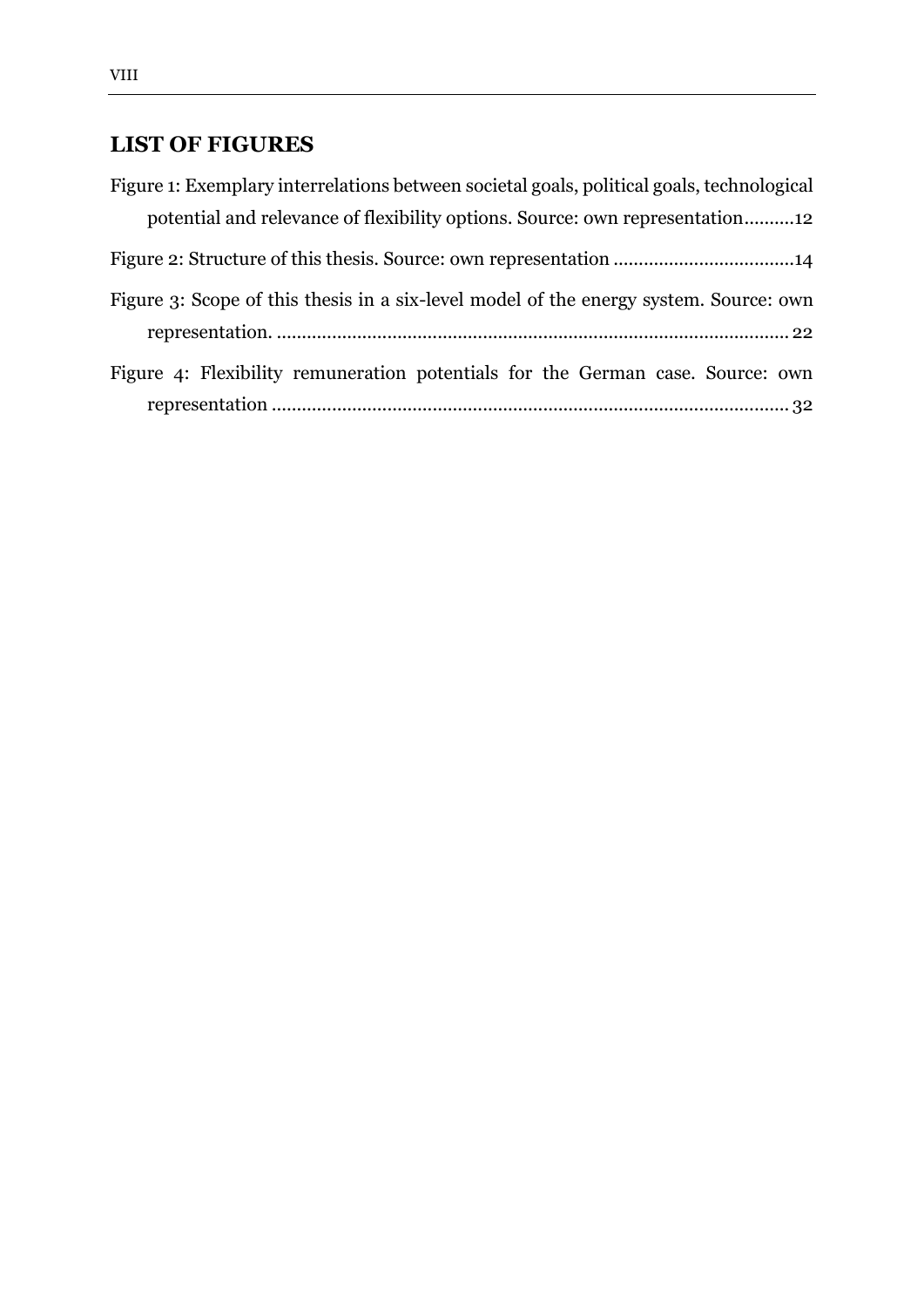## LIST OF FIGURES

Figure 1: Exemplary interrelations between societal goals, political goals, technological potential and relevance of flexibility options. Source: own representation..........12

Figure 2: Structure of this thesis. Source: own representation ....................................14

Figure 3: Scope of this thesis in a six-level model of the energy system. Source: own representation. ...................................................................................................... 22

Figure 4: Flexibility remuneration potentials for the German case. Source: own representation ...................................................................................................... 32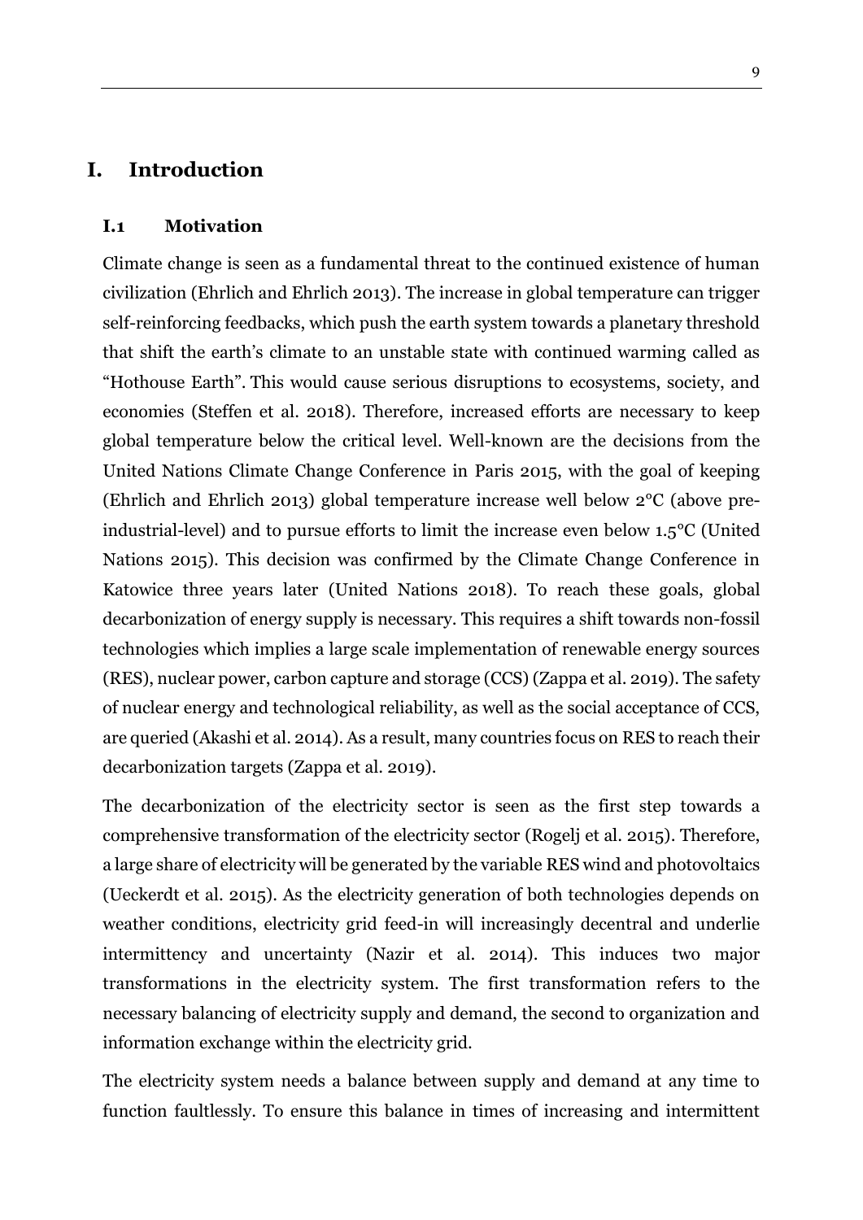# I. Introduction

## I.1 Motivation

Climate change is seen as a fundamental threat to the continued existence of human civilization (Ehrlich and Ehrlich 2013). The increase in global temperature can trigger self-reinforcing feedbacks, which push the earth system towards a planetary threshold that shift the earth's climate to an unstable state with continued warming called as "Hothouse Earth". This would cause serious disruptions to ecosystems, society, and economies (Steffen et al. 2018). Therefore, increased efforts are necessary to keep global temperature below the critical level. Well-known are the decisions from the United Nations Climate Change Conference in Paris 2015, with the goal of keeping (Ehrlich and Ehrlich 2013) global temperature increase well below 2°C (above pre-industrial-level) and to pursue efforts to limit the increase even below 1.5°C (United Nations 2015). This decision was confirmed by the Climate Change Conference in Katowice three years later (United Nations 2018). To reach these goals, global decarbonization of energy supply is necessary. This requires a shift towards non-fossil technologies which implies a large scale implementation of renewable energy sources (RES), nuclear power, carbon capture and storage (CCS) (Zappa et al. 2019). The safety of nuclear energy and technological reliability, as well as the social acceptance of CCS, are queried (Akashi et al. 2014). As a result, many countries focus on RES to reach their decarbonization targets (Zappa et al. 2019).

The decarbonization of the electricity sector is seen as the first step towards a comprehensive transformation of the electricity sector (Rogelj et al. 2015). Therefore, a large share of electricity will be generated by the variable RES wind and photovoltaics (Ueckerdt et al. 2015). As the electricity generation of both technologies depends on weather conditions, electricity grid feed-in will increasingly decentral and underlie intermittency and uncertainty (Nazir et al. 2014). This induces two major transformations in the electricity system. The first transformation refers to the necessary balancing of electricity supply and demand, the second to organization and information exchange within the electricity grid.

The electricity system needs a balance between supply and demand at any time to function faultlessly. To ensure this balance in times of increasing and intermittent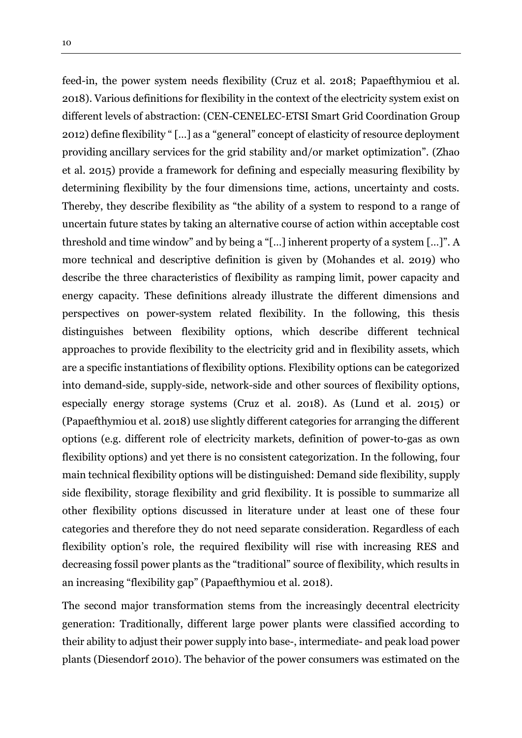feed-in, the power system needs flexibility (Cruz et al. 2018; Papaefthymiou et al. 2018). Various definitions for flexibility in the context of the electricity system exist on different levels of abstraction: (CEN-CENELEC-ETSI Smart Grid Coordination Group 2012) define flexibility " [...] as a "general" concept of elasticity of resource deployment providing ancillary services for the grid stability and/or market optimization". (Zhao et al. 2015) provide a framework for defining and especially measuring flexibility by determining flexibility by the four dimensions time, actions, uncertainty and costs. Thereby, they describe flexibility as "the ability of a system to respond to a range of uncertain future states by taking an alternative course of action within acceptable cost threshold and time window" and by being a "[...] inherent property of a system [...]". A more technical and descriptive definition is given by (Mohandes et al. 2019) who describe the three characteristics of flexibility as ramping limit, power capacity and energy capacity. These definitions already illustrate the different dimensions and perspectives on power-system related flexibility. In the following, this thesis distinguishes between flexibility options, which describe different technical approaches to provide flexibility to the electricity grid and in flexibility assets, which are a specific instantiations of flexibility options. Flexibility options can be categorized into demand-side, supply-side, network-side and other sources of flexibility options, especially energy storage systems (Cruz et al. 2018). As (Lund et al. 2015) or (Papaefthymiou et al. 2018) use slightly different categories for arranging the different options (e.g. different role of electricity markets, definition of power-to-gas as own flexibility options) and yet there is no consistent categorization. In the following, four main technical flexibility options will be distinguished: Demand side flexibility, supply side flexibility, storage flexibility and grid flexibility. It is possible to summarize all other flexibility options discussed in literature under at least one of these four categories and therefore they do not need separate consideration. Regardless of each flexibility option's role, the required flexibility will rise with increasing RES and decreasing fossil power plants as the "traditional" source of flexibility, which results in an increasing "flexibility gap" (Papaefthymiou et al. 2018).

The second major transformation stems from the increasingly decentral electricity generation: Traditionally, different large power plants were classified according to their ability to adjust their power supply into base-, intermediate- and peak load power plants (Diesendorf 2010). The behavior of the power consumers was estimated on the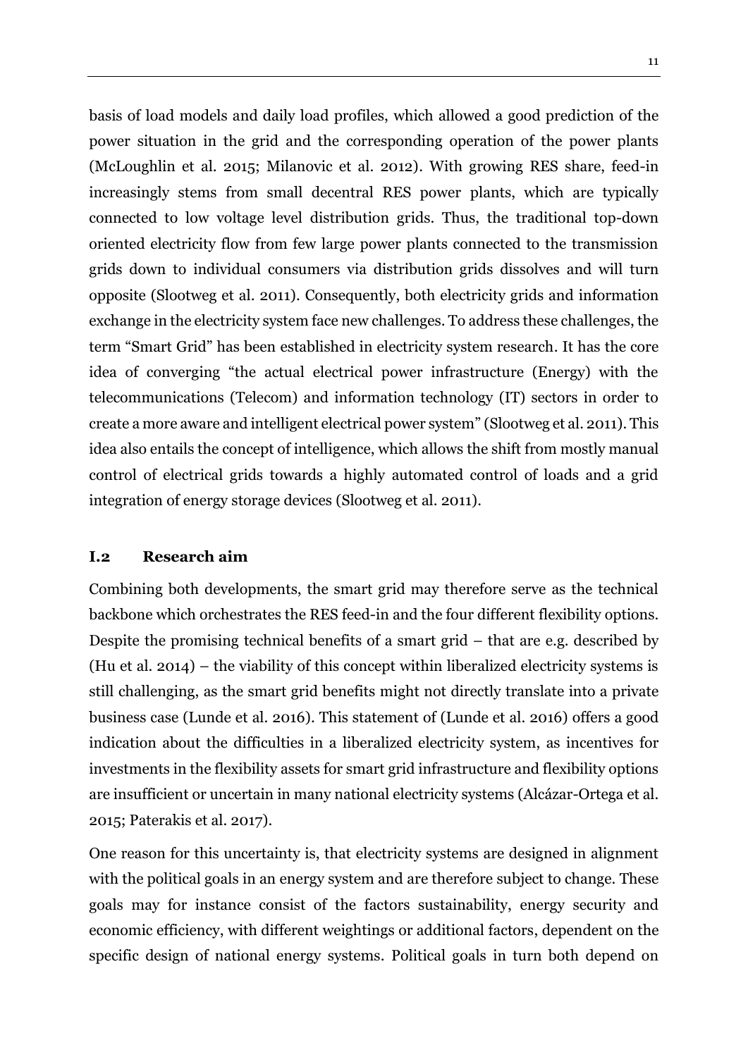basis of load models and daily load profiles, which allowed a good prediction of the power situation in the grid and the corresponding operation of the power plants (McLoughlin et al. 2015; Milanovic et al. 2012). With growing RES share, feed-in increasingly stems from small decentral RES power plants, which are typically connected to low voltage level distribution grids. Thus, the traditional top-down oriented electricity flow from few large power plants connected to the transmission grids down to individual consumers via distribution grids dissolves and will turn opposite (Slootweg et al. 2011). Consequently, both electricity grids and information exchange in the electricity system face new challenges. To address these challenges, the term "Smart Grid" has been established in electricity system research. It has the core idea of converging "the actual electrical power infrastructure (Energy) with the telecommunications (Telecom) and information technology (IT) sectors in order to create a more aware and intelligent electrical power system" (Slootweg et al. 2011). This idea also entails the concept of intelligence, which allows the shift from mostly manual control of electrical grids towards a highly automated control of loads and a grid integration of energy storage devices (Slootweg et al. 2011).

## I.2 Research aim

Combining both developments, the smart grid may therefore serve as the technical backbone which orchestrates the RES feed-in and the four different flexibility options. Despite the promising technical benefits of a smart grid – that are e.g. described by (Hu et al. 2014) – the viability of this concept within liberalized electricity systems is still challenging, as the smart grid benefits might not directly translate into a private business case (Lunde et al. 2016). This statement of (Lunde et al. 2016) offers a good indication about the difficulties in a liberalized electricity system, as incentives for investments in the flexibility assets for smart grid infrastructure and flexibility options are insufficient or uncertain in many national electricity systems (Alcázar-Ortega et al. 2015; Paterakis et al. 2017).

One reason for this uncertainty is, that electricity systems are designed in alignment with the political goals in an energy system and are therefore subject to change. These goals may for instance consist of the factors sustainability, energy security and economic efficiency, with different weightings or additional factors, dependent on the specific design of national energy systems. Political goals in turn both depend on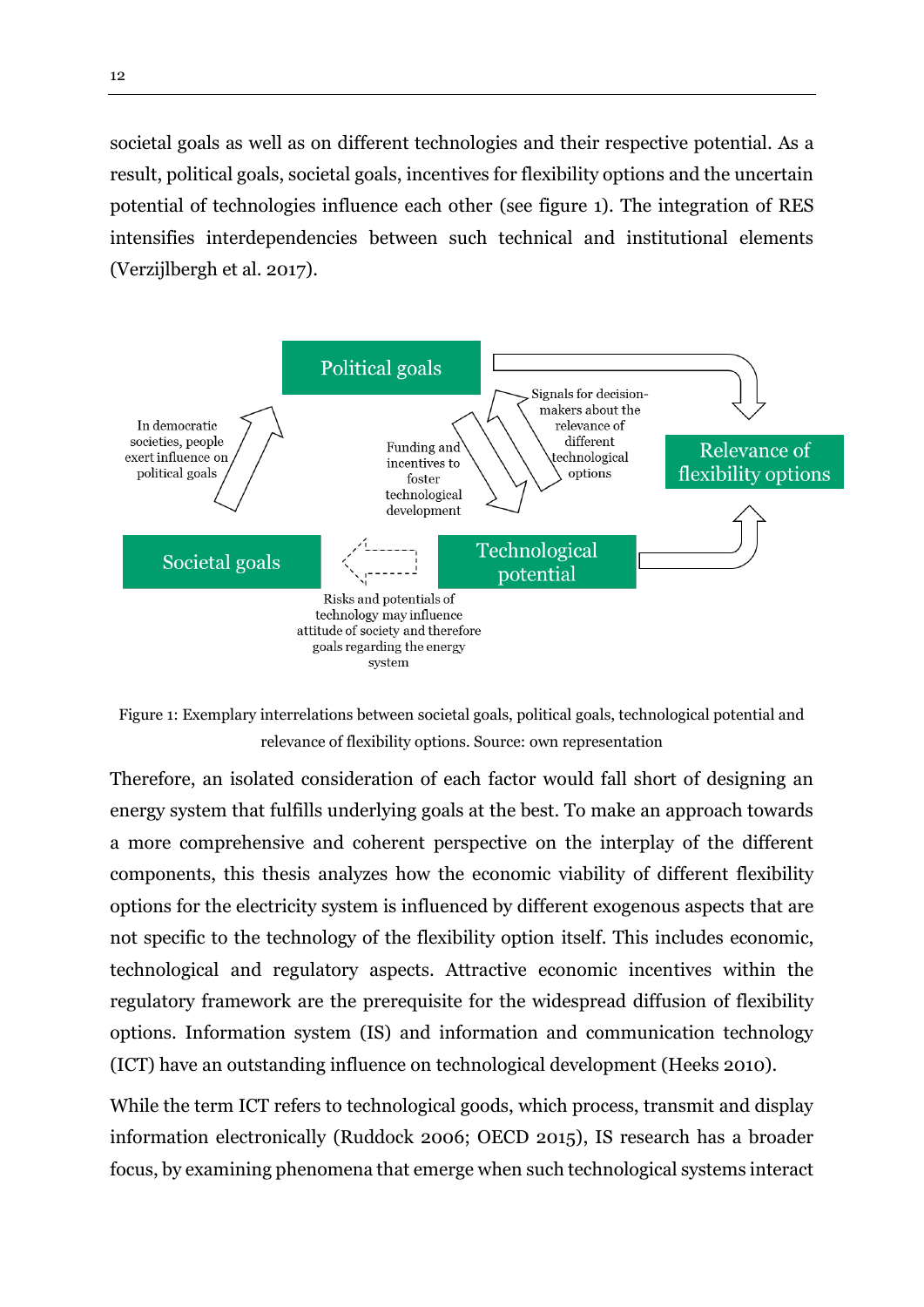societal goals as well as on different technologies and their respective potential. As a result, political goals, societal goals, incentives for flexibility options and the uncertain potential of technologies influence each other (see figure 1). The integration of RES intensifies interdependencies between such technical and institutional elements (Verzijlbergh et al. 2017).

Political goals

Relevance of flexibility options

Societal goals

Technological potential

In democratic societies, people exert influence on political goals

Funding and incentives to foster technological development

Signals for decision-makers about the relevance of different technological options

Risks and potentials of technology may influence attitude of society and therefore goals regarding the energy system

Figure 1: Exemplary interrelations between societal goals, political goals, technological potential and relevance of flexibility options. Source: own representation

Therefore, an isolated consideration of each factor would fall short of designing an energy system that fulfills underlying goals at the best. To make an approach towards a more comprehensive and coherent perspective on the interplay of the different components, this thesis analyzes how the economic viability of different flexibility options for the electricity system is influenced by different exogenous aspects that are not specific to the technology of the flexibility option itself. This includes economic, technological and regulatory aspects. Attractive economic incentives within the regulatory framework are the prerequisite for the widespread diffusion of flexibility options. Information system (IS) and information and communication technology (ICT) have an outstanding influence on technological development (Heeks 2010).

While the term ICT refers to technological goods, which process, transmit and display information electronically (Ruddock 2006; OECD 2015), IS research has a broader focus, by examining phenomena that emerge when such technological systems interact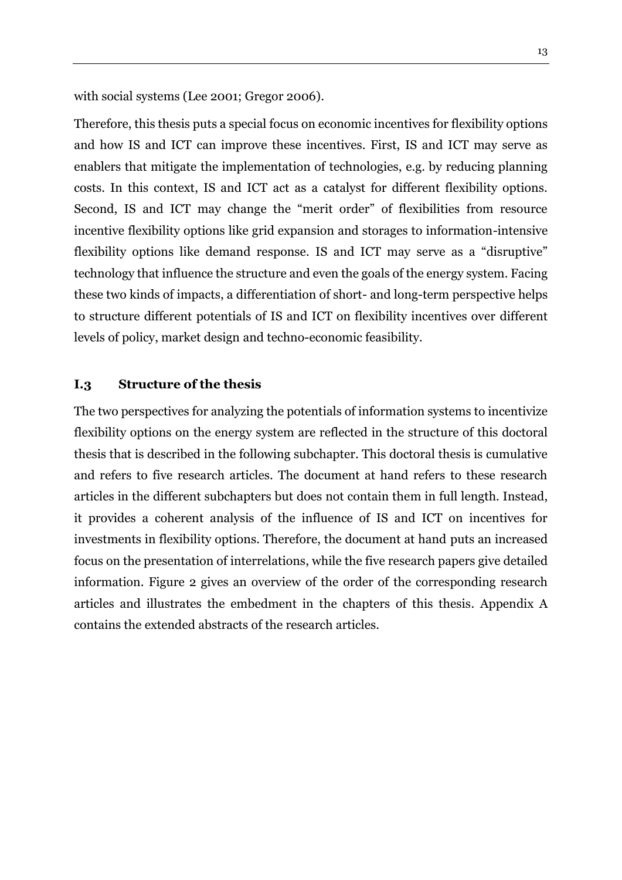with social systems (Lee 2001; Gregor 2006).

Therefore, this thesis puts a special focus on economic incentives for flexibility options and how IS and ICT can improve these incentives. First, IS and ICT may serve as enablers that mitigate the implementation of technologies, e.g. by reducing planning costs. In this context, IS and ICT act as a catalyst for different flexibility options. Second, IS and ICT may change the "merit order" of flexibilities from resource incentive flexibility options like grid expansion and storages to information-intensive flexibility options like demand response. IS and ICT may serve as a "disruptive" technology that influence the structure and even the goals of the energy system. Facing these two kinds of impacts, a differentiation of short- and long-term perspective helps to structure different potentials of IS and ICT on flexibility incentives over different levels of policy, market design and techno-economic feasibility.

## I.3 Structure of the thesis

The two perspectives for analyzing the potentials of information systems to incentivize flexibility options on the energy system are reflected in the structure of this doctoral thesis that is described in the following subchapter. This doctoral thesis is cumulative and refers to five research articles. The document at hand refers to these research articles in the different subchapters but does not contain them in full length. Instead, it provides a coherent analysis of the influence of IS and ICT on incentives for investments in flexibility options. Therefore, the document at hand puts an increased focus on the presentation of interrelations, while the five research papers give detailed information. Figure 2 gives an overview of the order of the corresponding research articles and illustrates the embedment in the chapters of this thesis. Appendix A contains the extended abstracts of the research articles.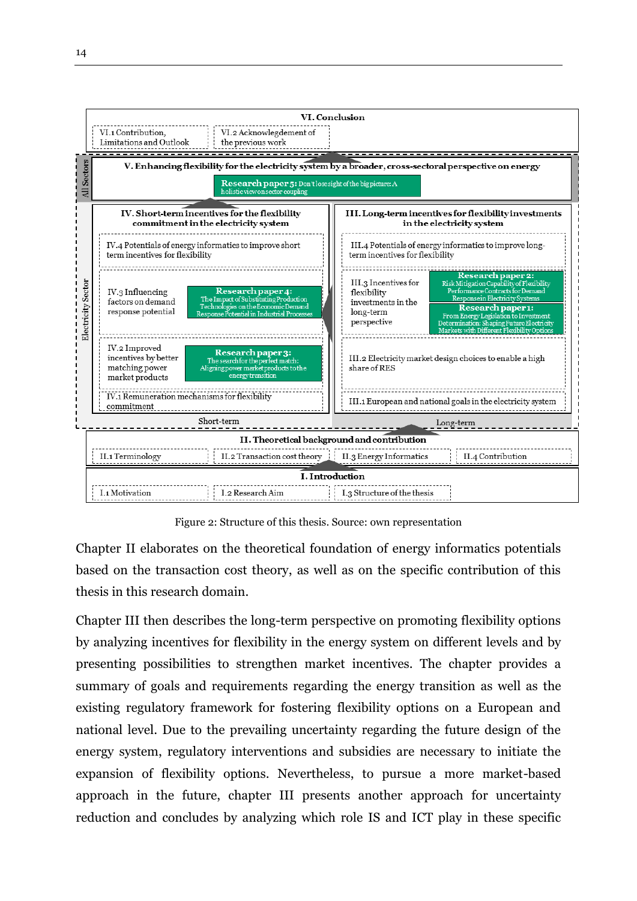**VI. Conclusion**
- VI.1 Contribution, Limitations and Outlook
- VI.2 Acknowledgement of the previous work

**All Sectors**

**V. Enhancing flexibility for the electricity system by a broader, cross-sectoral perspective on energy**
- Research paper 5: Don't lose sight of the big picture: A holistic view on sector coupling

**Electricity Sector**

**IV. Short-term incentives for the flexibility commitment in the electricity system**
- IV.4 Potentials of energy informatics to improve short term incentives for flexibility
- IV.3 Influencing factors on demand response potential
  - Research paper 4: The Impact of Substituting Production Technologies on the Economic Demand Response Potential in Industrial Processes
- IV.2 Improved incentives by better matching power market products
  - Research paper 3: The search for the perfect match: Aligning power market products to the energy transition
- IV.1 Remuneration mechanisms for flexibility commitment

Short-term

**III. Long-term incentives for flexibility investments in the electricity system**
- III.4 Potentials of energy informatics to improve long-term incentives for flexibility
- III.3 Incentives for flexibility investments in the long-term perspective
  - Research paper 2: Risk Mitigation Capability of Flexibility Performance Contracts for Demand Response in Electricity Systems
  - Research paper 1: From Energy Legislation to Investment Determination: Shaping Future Electricity Markets with Different Flexibility Options
- III.2 Electricity market design choices to enable a high share of RES
- III.1 European and national goals in the electricity system

Long-term

**II. Theoretical background and contribution**
- II.1 Terminology
- II.2 Transaction cost theory
- II.3 Energy Informatics
- II.4 Contribution

**I. Introduction**
- I.1 Motivation
- I.2 Research Aim
- I.3 Structure of the thesis

Figure 2: Structure of this thesis. Source: own representation

Chapter II elaborates on the theoretical foundation of energy informatics potentials based on the transaction cost theory, as well as on the specific contribution of this thesis in this research domain.

Chapter III then describes the long-term perspective on promoting flexibility options by analyzing incentives for flexibility in the energy system on different levels and by presenting possibilities to strengthen market incentives. The chapter provides a summary of goals and requirements regarding the energy transition as well as the existing regulatory framework for fostering flexibility options on a European and national level. Due to the prevailing uncertainty regarding the future design of the energy system, regulatory interventions and subsidies are necessary to initiate the expansion of flexibility options. Nevertheless, to pursue a more market-based approach in the future, chapter III presents another approach for uncertainty reduction and concludes by analyzing which role IS and ICT play in these specific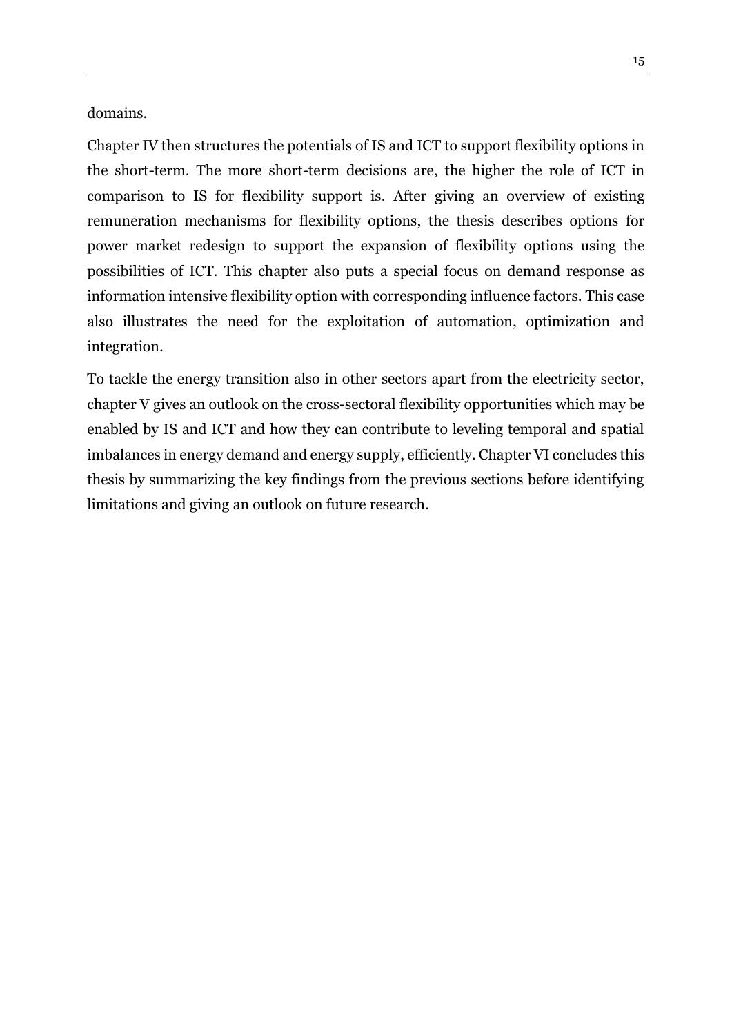domains.

Chapter IV then structures the potentials of IS and ICT to support flexibility options in the short-term. The more short-term decisions are, the higher the role of ICT in comparison to IS for flexibility support is. After giving an overview of existing remuneration mechanisms for flexibility options, the thesis describes options for power market redesign to support the expansion of flexibility options using the possibilities of ICT. This chapter also puts a special focus on demand response as information intensive flexibility option with corresponding influence factors. This case also illustrates the need for the exploitation of automation, optimization and integration.

To tackle the energy transition also in other sectors apart from the electricity sector, chapter V gives an outlook on the cross-sectoral flexibility opportunities which may be enabled by IS and ICT and how they can contribute to leveling temporal and spatial imbalances in energy demand and energy supply, efficiently. Chapter VI concludes this thesis by summarizing the key findings from the previous sections before identifying limitations and giving an outlook on future research.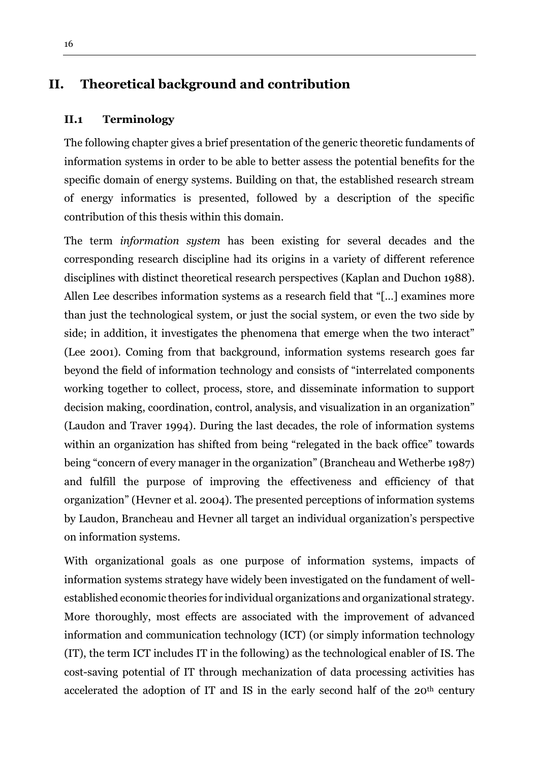# II. Theoretical background and contribution

## II.1 Terminology

The following chapter gives a brief presentation of the generic theoretic fundaments of information systems in order to be able to better assess the potential benefits for the specific domain of energy systems. Building on that, the established research stream of energy informatics is presented, followed by a description of the specific contribution of this thesis within this domain.

The term *information system* has been existing for several decades and the corresponding research discipline had its origins in a variety of different reference disciplines with distinct theoretical research perspectives (Kaplan and Duchon 1988). Allen Lee describes information systems as a research field that "[…] examines more than just the technological system, or just the social system, or even the two side by side; in addition, it investigates the phenomena that emerge when the two interact" (Lee 2001). Coming from that background, information systems research goes far beyond the field of information technology and consists of "interrelated components working together to collect, process, store, and disseminate information to support decision making, coordination, control, analysis, and visualization in an organization" (Laudon and Traver 1994). During the last decades, the role of information systems within an organization has shifted from being "relegated in the back office" towards being "concern of every manager in the organization" (Brancheau and Wetherbe 1987) and fulfill the purpose of improving the effectiveness and efficiency of that organization" (Hevner et al. 2004). The presented perceptions of information systems by Laudon, Brancheau and Hevner all target an individual organization's perspective on information systems.

With organizational goals as one purpose of information systems, impacts of information systems strategy have widely been investigated on the fundament of well-established economic theories for individual organizations and organizational strategy. More thoroughly, most effects are associated with the improvement of advanced information and communication technology (ICT) (or simply information technology (IT), the term ICT includes IT in the following) as the technological enabler of IS. The cost-saving potential of IT through mechanization of data processing activities has accelerated the adoption of IT and IS in the early second half of the 20th century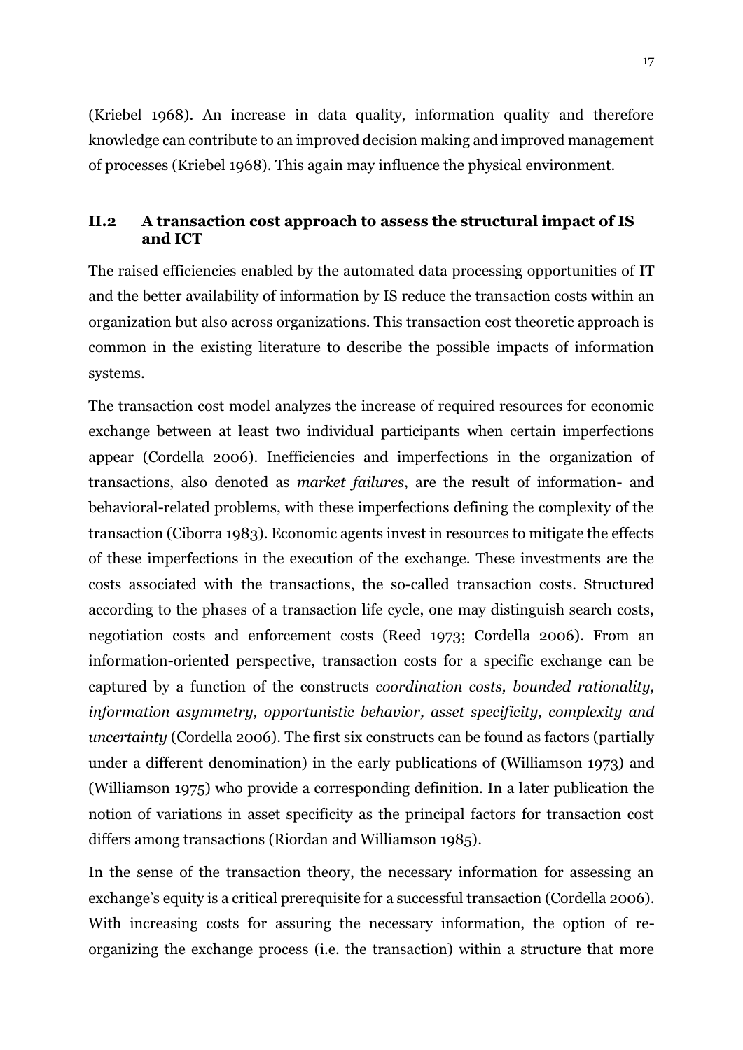(Kriebel 1968). An increase in data quality, information quality and therefore knowledge can contribute to an improved decision making and improved management of processes (Kriebel 1968). This again may influence the physical environment.

## II.2 A transaction cost approach to assess the structural impact of IS and ICT

The raised efficiencies enabled by the automated data processing opportunities of IT and the better availability of information by IS reduce the transaction costs within an organization but also across organizations. This transaction cost theoretic approach is common in the existing literature to describe the possible impacts of information systems.

The transaction cost model analyzes the increase of required resources for economic exchange between at least two individual participants when certain imperfections appear (Cordella 2006). Inefficiencies and imperfections in the organization of transactions, also denoted as *market failures*, are the result of information- and behavioral-related problems, with these imperfections defining the complexity of the transaction (Ciborra 1983). Economic agents invest in resources to mitigate the effects of these imperfections in the execution of the exchange. These investments are the costs associated with the transactions, the so-called transaction costs. Structured according to the phases of a transaction life cycle, one may distinguish search costs, negotiation costs and enforcement costs (Reed 1973; Cordella 2006). From an information-oriented perspective, transaction costs for a specific exchange can be captured by a function of the constructs *coordination costs, bounded rationality, information asymmetry, opportunistic behavior, asset specificity, complexity and uncertainty* (Cordella 2006). The first six constructs can be found as factors (partially under a different denomination) in the early publications of (Williamson 1973) and (Williamson 1975) who provide a corresponding definition. In a later publication the notion of variations in asset specificity as the principal factors for transaction cost differs among transactions (Riordan and Williamson 1985).

In the sense of the transaction theory, the necessary information for assessing an exchange's equity is a critical prerequisite for a successful transaction (Cordella 2006). With increasing costs for assuring the necessary information, the option of re-organizing the exchange process (i.e. the transaction) within a structure that more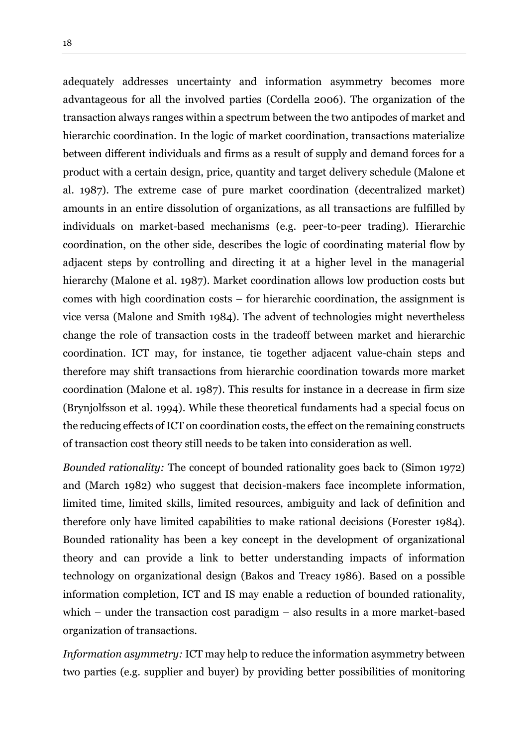adequately addresses uncertainty and information asymmetry becomes more advantageous for all the involved parties (Cordella 2006). The organization of the transaction always ranges within a spectrum between the two antipodes of market and hierarchic coordination. In the logic of market coordination, transactions materialize between different individuals and firms as a result of supply and demand forces for a product with a certain design, price, quantity and target delivery schedule (Malone et al. 1987). The extreme case of pure market coordination (decentralized market) amounts in an entire dissolution of organizations, as all transactions are fulfilled by individuals on market-based mechanisms (e.g. peer-to-peer trading). Hierarchic coordination, on the other side, describes the logic of coordinating material flow by adjacent steps by controlling and directing it at a higher level in the managerial hierarchy (Malone et al. 1987). Market coordination allows low production costs but comes with high coordination costs – for hierarchic coordination, the assignment is vice versa (Malone and Smith 1984). The advent of technologies might nevertheless change the role of transaction costs in the tradeoff between market and hierarchic coordination. ICT may, for instance, tie together adjacent value-chain steps and therefore may shift transactions from hierarchic coordination towards more market coordination (Malone et al. 1987). This results for instance in a decrease in firm size (Brynjolfsson et al. 1994). While these theoretical fundaments had a special focus on the reducing effects of ICT on coordination costs, the effect on the remaining constructs of transaction cost theory still needs to be taken into consideration as well.

*Bounded rationality:* The concept of bounded rationality goes back to (Simon 1972) and (March 1982) who suggest that decision-makers face incomplete information, limited time, limited skills, limited resources, ambiguity and lack of definition and therefore only have limited capabilities to make rational decisions (Forester 1984). Bounded rationality has been a key concept in the development of organizational theory and can provide a link to better understanding impacts of information technology on organizational design (Bakos and Treacy 1986). Based on a possible information completion, ICT and IS may enable a reduction of bounded rationality, which – under the transaction cost paradigm – also results in a more market-based organization of transactions.

*Information asymmetry:* ICT may help to reduce the information asymmetry between two parties (e.g. supplier and buyer) by providing better possibilities of monitoring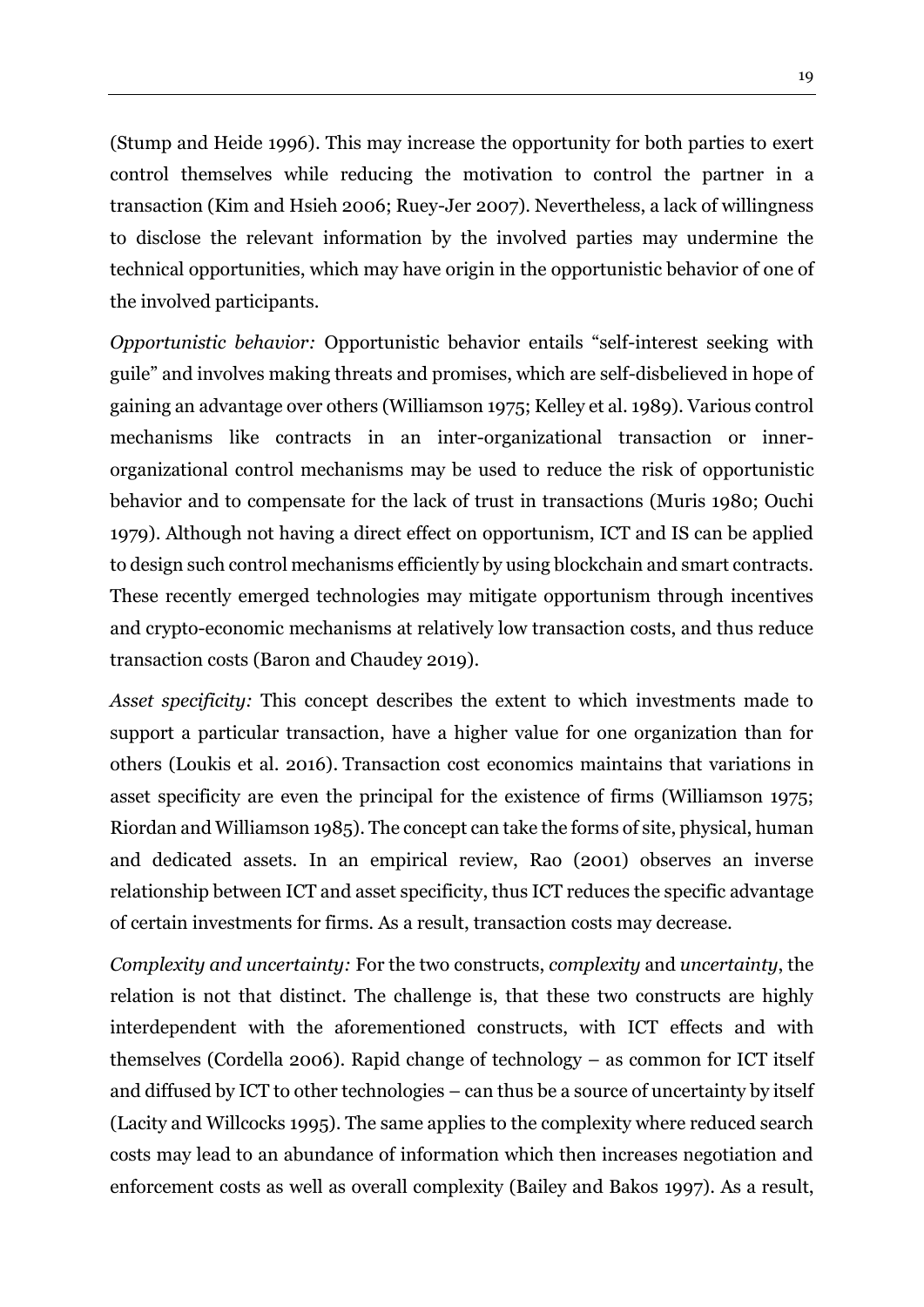(Stump and Heide 1996). This may increase the opportunity for both parties to exert control themselves while reducing the motivation to control the partner in a transaction (Kim and Hsieh 2006; Ruey-Jer 2007). Nevertheless, a lack of willingness to disclose the relevant information by the involved parties may undermine the technical opportunities, which may have origin in the opportunistic behavior of one of the involved participants.

*Opportunistic behavior:* Opportunistic behavior entails "self-interest seeking with guile" and involves making threats and promises, which are self-disbelieved in hope of gaining an advantage over others (Williamson 1975; Kelley et al. 1989). Various control mechanisms like contracts in an inter-organizational transaction or inner-organizational control mechanisms may be used to reduce the risk of opportunistic behavior and to compensate for the lack of trust in transactions (Muris 1980; Ouchi 1979). Although not having a direct effect on opportunism, ICT and IS can be applied to design such control mechanisms efficiently by using blockchain and smart contracts. These recently emerged technologies may mitigate opportunism through incentives and crypto-economic mechanisms at relatively low transaction costs, and thus reduce transaction costs (Baron and Chaudey 2019).

*Asset specificity:* This concept describes the extent to which investments made to support a particular transaction, have a higher value for one organization than for others (Loukis et al. 2016). Transaction cost economics maintains that variations in asset specificity are even the principal for the existence of firms (Williamson 1975; Riordan and Williamson 1985). The concept can take the forms of site, physical, human and dedicated assets. In an empirical review, Rao (2001) observes an inverse relationship between ICT and asset specificity, thus ICT reduces the specific advantage of certain investments for firms. As a result, transaction costs may decrease.

*Complexity and uncertainty:* For the two constructs, *complexity* and *uncertainty*, the relation is not that distinct. The challenge is, that these two constructs are highly interdependent with the aforementioned constructs, with ICT effects and with themselves (Cordella 2006). Rapid change of technology – as common for ICT itself and diffused by ICT to other technologies – can thus be a source of uncertainty by itself (Lacity and Willcocks 1995). The same applies to the complexity where reduced search costs may lead to an abundance of information which then increases negotiation and enforcement costs as well as overall complexity (Bailey and Bakos 1997). As a result,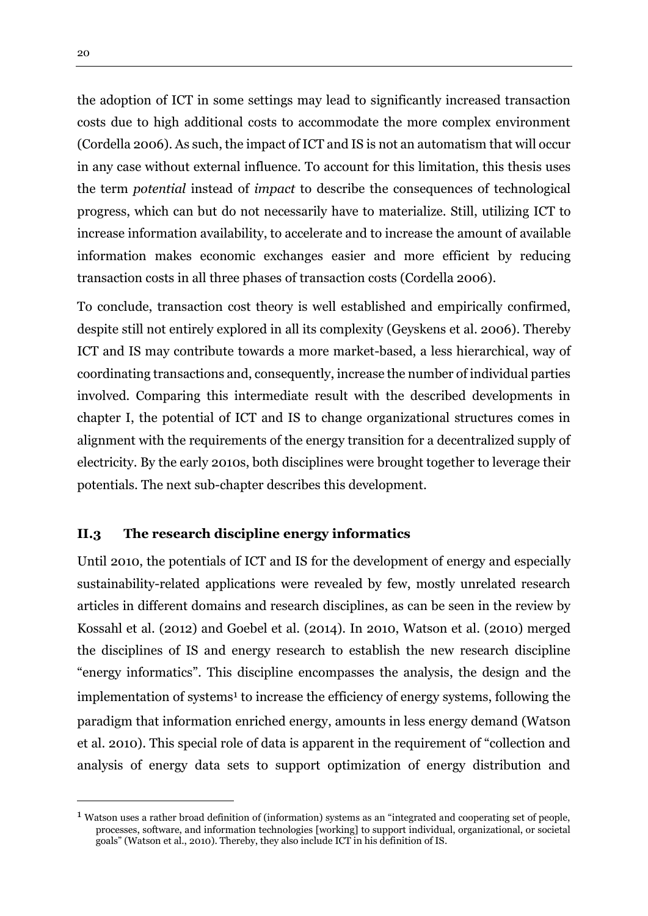the adoption of ICT in some settings may lead to significantly increased transaction costs due to high additional costs to accommodate the more complex environment (Cordella 2006). As such, the impact of ICT and IS is not an automatism that will occur in any case without external influence. To account for this limitation, this thesis uses the term *potential* instead of *impact* to describe the consequences of technological progress, which can but do not necessarily have to materialize. Still, utilizing ICT to increase information availability, to accelerate and to increase the amount of available information makes economic exchanges easier and more efficient by reducing transaction costs in all three phases of transaction costs (Cordella 2006).

To conclude, transaction cost theory is well established and empirically confirmed, despite still not entirely explored in all its complexity (Geyskens et al. 2006). Thereby ICT and IS may contribute towards a more market-based, a less hierarchical, way of coordinating transactions and, consequently, increase the number of individual parties involved. Comparing this intermediate result with the described developments in chapter I, the potential of ICT and IS to change organizational structures comes in alignment with the requirements of the energy transition for a decentralized supply of electricity. By the early 2010s, both disciplines were brought together to leverage their potentials. The next sub-chapter describes this development.

## II.3 The research discipline energy informatics

Until 2010, the potentials of ICT and IS for the development of energy and especially sustainability-related applications were revealed by few, mostly unrelated research articles in different domains and research disciplines, as can be seen in the review by Kossahl et al. (2012) and Goebel et al. (2014). In 2010, Watson et al. (2010) merged the disciplines of IS and energy research to establish the new research discipline "energy informatics". This discipline encompasses the analysis, the design and the implementation of systems[1] to increase the efficiency of energy systems, following the paradigm that information enriched energy, amounts in less energy demand (Watson et al. 2010). This special role of data is apparent in the requirement of "collection and analysis of energy data sets to support optimization of energy distribution and

[1] Watson uses a rather broad definition of (information) systems as an "integrated and cooperating set of people, processes, software, and information technologies [working] to support individual, organizational, or societal goals" (Watson et al., 2010). Thereby, they also include ICT in his definition of IS.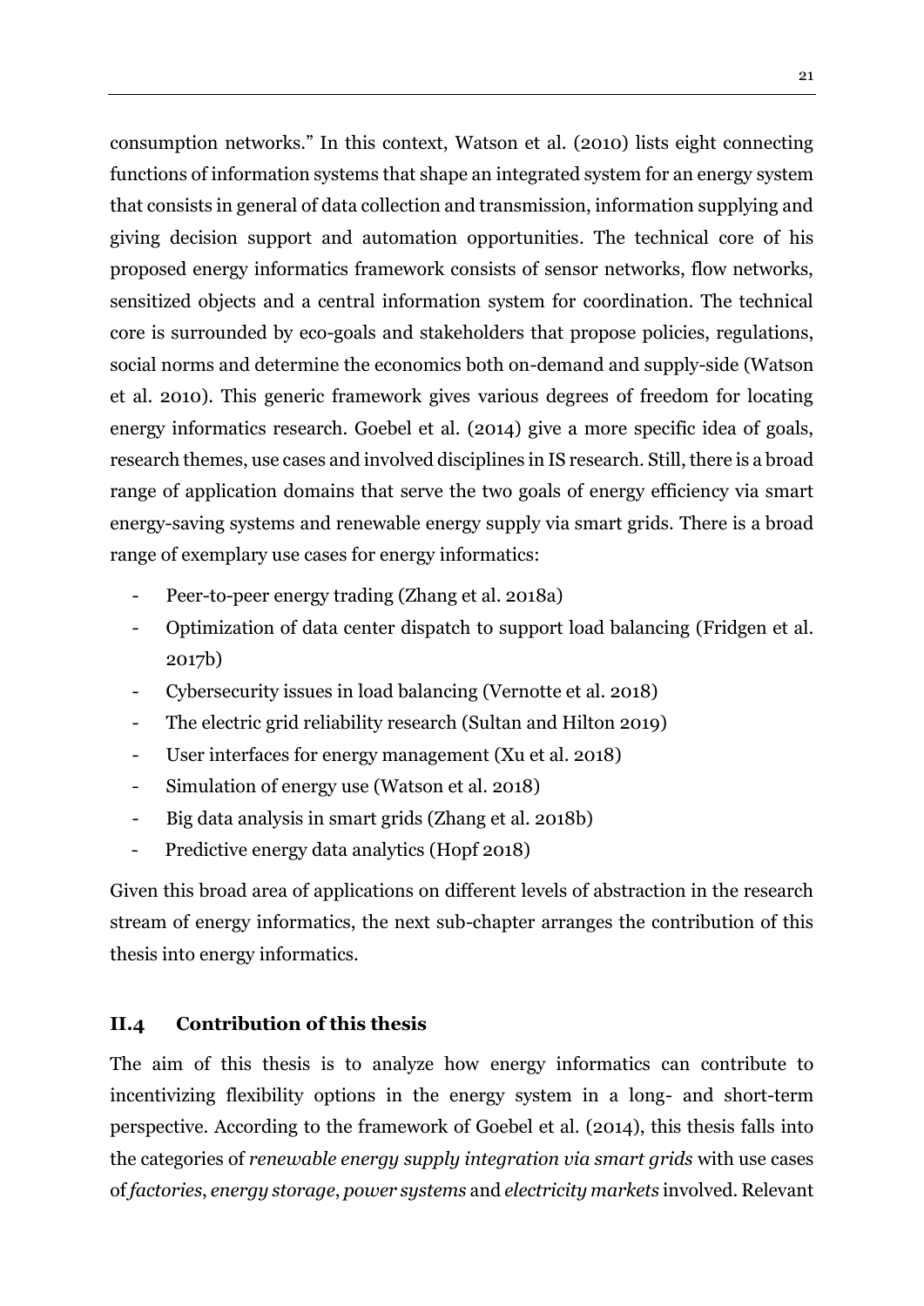consumption networks." In this context, Watson et al. (2010) lists eight connecting functions of information systems that shape an integrated system for an energy system that consists in general of data collection and transmission, information supplying and giving decision support and automation opportunities. The technical core of his proposed energy informatics framework consists of sensor networks, flow networks, sensitized objects and a central information system for coordination. The technical core is surrounded by eco-goals and stakeholders that propose policies, regulations, social norms and determine the economics both on-demand and supply-side (Watson et al. 2010). This generic framework gives various degrees of freedom for locating energy informatics research. Goebel et al. (2014) give a more specific idea of goals, research themes, use cases and involved disciplines in IS research. Still, there is a broad range of application domains that serve the two goals of energy efficiency via smart energy-saving systems and renewable energy supply via smart grids. There is a broad range of exemplary use cases for energy informatics:

- Peer-to-peer energy trading (Zhang et al. 2018a)
- Optimization of data center dispatch to support load balancing (Fridgen et al. 2017b)
- Cybersecurity issues in load balancing (Vernotte et al. 2018)
- The electric grid reliability research (Sultan and Hilton 2019)
- User interfaces for energy management (Xu et al. 2018)
- Simulation of energy use (Watson et al. 2018)
- Big data analysis in smart grids (Zhang et al. 2018b)
- Predictive energy data analytics (Hopf 2018)

Given this broad area of applications on different levels of abstraction in the research stream of energy informatics, the next sub-chapter arranges the contribution of this thesis into energy informatics.

## II.4 Contribution of this thesis

The aim of this thesis is to analyze how energy informatics can contribute to incentivizing flexibility options in the energy system in a long- and short-term perspective. According to the framework of Goebel et al. (2014), this thesis falls into the categories of *renewable energy supply integration via smart grids* with use cases of *factories*, *energy storage*, *power systems* and *electricity markets* involved. Relevant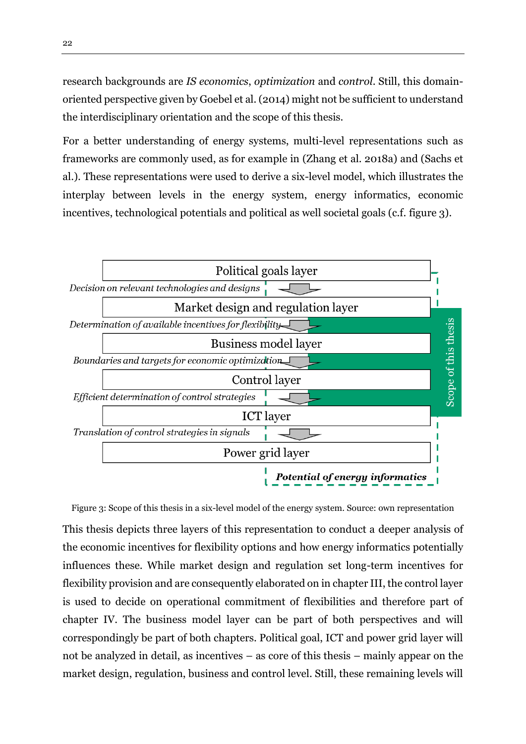research backgrounds are *IS economics*, *optimization* and *control*. Still, this domain-oriented perspective given by Goebel et al. (2014) might not be sufficient to understand the interdisciplinary orientation and the scope of this thesis.

For a better understanding of energy systems, multi-level representations such as frameworks are commonly used, as for example in (Zhang et al. 2018a) and (Sachs et al.). These representations were used to derive a six-level model, which illustrates the interplay between levels in the energy system, energy informatics, economic incentives, technological potentials and political as well societal goals (c.f. figure 3).

Political goals layer

*Decision on relevant technologies and designs*

Market design and regulation layer

*Determination of available incentives for flexibility*

Business model layer

*Boundaries and targets for economic optimization*

Control layer

*Efficient determination of control strategies*

ICT layer

*Translation of control strategies in signals*

Power grid layer

Scope of this thesis

***Potential of energy informatics***

Figure 3: Scope of this thesis in a six-level model of the energy system. Source: own representation

This thesis depicts three layers of this representation to conduct a deeper analysis of the economic incentives for flexibility options and how energy informatics potentially influences these. While market design and regulation set long-term incentives for flexibility provision and are consequently elaborated on in chapter III, the control layer is used to decide on operational commitment of flexibilities and therefore part of chapter IV. The business model layer can be part of both perspectives and will correspondingly be part of both chapters. Political goal, ICT and power grid layer will not be analyzed in detail, as incentives – as core of this thesis – mainly appear on the market design, regulation, business and control level. Still, these remaining levels will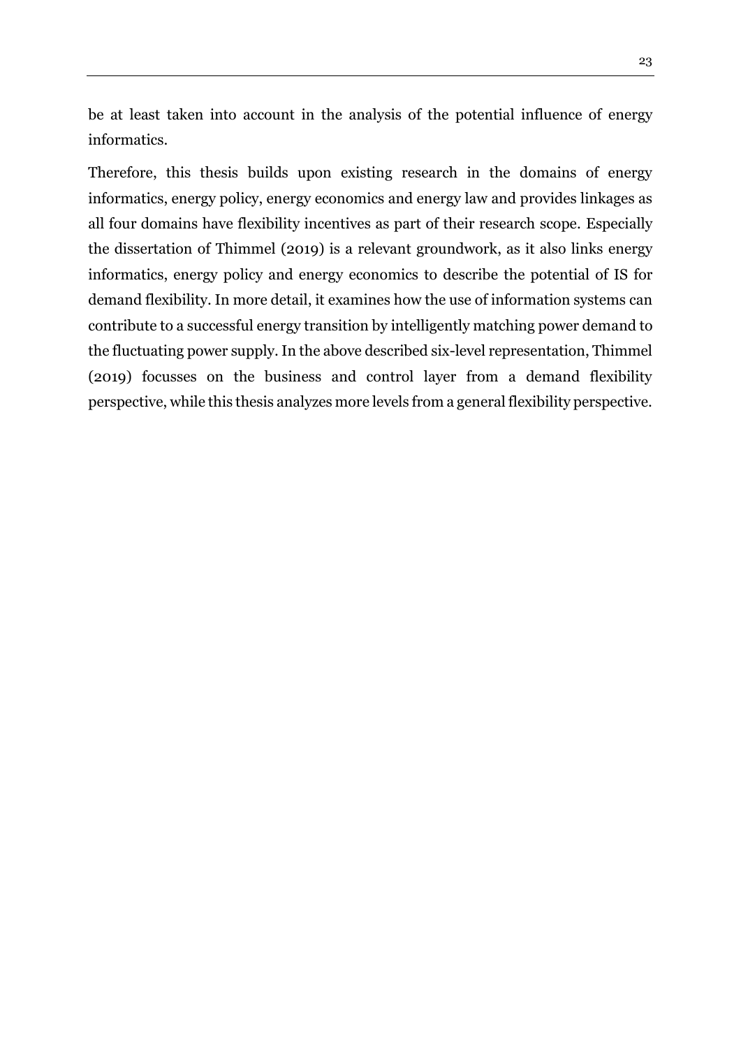be at least taken into account in the analysis of the potential influence of energy informatics.

Therefore, this thesis builds upon existing research in the domains of energy informatics, energy policy, energy economics and energy law and provides linkages as all four domains have flexibility incentives as part of their research scope. Especially the dissertation of Thimmel (2019) is a relevant groundwork, as it also links energy informatics, energy policy and energy economics to describe the potential of IS for demand flexibility. In more detail, it examines how the use of information systems can contribute to a successful energy transition by intelligently matching power demand to the fluctuating power supply. In the above described six-level representation, Thimmel (2019) focusses on the business and control layer from a demand flexibility perspective, while this thesis analyzes more levels from a general flexibility perspective.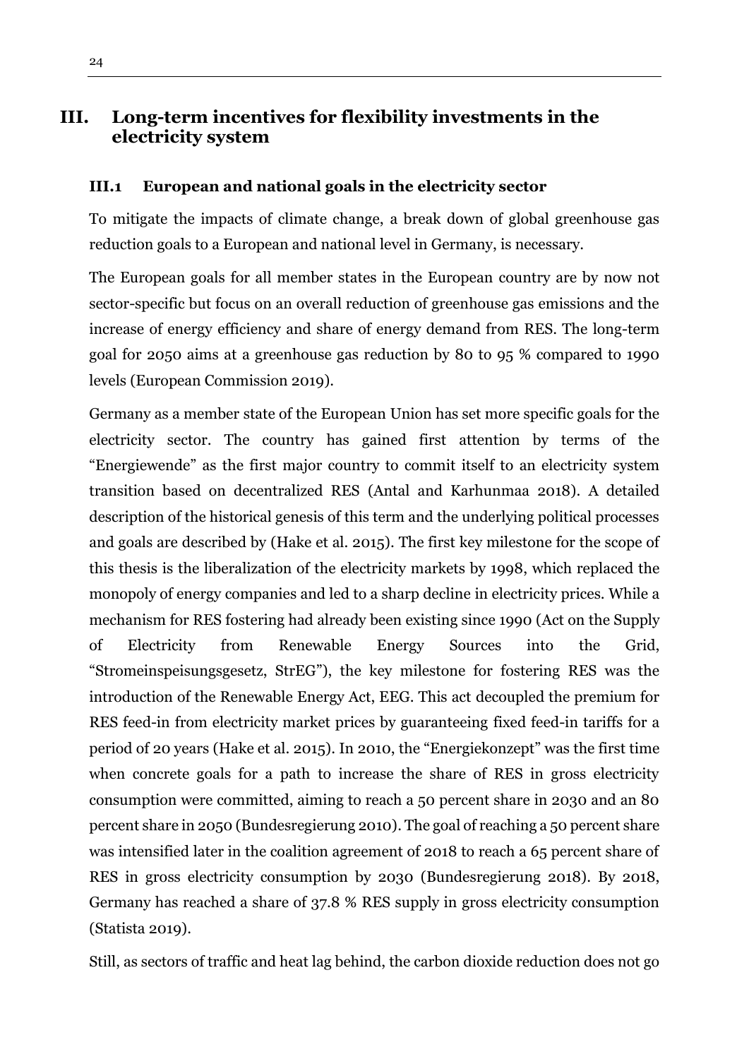# III. Long-term incentives for flexibility investments in the electricity system

## III.1 European and national goals in the electricity sector

To mitigate the impacts of climate change, a break down of global greenhouse gas reduction goals to a European and national level in Germany, is necessary.

The European goals for all member states in the European country are by now not sector-specific but focus on an overall reduction of greenhouse gas emissions and the increase of energy efficiency and share of energy demand from RES. The long-term goal for 2050 aims at a greenhouse gas reduction by 80 to 95 % compared to 1990 levels (European Commission 2019).

Germany as a member state of the European Union has set more specific goals for the electricity sector. The country has gained first attention by terms of the "Energiewende" as the first major country to commit itself to an electricity system transition based on decentralized RES (Antal and Karhunmaa 2018). A detailed description of the historical genesis of this term and the underlying political processes and goals are described by (Hake et al. 2015). The first key milestone for the scope of this thesis is the liberalization of the electricity markets by 1998, which replaced the monopoly of energy companies and led to a sharp decline in electricity prices. While a mechanism for RES fostering had already been existing since 1990 (Act on the Supply of Electricity from Renewable Energy Sources into the Grid, "Stromeinspeisungsgesetz, StrEG"), the key milestone for fostering RES was the introduction of the Renewable Energy Act, EEG. This act decoupled the premium for RES feed-in from electricity market prices by guaranteeing fixed feed-in tariffs for a period of 20 years (Hake et al. 2015). In 2010, the "Energiekonzept" was the first time when concrete goals for a path to increase the share of RES in gross electricity consumption were committed, aiming to reach a 50 percent share in 2030 and an 80 percent share in 2050 (Bundesregierung 2010). The goal of reaching a 50 percent share was intensified later in the coalition agreement of 2018 to reach a 65 percent share of RES in gross electricity consumption by 2030 (Bundesregierung 2018). By 2018, Germany has reached a share of 37.8 % RES supply in gross electricity consumption (Statista 2019).

Still, as sectors of traffic and heat lag behind, the carbon dioxide reduction does not go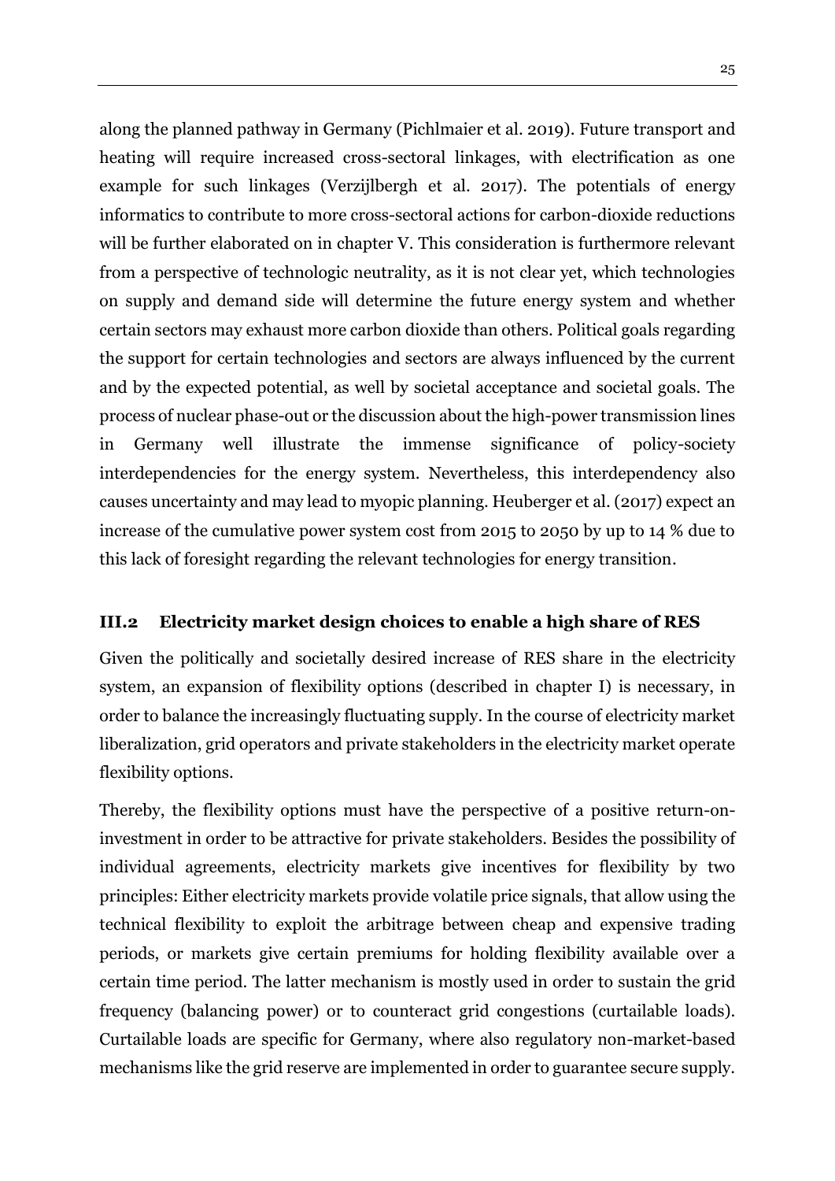along the planned pathway in Germany (Pichlmaier et al. 2019). Future transport and heating will require increased cross-sectoral linkages, with electrification as one example for such linkages (Verzijlbergh et al. 2017). The potentials of energy informatics to contribute to more cross-sectoral actions for carbon-dioxide reductions will be further elaborated on in chapter V. This consideration is furthermore relevant from a perspective of technologic neutrality, as it is not clear yet, which technologies on supply and demand side will determine the future energy system and whether certain sectors may exhaust more carbon dioxide than others. Political goals regarding the support for certain technologies and sectors are always influenced by the current and by the expected potential, as well by societal acceptance and societal goals. The process of nuclear phase-out or the discussion about the high-power transmission lines in Germany well illustrate the immense significance of policy-society interdependencies for the energy system. Nevertheless, this interdependency also causes uncertainty and may lead to myopic planning. Heuberger et al. (2017) expect an increase of the cumulative power system cost from 2015 to 2050 by up to 14 % due to this lack of foresight regarding the relevant technologies for energy transition.

## III.2 Electricity market design choices to enable a high share of RES

Given the politically and societally desired increase of RES share in the electricity system, an expansion of flexibility options (described in chapter I) is necessary, in order to balance the increasingly fluctuating supply. In the course of electricity market liberalization, grid operators and private stakeholders in the electricity market operate flexibility options.

Thereby, the flexibility options must have the perspective of a positive return-on-investment in order to be attractive for private stakeholders. Besides the possibility of individual agreements, electricity markets give incentives for flexibility by two principles: Either electricity markets provide volatile price signals, that allow using the technical flexibility to exploit the arbitrage between cheap and expensive trading periods, or markets give certain premiums for holding flexibility available over a certain time period. The latter mechanism is mostly used in order to sustain the grid frequency (balancing power) or to counteract grid congestions (curtailable loads). Curtailable loads are specific for Germany, where also regulatory non-market-based mechanisms like the grid reserve are implemented in order to guarantee secure supply.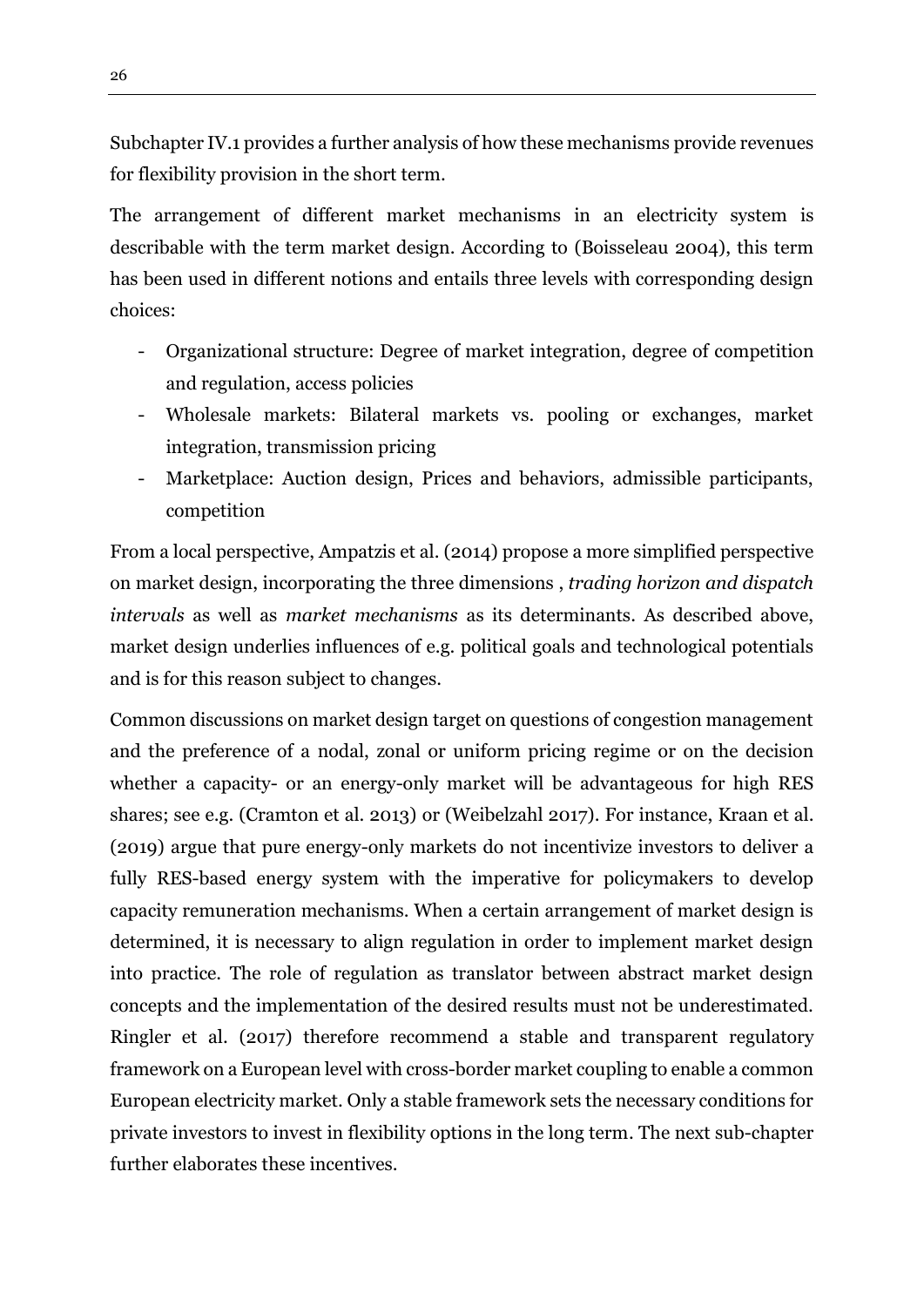Subchapter IV.1 provides a further analysis of how these mechanisms provide revenues for flexibility provision in the short term.

The arrangement of different market mechanisms in an electricity system is describable with the term market design. According to (Boisseleau 2004), this term has been used in different notions and entails three levels with corresponding design choices:

- Organizational structure: Degree of market integration, degree of competition and regulation, access policies
- Wholesale markets: Bilateral markets vs. pooling or exchanges, market integration, transmission pricing
- Marketplace: Auction design, Prices and behaviors, admissible participants, competition

From a local perspective, Ampatzis et al. (2014) propose a more simplified perspective on market design, incorporating the three dimensions , *trading horizon and dispatch intervals* as well as *market mechanisms* as its determinants. As described above, market design underlies influences of e.g. political goals and technological potentials and is for this reason subject to changes.

Common discussions on market design target on questions of congestion management and the preference of a nodal, zonal or uniform pricing regime or on the decision whether a capacity- or an energy-only market will be advantageous for high RES shares; see e.g. (Cramton et al. 2013) or (Weibelzahl 2017). For instance, Kraan et al. (2019) argue that pure energy-only markets do not incentivize investors to deliver a fully RES-based energy system with the imperative for policymakers to develop capacity remuneration mechanisms. When a certain arrangement of market design is determined, it is necessary to align regulation in order to implement market design into practice. The role of regulation as translator between abstract market design concepts and the implementation of the desired results must not be underestimated. Ringler et al. (2017) therefore recommend a stable and transparent regulatory framework on a European level with cross-border market coupling to enable a common European electricity market. Only a stable framework sets the necessary conditions for private investors to invest in flexibility options in the long term. The next sub-chapter further elaborates these incentives.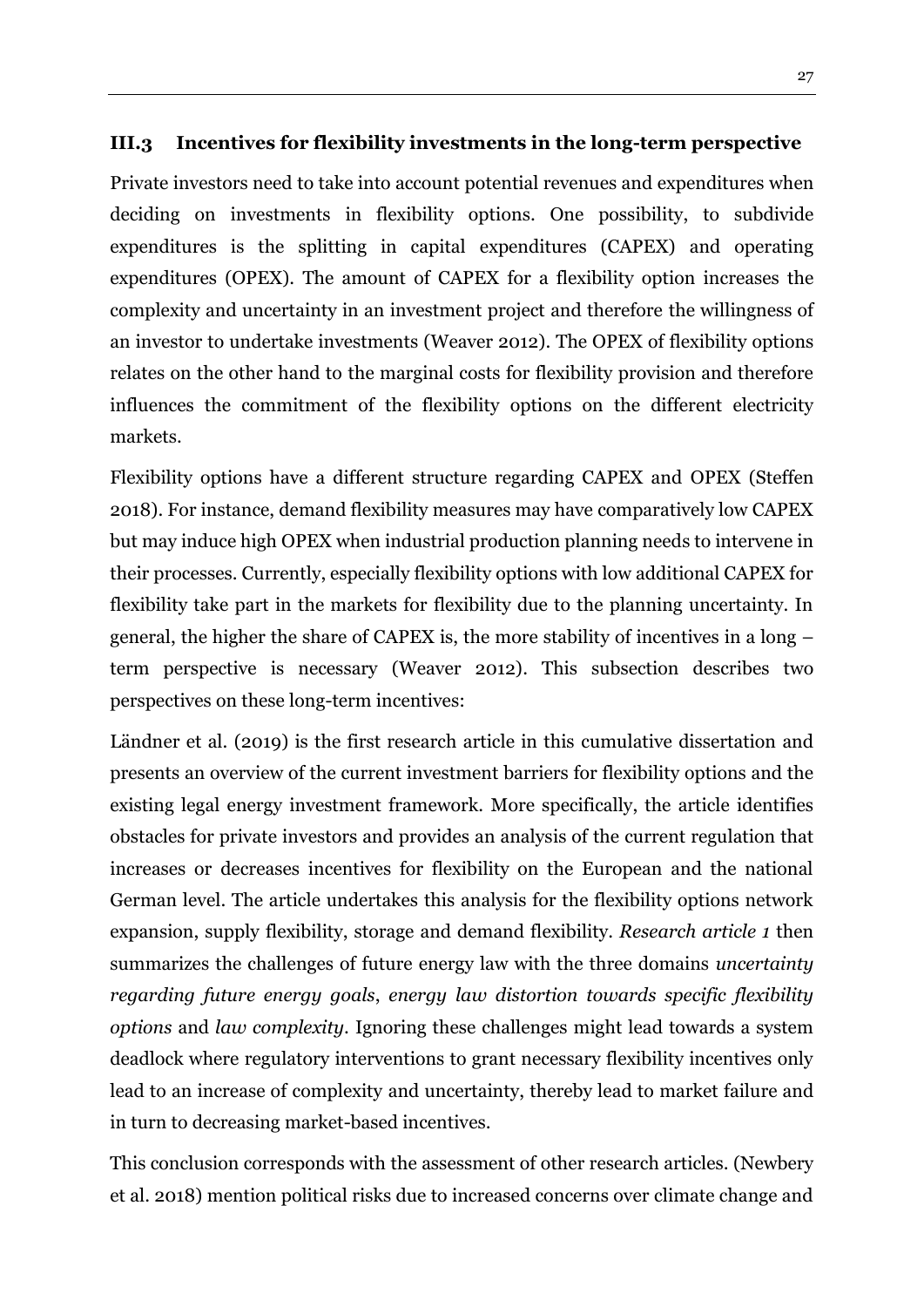### III.3 Incentives for flexibility investments in the long-term perspective

Private investors need to take into account potential revenues and expenditures when deciding on investments in flexibility options. One possibility, to subdivide expenditures is the splitting in capital expenditures (CAPEX) and operating expenditures (OPEX). The amount of CAPEX for a flexibility option increases the complexity and uncertainty in an investment project and therefore the willingness of an investor to undertake investments (Weaver 2012). The OPEX of flexibility options relates on the other hand to the marginal costs for flexibility provision and therefore influences the commitment of the flexibility options on the different electricity markets.

Flexibility options have a different structure regarding CAPEX and OPEX (Steffen 2018). For instance, demand flexibility measures may have comparatively low CAPEX but may induce high OPEX when industrial production planning needs to intervene in their processes. Currently, especially flexibility options with low additional CAPEX for flexibility take part in the markets for flexibility due to the planning uncertainty. In general, the higher the share of CAPEX is, the more stability of incentives in a long – term perspective is necessary (Weaver 2012). This subsection describes two perspectives on these long-term incentives:

Ländner et al. (2019) is the first research article in this cumulative dissertation and presents an overview of the current investment barriers for flexibility options and the existing legal energy investment framework. More specifically, the article identifies obstacles for private investors and provides an analysis of the current regulation that increases or decreases incentives for flexibility on the European and the national German level. The article undertakes this analysis for the flexibility options network expansion, supply flexibility, storage and demand flexibility. *Research article 1* then summarizes the challenges of future energy law with the three domains *uncertainty regarding future energy goals*, *energy law distortion towards specific flexibility options* and *law complexity*. Ignoring these challenges might lead towards a system deadlock where regulatory interventions to grant necessary flexibility incentives only lead to an increase of complexity and uncertainty, thereby lead to market failure and in turn to decreasing market-based incentives.

This conclusion corresponds with the assessment of other research articles. (Newbery et al. 2018) mention political risks due to increased concerns over climate change and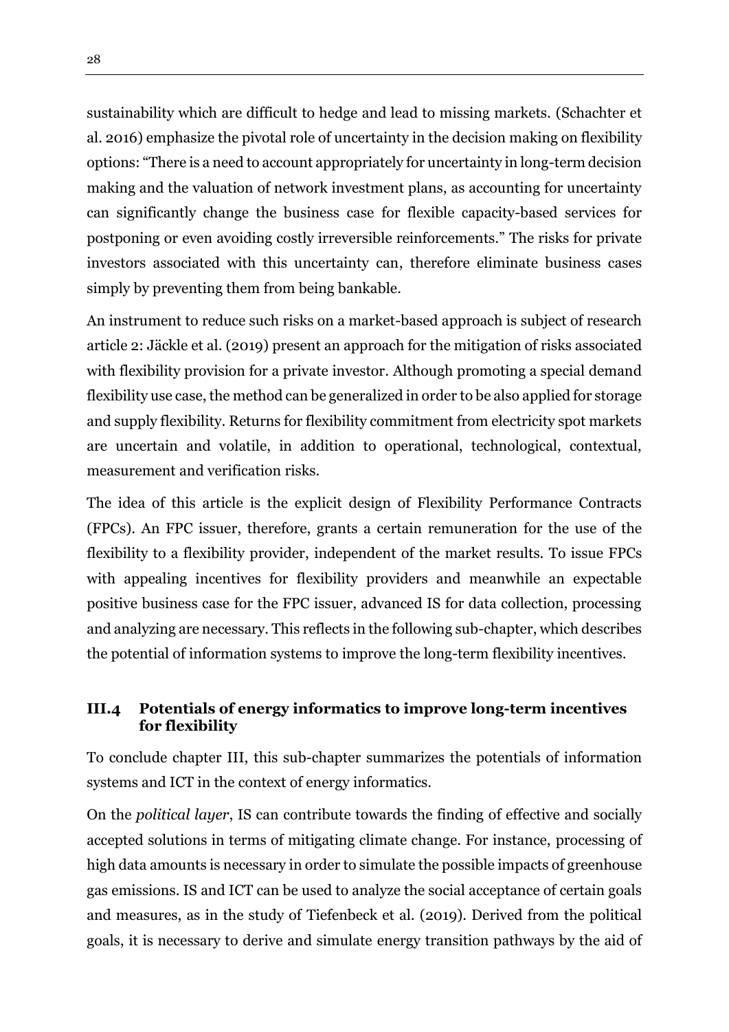sustainability which are difficult to hedge and lead to missing markets. (Schachter et al. 2016) emphasize the pivotal role of uncertainty in the decision making on flexibility options: "There is a need to account appropriately for uncertainty in long-term decision making and the valuation of network investment plans, as accounting for uncertainty can significantly change the business case for flexible capacity-based services for postponing or even avoiding costly irreversible reinforcements." The risks for private investors associated with this uncertainty can, therefore eliminate business cases simply by preventing them from being bankable.

An instrument to reduce such risks on a market-based approach is subject of research article 2: Jäckle et al. (2019) present an approach for the mitigation of risks associated with flexibility provision for a private investor. Although promoting a special demand flexibility use case, the method can be generalized in order to be also applied for storage and supply flexibility. Returns for flexibility commitment from electricity spot markets are uncertain and volatile, in addition to operational, technological, contextual, measurement and verification risks.

The idea of this article is the explicit design of Flexibility Performance Contracts (FPCs). An FPC issuer, therefore, grants a certain remuneration for the use of the flexibility to a flexibility provider, independent of the market results. To issue FPCs with appealing incentives for flexibility providers and meanwhile an expectable positive business case for the FPC issuer, advanced IS for data collection, processing and analyzing are necessary. This reflects in the following sub-chapter, which describes the potential of information systems to improve the long-term flexibility incentives.

### III.4 Potentials of energy informatics to improve long-term incentives for flexibility

To conclude chapter III, this sub-chapter summarizes the potentials of information systems and ICT in the context of energy informatics.

On the *political layer*, IS can contribute towards the finding of effective and socially accepted solutions in terms of mitigating climate change. For instance, processing of high data amounts is necessary in order to simulate the possible impacts of greenhouse gas emissions. IS and ICT can be used to analyze the social acceptance of certain goals and measures, as in the study of Tiefenbeck et al. (2019). Derived from the political goals, it is necessary to derive and simulate energy transition pathways by the aid of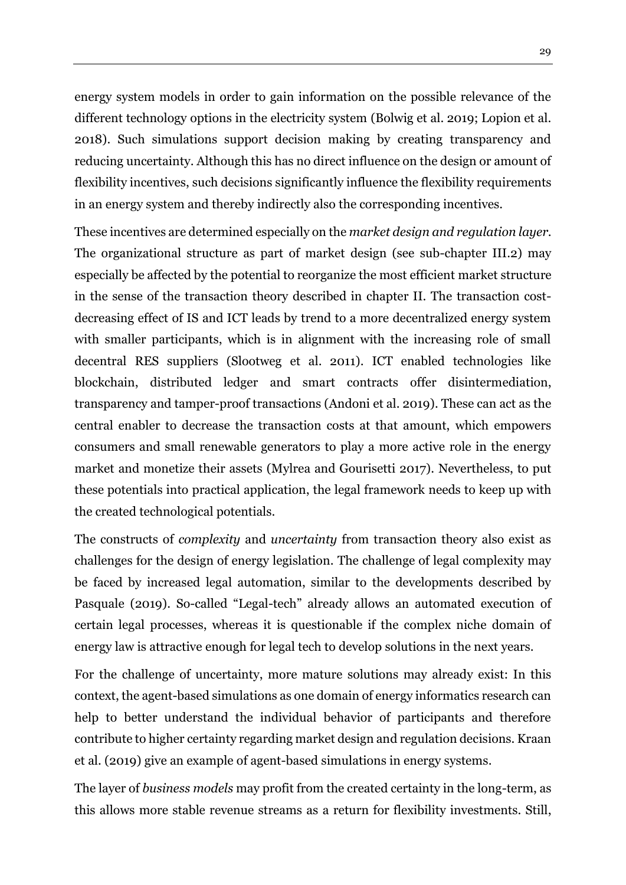energy system models in order to gain information on the possible relevance of the different technology options in the electricity system (Bolwig et al. 2019; Lopion et al. 2018). Such simulations support decision making by creating transparency and reducing uncertainty. Although this has no direct influence on the design or amount of flexibility incentives, such decisions significantly influence the flexibility requirements in an energy system and thereby indirectly also the corresponding incentives.

These incentives are determined especially on the *market design and regulation layer*. The organizational structure as part of market design (see sub-chapter III.2) may especially be affected by the potential to reorganize the most efficient market structure in the sense of the transaction theory described in chapter II. The transaction cost-decreasing effect of IS and ICT leads by trend to a more decentralized energy system with smaller participants, which is in alignment with the increasing role of small decentral RES suppliers (Slootweg et al. 2011). ICT enabled technologies like blockchain, distributed ledger and smart contracts offer disintermediation, transparency and tamper-proof transactions (Andoni et al. 2019). These can act as the central enabler to decrease the transaction costs at that amount, which empowers consumers and small renewable generators to play a more active role in the energy market and monetize their assets (Mylrea and Gourisetti 2017). Nevertheless, to put these potentials into practical application, the legal framework needs to keep up with the created technological potentials.

The constructs of *complexity* and *uncertainty* from transaction theory also exist as challenges for the design of energy legislation. The challenge of legal complexity may be faced by increased legal automation, similar to the developments described by Pasquale (2019). So-called "Legal-tech" already allows an automated execution of certain legal processes, whereas it is questionable if the complex niche domain of energy law is attractive enough for legal tech to develop solutions in the next years.

For the challenge of uncertainty, more mature solutions may already exist: In this context, the agent-based simulations as one domain of energy informatics research can help to better understand the individual behavior of participants and therefore contribute to higher certainty regarding market design and regulation decisions. Kraan et al. (2019) give an example of agent-based simulations in energy systems.

The layer of *business models* may profit from the created certainty in the long-term, as this allows more stable revenue streams as a return for flexibility investments. Still,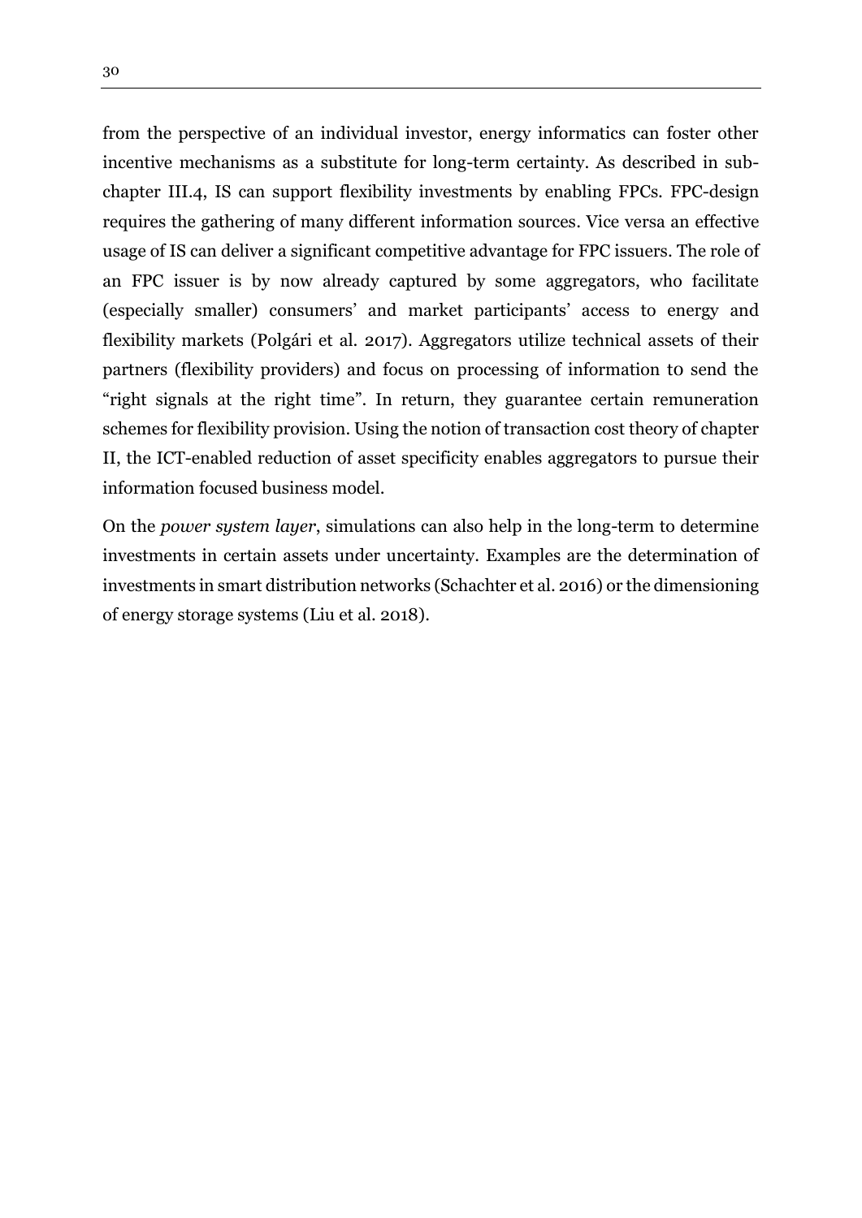from the perspective of an individual investor, energy informatics can foster other incentive mechanisms as a substitute for long-term certainty. As described in sub-chapter III.4, IS can support flexibility investments by enabling FPCs. FPC-design requires the gathering of many different information sources. Vice versa an effective usage of IS can deliver a significant competitive advantage for FPC issuers. The role of an FPC issuer is by now already captured by some aggregators, who facilitate (especially smaller) consumers' and market participants' access to energy and flexibility markets (Polgári et al. 2017). Aggregators utilize technical assets of their partners (flexibility providers) and focus on processing of information to send the "right signals at the right time". In return, they guarantee certain remuneration schemes for flexibility provision. Using the notion of transaction cost theory of chapter II, the ICT-enabled reduction of asset specificity enables aggregators to pursue their information focused business model.

On the *power system layer*, simulations can also help in the long-term to determine investments in certain assets under uncertainty. Examples are the determination of investments in smart distribution networks (Schachter et al. 2016) or the dimensioning of energy storage systems (Liu et al. 2018).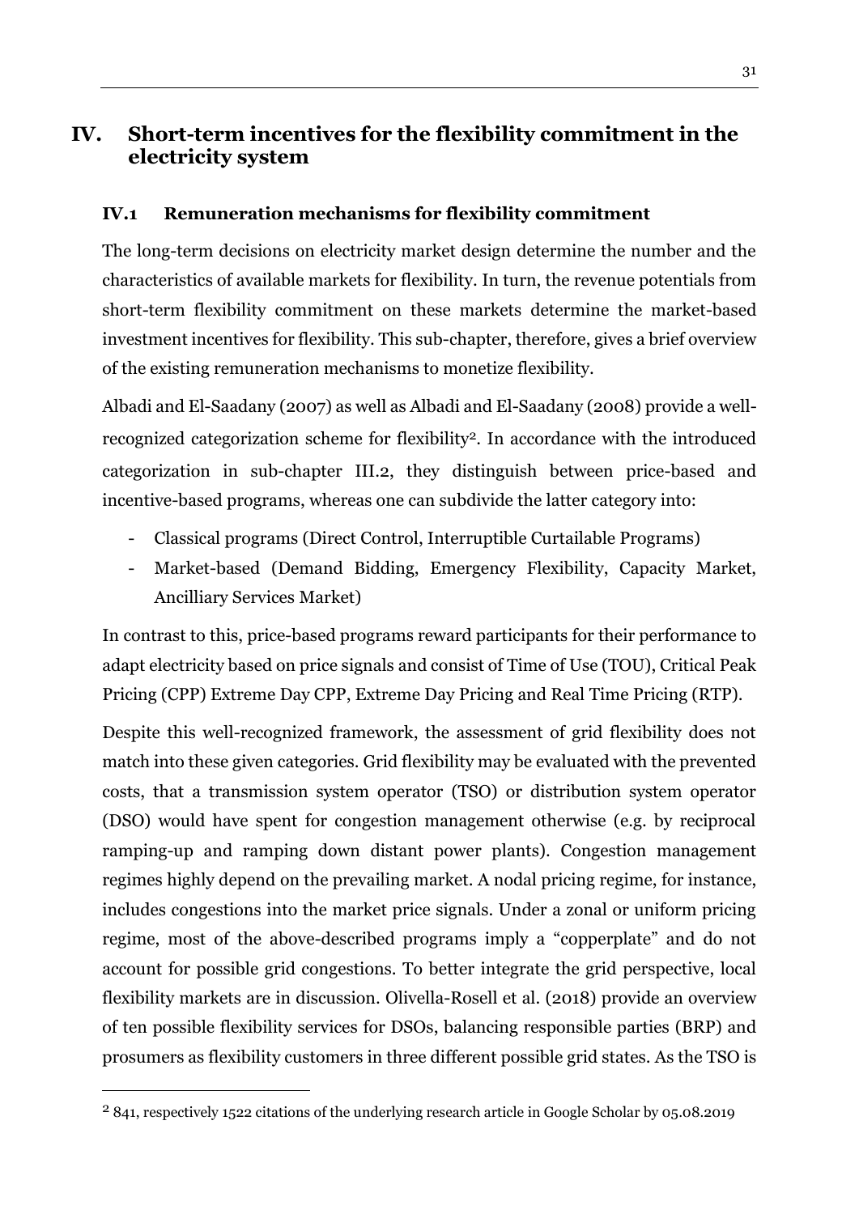# IV. Short-term incentives for the flexibility commitment in the electricity system

## IV.1 Remuneration mechanisms for flexibility commitment

The long-term decisions on electricity market design determine the number and the characteristics of available markets for flexibility. In turn, the revenue potentials from short-term flexibility commitment on these markets determine the market-based investment incentives for flexibility. This sub-chapter, therefore, gives a brief overview of the existing remuneration mechanisms to monetize flexibility.

Albadi and El-Saadany (2007) as well as Albadi and El-Saadany (2008) provide a well-recognized categorization scheme for flexibility[2]. In accordance with the introduced categorization in sub-chapter III.2, they distinguish between price-based and incentive-based programs, whereas one can subdivide the latter category into:

- Classical programs (Direct Control, Interruptible Curtailable Programs)
- Market-based (Demand Bidding, Emergency Flexibility, Capacity Market, Ancilliary Services Market)

In contrast to this, price-based programs reward participants for their performance to adapt electricity based on price signals and consist of Time of Use (TOU), Critical Peak Pricing (CPP) Extreme Day CPP, Extreme Day Pricing and Real Time Pricing (RTP).

Despite this well-recognized framework, the assessment of grid flexibility does not match into these given categories. Grid flexibility may be evaluated with the prevented costs, that a transmission system operator (TSO) or distribution system operator (DSO) would have spent for congestion management otherwise (e.g. by reciprocal ramping-up and ramping down distant power plants). Congestion management regimes highly depend on the prevailing market. A nodal pricing regime, for instance, includes congestions into the market price signals. Under a zonal or uniform pricing regime, most of the above-described programs imply a "copperplate" and do not account for possible grid congestions. To better integrate the grid perspective, local flexibility markets are in discussion. Olivella-Rosell et al. (2018) provide an overview of ten possible flexibility services for DSOs, balancing responsible parties (BRP) and prosumers as flexibility customers in three different possible grid states. As the TSO is

---

[2] 841, respectively 1522 citations of the underlying research article in Google Scholar by 05.08.2019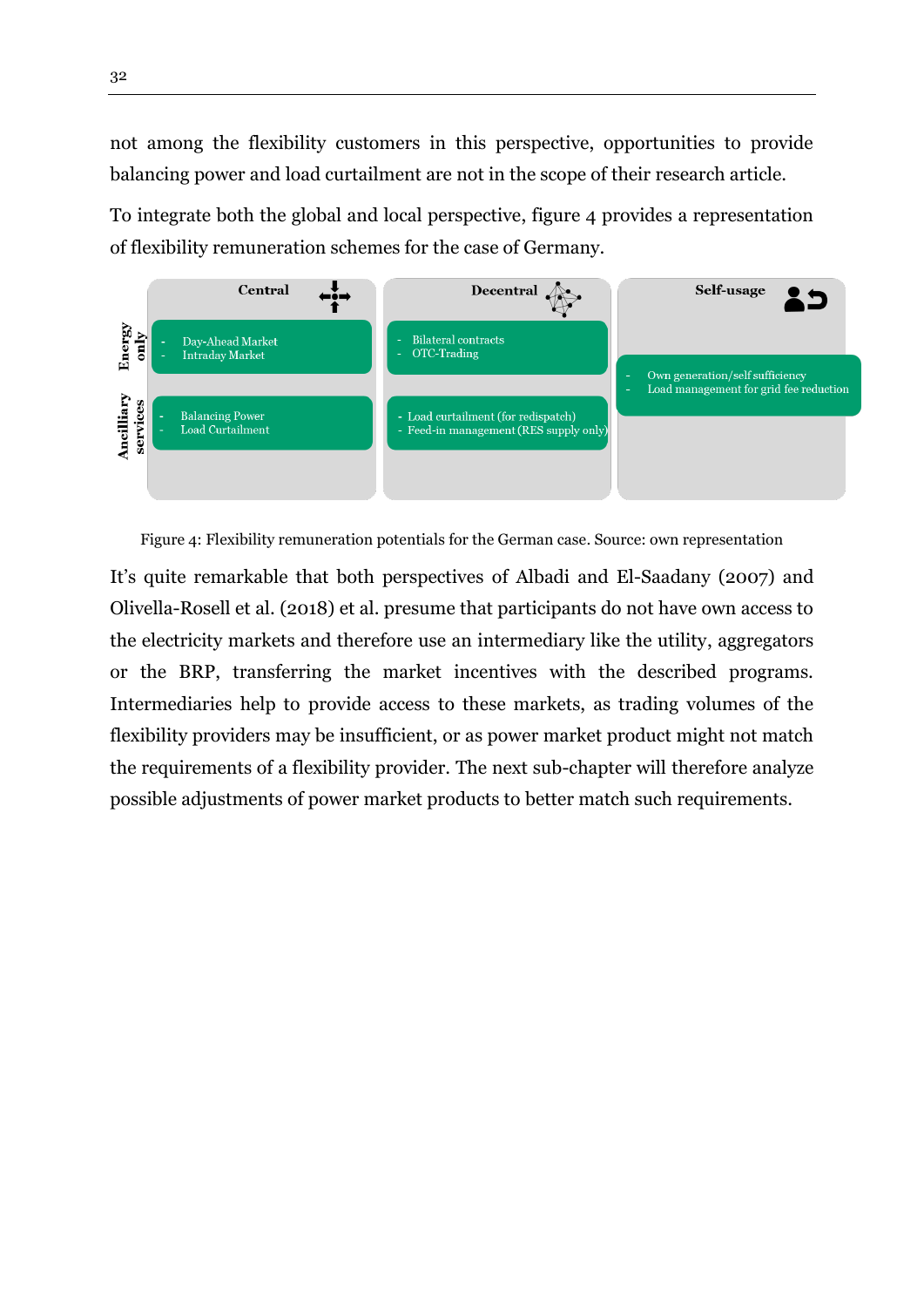not among the flexibility customers in this perspective, opportunities to provide balancing power and load curtailment are not in the scope of their research article.

To integrate both the global and local perspective, figure 4 provides a representation of flexibility remuneration schemes for the case of Germany.

| | Central | Decentral | Self-usage |
|---|---|---|---|
| Energy only | - Day-Ahead Market<br>- Intraday Market | - Bilateral contracts<br>- OTC-Trading | - Own generation/self sufficiency<br>- Load management for grid fee reduction |
| Ancilliary services | - Balancing Power<br>- Load Curtailment | - Load curtailment (for redispatch)<br>- Feed-in management (RES supply only) | |

Figure 4: Flexibility remuneration potentials for the German case. Source: own representation

It's quite remarkable that both perspectives of Albadi and El-Saadany (2007) and Olivella-Rosell et al. (2018) et al. presume that participants do not have own access to the electricity markets and therefore use an intermediary like the utility, aggregators or the BRP, transferring the market incentives with the described programs. Intermediaries help to provide access to these markets, as trading volumes of the flexibility providers may be insufficient, or as power market product might not match the requirements of a flexibility provider. The next sub-chapter will therefore analyze possible adjustments of power market products to better match such requirements.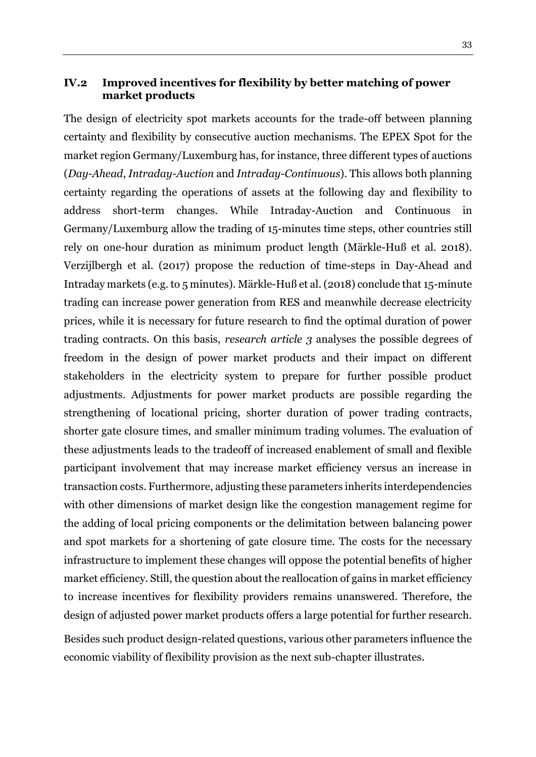## IV.2 Improved incentives for flexibility by better matching of power market products

The design of electricity spot markets accounts for the trade-off between planning certainty and flexibility by consecutive auction mechanisms. The EPEX Spot for the market region Germany/Luxemburg has, for instance, three different types of auctions (*Day-Ahead*, *Intraday-Auction* and *Intraday-Continuous*). This allows both planning certainty regarding the operations of assets at the following day and flexibility to address short-term changes. While Intraday-Auction and Continuous in Germany/Luxemburg allow the trading of 15-minutes time steps, other countries still rely on one-hour duration as minimum product length (Märkle-Huß et al. 2018). Verzijlbergh et al. (2017) propose the reduction of time-steps in Day-Ahead and Intraday markets (e.g. to 5 minutes). Märkle-Huß et al. (2018) conclude that 15-minute trading can increase power generation from RES and meanwhile decrease electricity prices, while it is necessary for future research to find the optimal duration of power trading contracts. On this basis, *research article 3* analyses the possible degrees of freedom in the design of power market products and their impact on different stakeholders in the electricity system to prepare for further possible product adjustments. Adjustments for power market products are possible regarding the strengthening of locational pricing, shorter duration of power trading contracts, shorter gate closure times, and smaller minimum trading volumes. The evaluation of these adjustments leads to the tradeoff of increased enablement of small and flexible participant involvement that may increase market efficiency versus an increase in transaction costs. Furthermore, adjusting these parameters inherits interdependencies with other dimensions of market design like the congestion management regime for the adding of local pricing components or the delimitation between balancing power and spot markets for a shortening of gate closure time. The costs for the necessary infrastructure to implement these changes will oppose the potential benefits of higher market efficiency. Still, the question about the reallocation of gains in market efficiency to increase incentives for flexibility providers remains unanswered. Therefore, the design of adjusted power market products offers a large potential for further research.

Besides such product design-related questions, various other parameters influence the economic viability of flexibility provision as the next sub-chapter illustrates.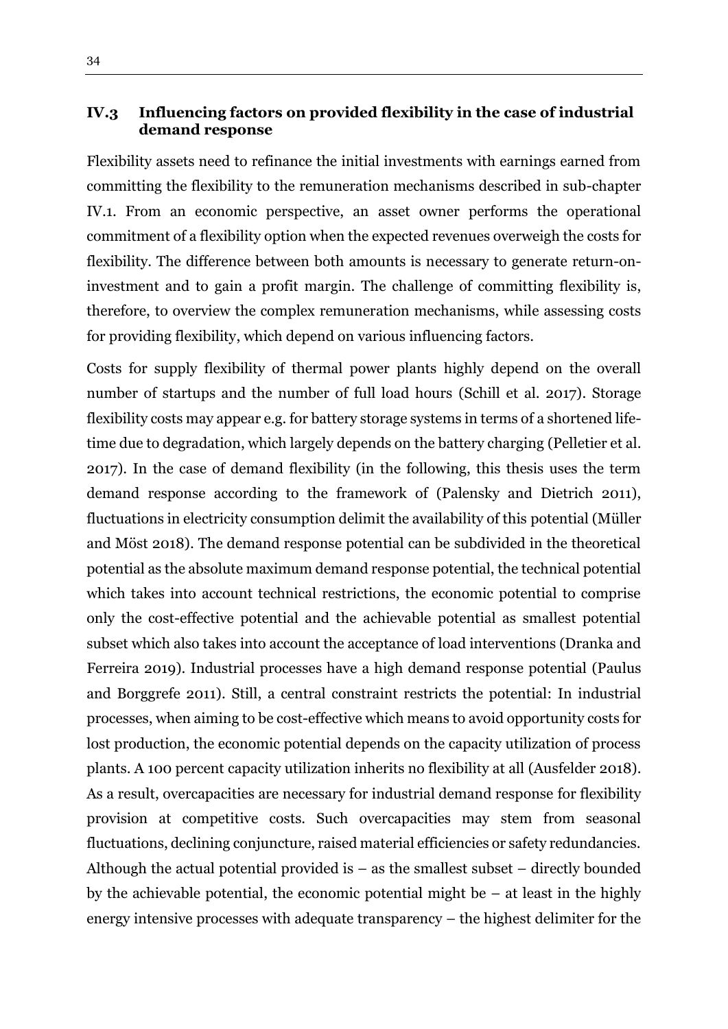## IV.3 Influencing factors on provided flexibility in the case of industrial demand response

Flexibility assets need to refinance the initial investments with earnings earned from committing the flexibility to the remuneration mechanisms described in sub-chapter IV.1. From an economic perspective, an asset owner performs the operational commitment of a flexibility option when the expected revenues overweigh the costs for flexibility. The difference between both amounts is necessary to generate return-on-investment and to gain a profit margin. The challenge of committing flexibility is, therefore, to overview the complex remuneration mechanisms, while assessing costs for providing flexibility, which depend on various influencing factors.

Costs for supply flexibility of thermal power plants highly depend on the overall number of startups and the number of full load hours (Schill et al. 2017). Storage flexibility costs may appear e.g. for battery storage systems in terms of a shortened life-time due to degradation, which largely depends on the battery charging (Pelletier et al. 2017). In the case of demand flexibility (in the following, this thesis uses the term demand response according to the framework of (Palensky and Dietrich 2011), fluctuations in electricity consumption delimit the availability of this potential (Müller and Möst 2018). The demand response potential can be subdivided in the theoretical potential as the absolute maximum demand response potential, the technical potential which takes into account technical restrictions, the economic potential to comprise only the cost-effective potential and the achievable potential as smallest potential subset which also takes into account the acceptance of load interventions (Dranka and Ferreira 2019). Industrial processes have a high demand response potential (Paulus and Borggrefe 2011). Still, a central constraint restricts the potential: In industrial processes, when aiming to be cost-effective which means to avoid opportunity costs for lost production, the economic potential depends on the capacity utilization of process plants. A 100 percent capacity utilization inherits no flexibility at all (Ausfelder 2018). As a result, overcapacities are necessary for industrial demand response for flexibility provision at competitive costs. Such overcapacities may stem from seasonal fluctuations, declining conjuncture, raised material efficiencies or safety redundancies. Although the actual potential provided is – as the smallest subset – directly bounded by the achievable potential, the economic potential might be – at least in the highly energy intensive processes with adequate transparency – the highest delimiter for the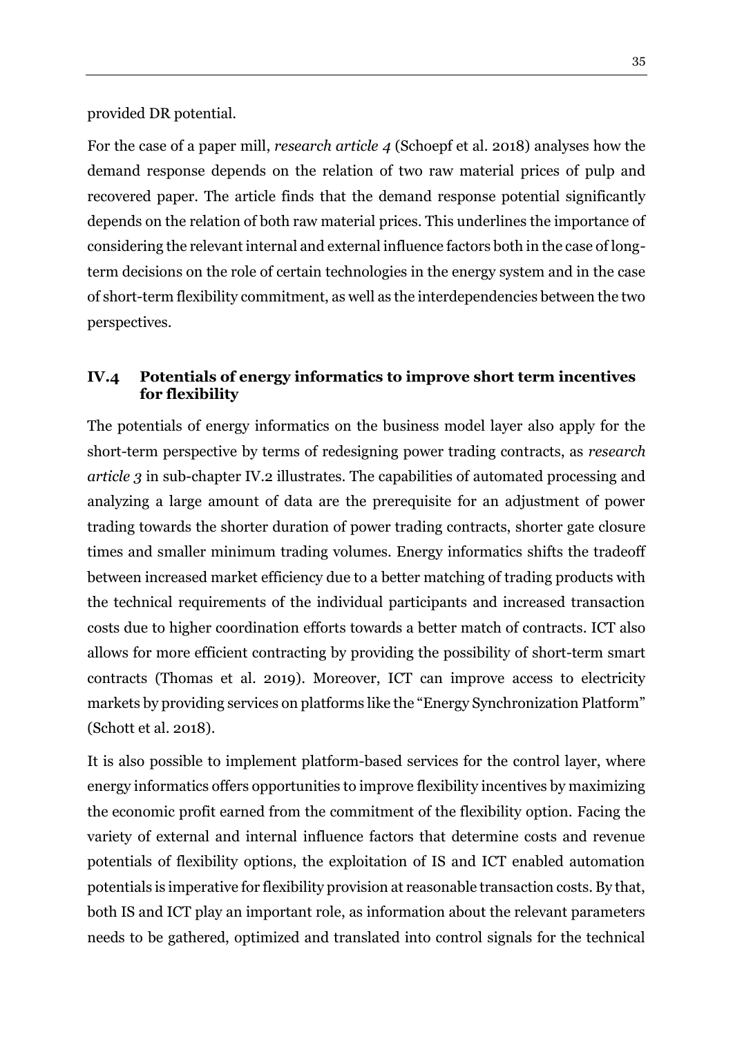provided DR potential.

For the case of a paper mill, *research article 4* (Schoepf et al. 2018) analyses how the demand response depends on the relation of two raw material prices of pulp and recovered paper. The article finds that the demand response potential significantly depends on the relation of both raw material prices. This underlines the importance of considering the relevant internal and external influence factors both in the case of long-term decisions on the role of certain technologies in the energy system and in the case of short-term flexibility commitment, as well as the interdependencies between the two perspectives.

### IV.4 Potentials of energy informatics to improve short term incentives for flexibility

The potentials of energy informatics on the business model layer also apply for the short-term perspective by terms of redesigning power trading contracts, as *research article 3* in sub-chapter IV.2 illustrates. The capabilities of automated processing and analyzing a large amount of data are the prerequisite for an adjustment of power trading towards the shorter duration of power trading contracts, shorter gate closure times and smaller minimum trading volumes. Energy informatics shifts the tradeoff between increased market efficiency due to a better matching of trading products with the technical requirements of the individual participants and increased transaction costs due to higher coordination efforts towards a better match of contracts. ICT also allows for more efficient contracting by providing the possibility of short-term smart contracts (Thomas et al. 2019). Moreover, ICT can improve access to electricity markets by providing services on platforms like the "Energy Synchronization Platform" (Schott et al. 2018).

It is also possible to implement platform-based services for the control layer, where energy informatics offers opportunities to improve flexibility incentives by maximizing the economic profit earned from the commitment of the flexibility option. Facing the variety of external and internal influence factors that determine costs and revenue potentials of flexibility options, the exploitation of IS and ICT enabled automation potentials is imperative for flexibility provision at reasonable transaction costs. By that, both IS and ICT play an important role, as information about the relevant parameters needs to be gathered, optimized and translated into control signals for the technical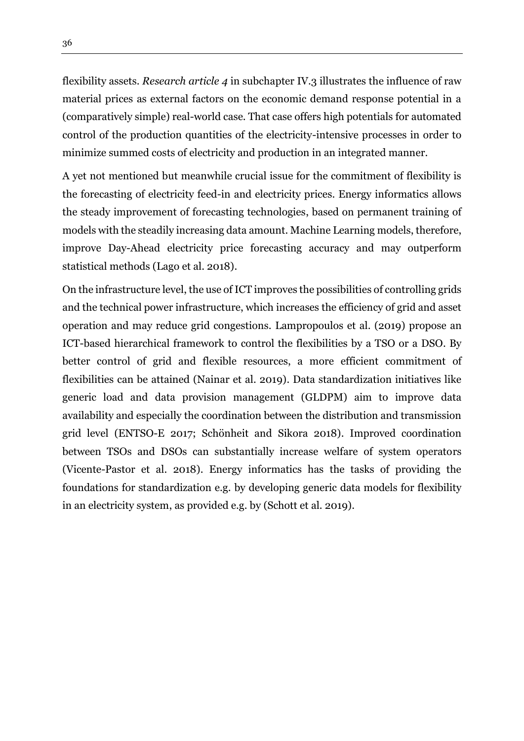flexibility assets. *Research article 4* in subchapter IV.3 illustrates the influence of raw material prices as external factors on the economic demand response potential in a (comparatively simple) real-world case. That case offers high potentials for automated control of the production quantities of the electricity-intensive processes in order to minimize summed costs of electricity and production in an integrated manner.

A yet not mentioned but meanwhile crucial issue for the commitment of flexibility is the forecasting of electricity feed-in and electricity prices. Energy informatics allows the steady improvement of forecasting technologies, based on permanent training of models with the steadily increasing data amount. Machine Learning models, therefore, improve Day-Ahead electricity price forecasting accuracy and may outperform statistical methods (Lago et al. 2018).

On the infrastructure level, the use of ICT improves the possibilities of controlling grids and the technical power infrastructure, which increases the efficiency of grid and asset operation and may reduce grid congestions. Lampropoulos et al. (2019) propose an ICT-based hierarchical framework to control the flexibilities by a TSO or a DSO. By better control of grid and flexible resources, a more efficient commitment of flexibilities can be attained (Nainar et al. 2019). Data standardization initiatives like generic load and data provision management (GLDPM) aim to improve data availability and especially the coordination between the distribution and transmission grid level (ENTSO-E 2017; Schönheit and Sikora 2018). Improved coordination between TSOs and DSOs can substantially increase welfare of system operators (Vicente-Pastor et al. 2018). Energy informatics has the tasks of providing the foundations for standardization e.g. by developing generic data models for flexibility in an electricity system, as provided e.g. by (Schott et al. 2019).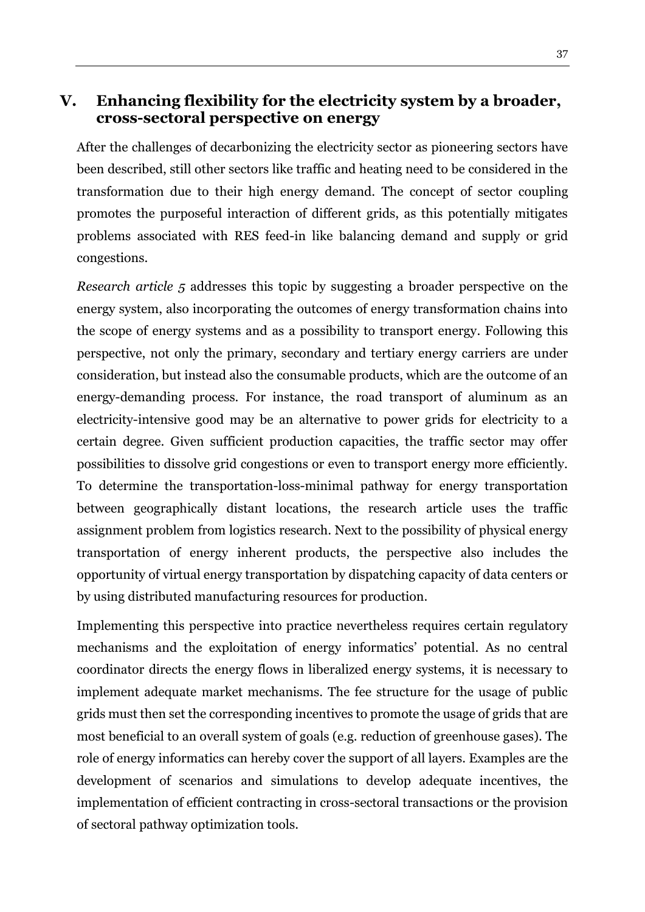# V. Enhancing flexibility for the electricity system by a broader, cross-sectoral perspective on energy

After the challenges of decarbonizing the electricity sector as pioneering sectors have been described, still other sectors like traffic and heating need to be considered in the transformation due to their high energy demand. The concept of sector coupling promotes the purposeful interaction of different grids, as this potentially mitigates problems associated with RES feed-in like balancing demand and supply or grid congestions.

*Research article 5* addresses this topic by suggesting a broader perspective on the energy system, also incorporating the outcomes of energy transformation chains into the scope of energy systems and as a possibility to transport energy. Following this perspective, not only the primary, secondary and tertiary energy carriers are under consideration, but instead also the consumable products, which are the outcome of an energy-demanding process. For instance, the road transport of aluminum as an electricity-intensive good may be an alternative to power grids for electricity to a certain degree. Given sufficient production capacities, the traffic sector may offer possibilities to dissolve grid congestions or even to transport energy more efficiently. To determine the transportation-loss-minimal pathway for energy transportation between geographically distant locations, the research article uses the traffic assignment problem from logistics research. Next to the possibility of physical energy transportation of energy inherent products, the perspective also includes the opportunity of virtual energy transportation by dispatching capacity of data centers or by using distributed manufacturing resources for production.

Implementing this perspective into practice nevertheless requires certain regulatory mechanisms and the exploitation of energy informatics' potential. As no central coordinator directs the energy flows in liberalized energy systems, it is necessary to implement adequate market mechanisms. The fee structure for the usage of public grids must then set the corresponding incentives to promote the usage of grids that are most beneficial to an overall system of goals (e.g. reduction of greenhouse gases). The role of energy informatics can hereby cover the support of all layers. Examples are the development of scenarios and simulations to develop adequate incentives, the implementation of efficient contracting in cross-sectoral transactions or the provision of sectoral pathway optimization tools.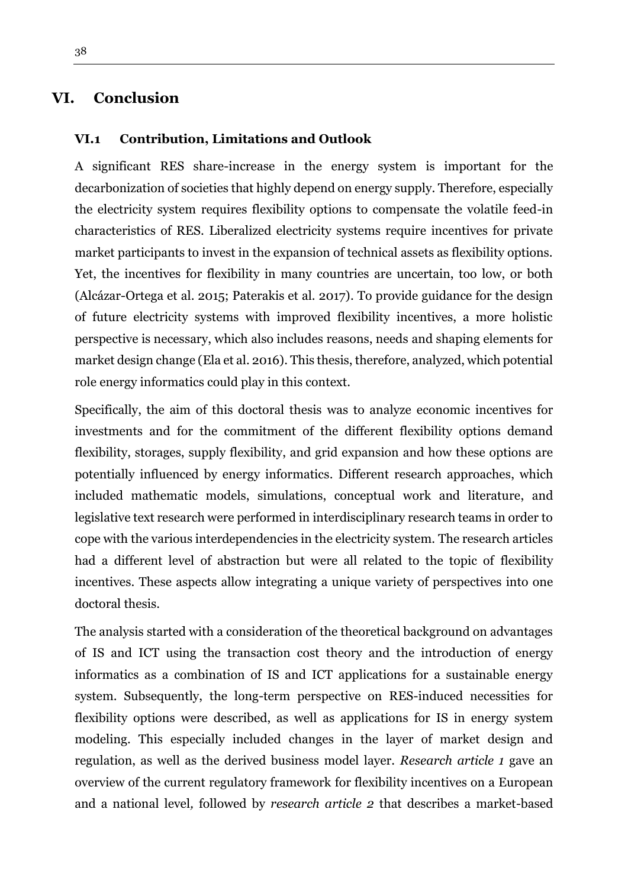# VI. Conclusion

## VI.1 Contribution, Limitations and Outlook

A significant RES share-increase in the energy system is important for the decarbonization of societies that highly depend on energy supply. Therefore, especially the electricity system requires flexibility options to compensate the volatile feed-in characteristics of RES. Liberalized electricity systems require incentives for private market participants to invest in the expansion of technical assets as flexibility options. Yet, the incentives for flexibility in many countries are uncertain, too low, or both (Alcázar-Ortega et al. 2015; Paterakis et al. 2017). To provide guidance for the design of future electricity systems with improved flexibility incentives, a more holistic perspective is necessary, which also includes reasons, needs and shaping elements for market design change (Ela et al. 2016). This thesis, therefore, analyzed, which potential role energy informatics could play in this context.

Specifically, the aim of this doctoral thesis was to analyze economic incentives for investments and for the commitment of the different flexibility options demand flexibility, storages, supply flexibility, and grid expansion and how these options are potentially influenced by energy informatics. Different research approaches, which included mathematic models, simulations, conceptual work and literature, and legislative text research were performed in interdisciplinary research teams in order to cope with the various interdependencies in the electricity system. The research articles had a different level of abstraction but were all related to the topic of flexibility incentives. These aspects allow integrating a unique variety of perspectives into one doctoral thesis.

The analysis started with a consideration of the theoretical background on advantages of IS and ICT using the transaction cost theory and the introduction of energy informatics as a combination of IS and ICT applications for a sustainable energy system. Subsequently, the long-term perspective on RES-induced necessities for flexibility options were described, as well as applications for IS in energy system modeling. This especially included changes in the layer of market design and regulation, as well as the derived business model layer. *Research article 1* gave an overview of the current regulatory framework for flexibility incentives on a European and a national level, followed by *research article 2* that describes a market-based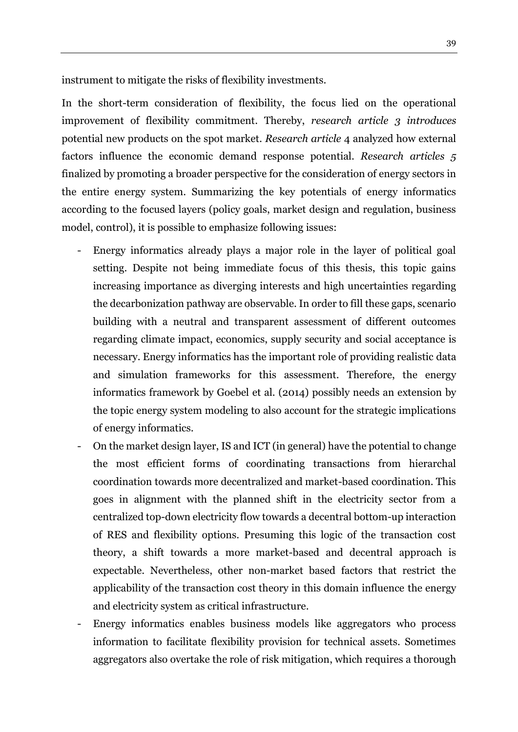instrument to mitigate the risks of flexibility investments.

In the short-term consideration of flexibility, the focus lied on the operational improvement of flexibility commitment. Thereby, *research article 3 introduces* potential new products on the spot market. *Research article* 4 analyzed how external factors influence the economic demand response potential. *Research articles 5* finalized by promoting a broader perspective for the consideration of energy sectors in the entire energy system. Summarizing the key potentials of energy informatics according to the focused layers (policy goals, market design and regulation, business model, control), it is possible to emphasize following issues:

- Energy informatics already plays a major role in the layer of political goal setting. Despite not being immediate focus of this thesis, this topic gains increasing importance as diverging interests and high uncertainties regarding the decarbonization pathway are observable. In order to fill these gaps, scenario building with a neutral and transparent assessment of different outcomes regarding climate impact, economics, supply security and social acceptance is necessary. Energy informatics has the important role of providing realistic data and simulation frameworks for this assessment. Therefore, the energy informatics framework by Goebel et al. (2014) possibly needs an extension by the topic energy system modeling to also account for the strategic implications of energy informatics.
- On the market design layer, IS and ICT (in general) have the potential to change the most efficient forms of coordinating transactions from hierarchal coordination towards more decentralized and market-based coordination. This goes in alignment with the planned shift in the electricity sector from a centralized top-down electricity flow towards a decentral bottom-up interaction of RES and flexibility options. Presuming this logic of the transaction cost theory, a shift towards a more market-based and decentral approach is expectable. Nevertheless, other non-market based factors that restrict the applicability of the transaction cost theory in this domain influence the energy and electricity system as critical infrastructure.
- Energy informatics enables business models like aggregators who process information to facilitate flexibility provision for technical assets. Sometimes aggregators also overtake the role of risk mitigation, which requires a thorough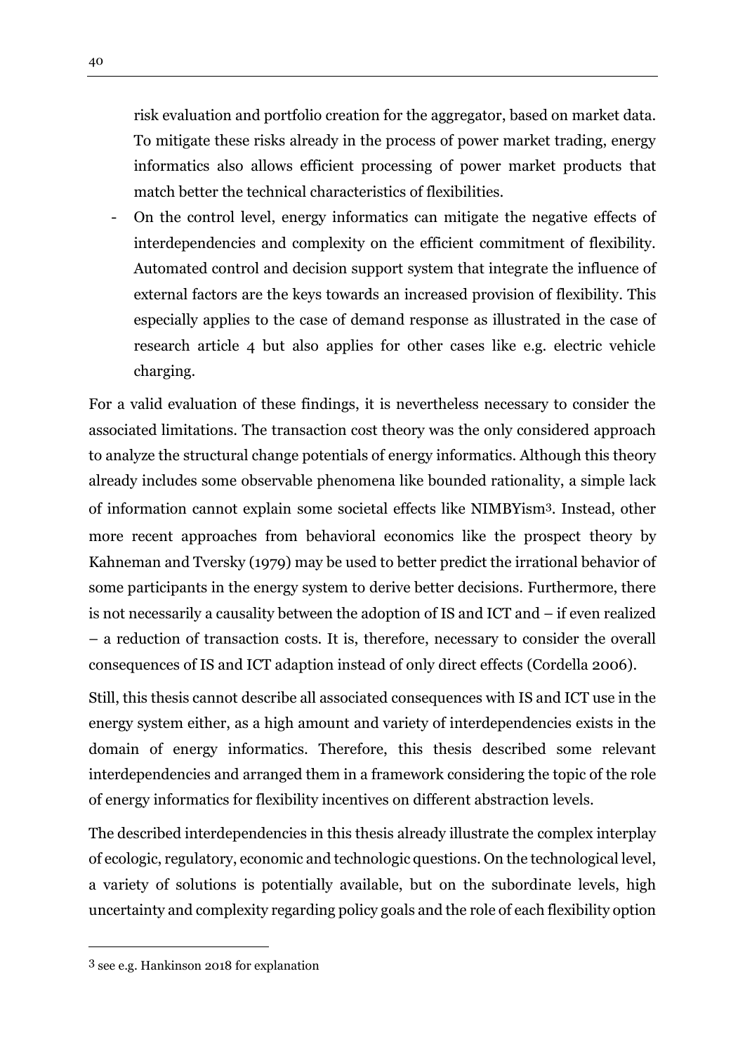risk evaluation and portfolio creation for the aggregator, based on market data. To mitigate these risks already in the process of power market trading, energy informatics also allows efficient processing of power market products that match better the technical characteristics of flexibilities.

- On the control level, energy informatics can mitigate the negative effects of interdependencies and complexity on the efficient commitment of flexibility. Automated control and decision support system that integrate the influence of external factors are the keys towards an increased provision of flexibility. This especially applies to the case of demand response as illustrated in the case of research article 4 but also applies for other cases like e.g. electric vehicle charging.

For a valid evaluation of these findings, it is nevertheless necessary to consider the associated limitations. The transaction cost theory was the only considered approach to analyze the structural change potentials of energy informatics. Although this theory already includes some observable phenomena like bounded rationality, a simple lack of information cannot explain some societal effects like NIMBYism[3]. Instead, other more recent approaches from behavioral economics like the prospect theory by Kahneman and Tversky (1979) may be used to better predict the irrational behavior of some participants in the energy system to derive better decisions. Furthermore, there is not necessarily a causality between the adoption of IS and ICT and – if even realized – a reduction of transaction costs. It is, therefore, necessary to consider the overall consequences of IS and ICT adaption instead of only direct effects (Cordella 2006).

Still, this thesis cannot describe all associated consequences with IS and ICT use in the energy system either, as a high amount and variety of interdependencies exists in the domain of energy informatics. Therefore, this thesis described some relevant interdependencies and arranged them in a framework considering the topic of the role of energy informatics for flexibility incentives on different abstraction levels.

The described interdependencies in this thesis already illustrate the complex interplay of ecologic, regulatory, economic and technologic questions. On the technological level, a variety of solutions is potentially available, but on the subordinate levels, high uncertainty and complexity regarding policy goals and the role of each flexibility option

[3] see e.g. Hankinson 2018 for explanation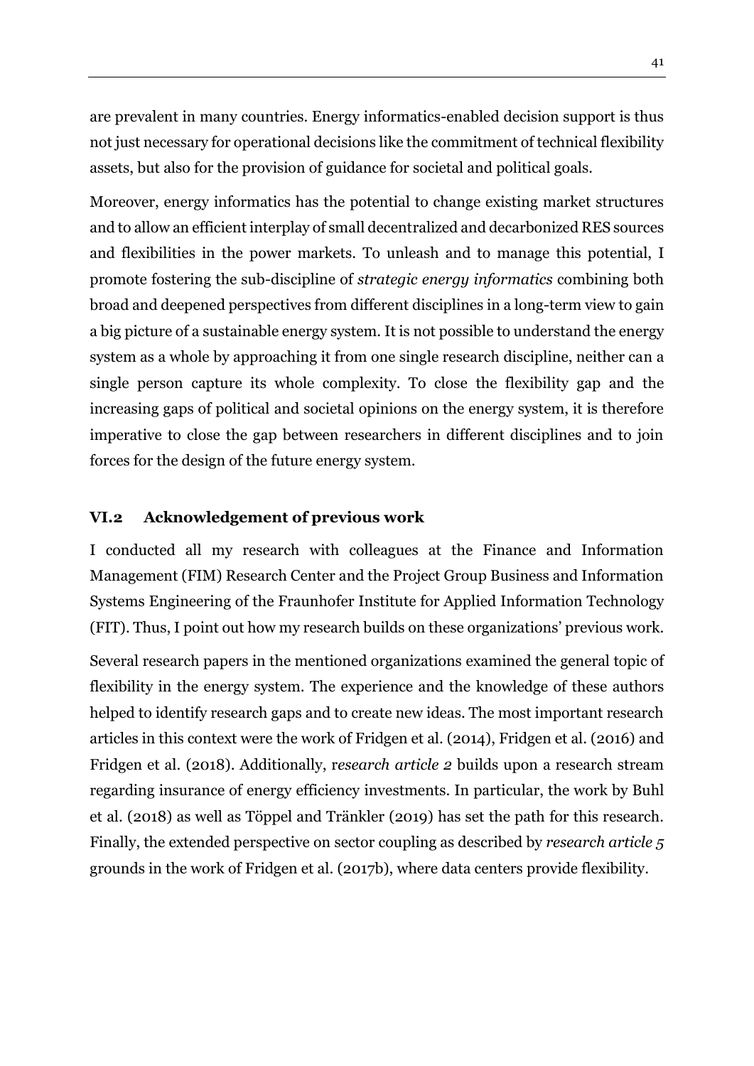are prevalent in many countries. Energy informatics-enabled decision support is thus not just necessary for operational decisions like the commitment of technical flexibility assets, but also for the provision of guidance for societal and political goals.

Moreover, energy informatics has the potential to change existing market structures and to allow an efficient interplay of small decentralized and decarbonized RES sources and flexibilities in the power markets. To unleash and to manage this potential, I promote fostering the sub-discipline of *strategic energy informatics* combining both broad and deepened perspectives from different disciplines in a long-term view to gain a big picture of a sustainable energy system. It is not possible to understand the energy system as a whole by approaching it from one single research discipline, neither can a single person capture its whole complexity. To close the flexibility gap and the increasing gaps of political and societal opinions on the energy system, it is therefore imperative to close the gap between researchers in different disciplines and to join forces for the design of the future energy system.

## VI.2 Acknowledgement of previous work

I conducted all my research with colleagues at the Finance and Information Management (FIM) Research Center and the Project Group Business and Information Systems Engineering of the Fraunhofer Institute for Applied Information Technology (FIT). Thus, I point out how my research builds on these organizations' previous work.

Several research papers in the mentioned organizations examined the general topic of flexibility in the energy system. The experience and the knowledge of these authors helped to identify research gaps and to create new ideas. The most important research articles in this context were the work of Fridgen et al. (2014), Fridgen et al. (2016) and Fridgen et al. (2018). Additionally, r*esearch article 2* builds upon a research stream regarding insurance of energy efficiency investments. In particular, the work by Buhl et al. (2018) as well as Töppel and Tränkler (2019) has set the path for this research. Finally, the extended perspective on sector coupling as described by *research article 5* grounds in the work of Fridgen et al. (2017b), where data centers provide flexibility.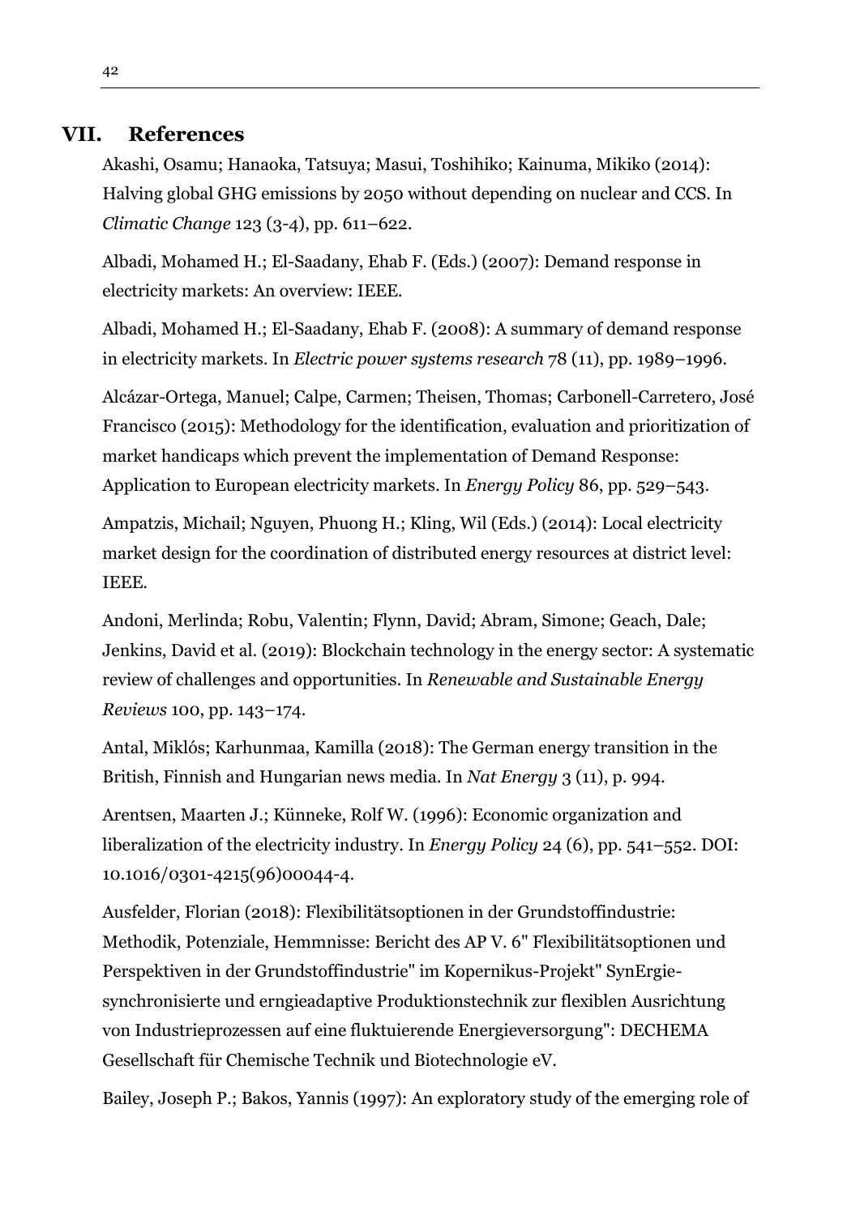## VII. References

Akashi, Osamu; Hanaoka, Tatsuya; Masui, Toshihiko; Kainuma, Mikiko (2014): Halving global GHG emissions by 2050 without depending on nuclear and CCS. In *Climatic Change* 123 (3-4), pp. 611–622.

Albadi, Mohamed H.; El-Saadany, Ehab F. (Eds.) (2007): Demand response in electricity markets: An overview: IEEE.

Albadi, Mohamed H.; El-Saadany, Ehab F. (2008): A summary of demand response in electricity markets. In *Electric power systems research* 78 (11), pp. 1989–1996.

Alcázar-Ortega, Manuel; Calpe, Carmen; Theisen, Thomas; Carbonell-Carretero, José Francisco (2015): Methodology for the identification, evaluation and prioritization of market handicaps which prevent the implementation of Demand Response: Application to European electricity markets. In *Energy Policy* 86, pp. 529–543.

Ampatzis, Michail; Nguyen, Phuong H.; Kling, Wil (Eds.) (2014): Local electricity market design for the coordination of distributed energy resources at district level: IEEE.

Andoni, Merlinda; Robu, Valentin; Flynn, David; Abram, Simone; Geach, Dale; Jenkins, David et al. (2019): Blockchain technology in the energy sector: A systematic review of challenges and opportunities. In *Renewable and Sustainable Energy Reviews* 100, pp. 143–174.

Antal, Miklós; Karhunmaa, Kamilla (2018): The German energy transition in the British, Finnish and Hungarian news media. In *Nat Energy* 3 (11), p. 994.

Arentsen, Maarten J.; Künneke, Rolf W. (1996): Economic organization and liberalization of the electricity industry. In *Energy Policy* 24 (6), pp. 541–552. DOI: 10.1016/0301-4215(96)00044-4.

Ausfelder, Florian (2018): Flexibilitätsoptionen in der Grundstoffindustrie: Methodik, Potenziale, Hemmnisse: Bericht des AP V. 6" Flexibilitätsoptionen und Perspektiven in der Grundstoffindustrie" im Kopernikus-Projekt" SynErgie-synchronisierte und erngieadaptive Produktionstechnik zur flexiblen Ausrichtung von Industrieprozessen auf eine fluktuierende Energieversorgung": DECHEMA Gesellschaft für Chemische Technik und Biotechnologie eV.

Bailey, Joseph P.; Bakos, Yannis (1997): An exploratory study of the emerging role of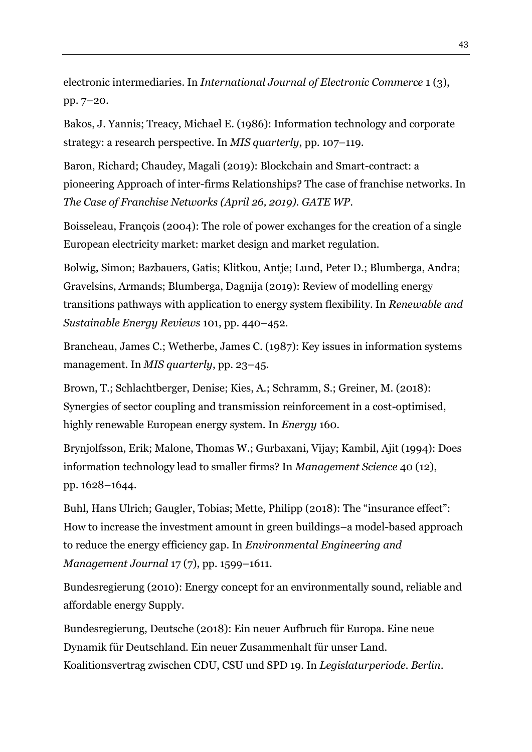electronic intermediaries. In *International Journal of Electronic Commerce* 1 (3), pp. 7–20.

Bakos, J. Yannis; Treacy, Michael E. (1986): Information technology and corporate strategy: a research perspective. In *MIS quarterly*, pp. 107–119.

Baron, Richard; Chaudey, Magali (2019): Blockchain and Smart-contract: a pioneering Approach of inter-firms Relationships? The case of franchise networks. In *The Case of Franchise Networks (April 26, 2019). GATE WP*.

Boisseleau, François (2004): The role of power exchanges for the creation of a single European electricity market: market design and market regulation.

Bolwig, Simon; Bazbauers, Gatis; Klitkou, Antje; Lund, Peter D.; Blumberga, Andra; Gravelsins, Armands; Blumberga, Dagnija (2019): Review of modelling energy transitions pathways with application to energy system flexibility. In *Renewable and Sustainable Energy Reviews* 101, pp. 440–452.

Brancheau, James C.; Wetherbe, James C. (1987): Key issues in information systems management. In *MIS quarterly*, pp. 23–45.

Brown, T.; Schlachtberger, Denise; Kies, A.; Schramm, S.; Greiner, M. (2018): Synergies of sector coupling and transmission reinforcement in a cost-optimised, highly renewable European energy system. In *Energy* 160.

Brynjolfsson, Erik; Malone, Thomas W.; Gurbaxani, Vijay; Kambil, Ajit (1994): Does information technology lead to smaller firms? In *Management Science* 40 (12), pp. 1628–1644.

Buhl, Hans Ulrich; Gaugler, Tobias; Mette, Philipp (2018): The "insurance effect": How to increase the investment amount in green buildings–a model-based approach to reduce the energy efficiency gap. In *Environmental Engineering and Management Journal* 17 (7), pp. 1599–1611.

Bundesregierung (2010): Energy concept for an environmentally sound, reliable and affordable energy Supply.

Bundesregierung, Deutsche (2018): Ein neuer Aufbruch für Europa. Eine neue Dynamik für Deutschland. Ein neuer Zusammenhalt für unser Land. Koalitionsvertrag zwischen CDU, CSU und SPD 19. In *Legislaturperiode. Berlin*.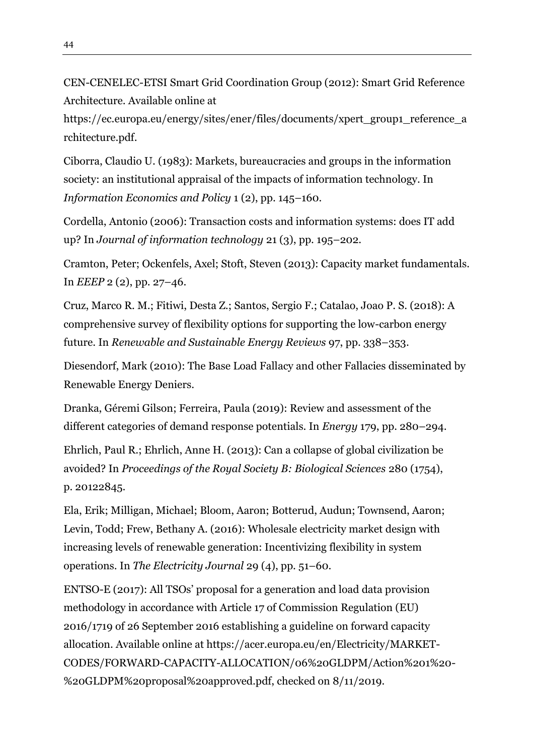CEN-CENELEC-ETSI Smart Grid Coordination Group (2012): Smart Grid Reference Architecture. Available online at https://ec.europa.eu/energy/sites/ener/files/documents/xpert_group1_reference_architecture.pdf.

Ciborra, Claudio U. (1983): Markets, bureaucracies and groups in the information society: an institutional appraisal of the impacts of information technology. In *Information Economics and Policy* 1 (2), pp. 145–160.

Cordella, Antonio (2006): Transaction costs and information systems: does IT add up? In *Journal of information technology* 21 (3), pp. 195–202.

Cramton, Peter; Ockenfels, Axel; Stoft, Steven (2013): Capacity market fundamentals. In *EEEP* 2 (2), pp. 27–46.

Cruz, Marco R. M.; Fitiwi, Desta Z.; Santos, Sergio F.; Catalao, Joao P. S. (2018): A comprehensive survey of flexibility options for supporting the low-carbon energy future. In *Renewable and Sustainable Energy Reviews* 97, pp. 338–353.

Diesendorf, Mark (2010): The Base Load Fallacy and other Fallacies disseminated by Renewable Energy Deniers.

Dranka, Géremi Gilson; Ferreira, Paula (2019): Review and assessment of the different categories of demand response potentials. In *Energy* 179, pp. 280–294.

Ehrlich, Paul R.; Ehrlich, Anne H. (2013): Can a collapse of global civilization be avoided? In *Proceedings of the Royal Society B: Biological Sciences* 280 (1754), p. 20122845.

Ela, Erik; Milligan, Michael; Bloom, Aaron; Botterud, Audun; Townsend, Aaron; Levin, Todd; Frew, Bethany A. (2016): Wholesale electricity market design with increasing levels of renewable generation: Incentivizing flexibility in system operations. In *The Electricity Journal* 29 (4), pp. 51–60.

ENTSO-E (2017): All TSOs' proposal for a generation and load data provision methodology in accordance with Article 17 of Commission Regulation (EU) 2016/1719 of 26 September 2016 establishing a guideline on forward capacity allocation. Available online at https://acer.europa.eu/en/Electricity/MARKET-CODES/FORWARD-CAPACITY-ALLOCATION/06%20GLDPM/Action%201%20-%20GLDPM%20proposal%20approved.pdf, checked on 8/11/2019.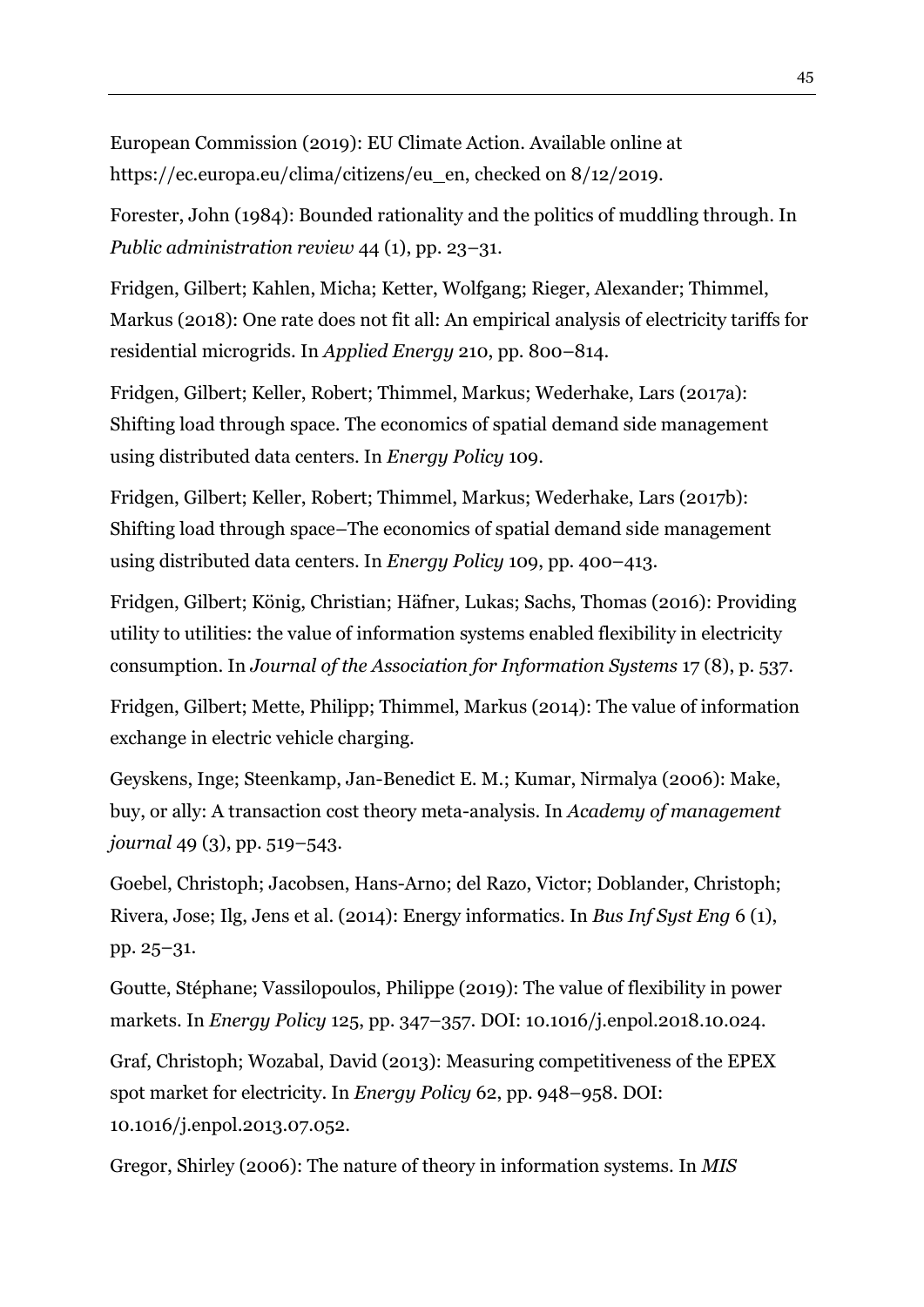European Commission (2019): EU Climate Action. Available online at https://ec.europa.eu/clima/citizens/eu_en, checked on 8/12/2019.

Forester, John (1984): Bounded rationality and the politics of muddling through. In *Public administration review* 44 (1), pp. 23–31.

Fridgen, Gilbert; Kahlen, Micha; Ketter, Wolfgang; Rieger, Alexander; Thimmel, Markus (2018): One rate does not fit all: An empirical analysis of electricity tariffs for residential microgrids. In *Applied Energy* 210, pp. 800–814.

Fridgen, Gilbert; Keller, Robert; Thimmel, Markus; Wederhake, Lars (2017a): Shifting load through space. The economics of spatial demand side management using distributed data centers. In *Energy Policy* 109.

Fridgen, Gilbert; Keller, Robert; Thimmel, Markus; Wederhake, Lars (2017b): Shifting load through space–The economics of spatial demand side management using distributed data centers. In *Energy Policy* 109, pp. 400–413.

Fridgen, Gilbert; König, Christian; Häfner, Lukas; Sachs, Thomas (2016): Providing utility to utilities: the value of information systems enabled flexibility in electricity consumption. In *Journal of the Association for Information Systems* 17 (8), p. 537.

Fridgen, Gilbert; Mette, Philipp; Thimmel, Markus (2014): The value of information exchange in electric vehicle charging.

Geyskens, Inge; Steenkamp, Jan-Benedict E. M.; Kumar, Nirmalya (2006): Make, buy, or ally: A transaction cost theory meta-analysis. In *Academy of management journal* 49 (3), pp. 519–543.

Goebel, Christoph; Jacobsen, Hans-Arno; del Razo, Victor; Doblander, Christoph; Rivera, Jose; Ilg, Jens et al. (2014): Energy informatics. In *Bus Inf Syst Eng* 6 (1), pp. 25–31.

Goutte, Stéphane; Vassilopoulos, Philippe (2019): The value of flexibility in power markets. In *Energy Policy* 125, pp. 347–357. DOI: 10.1016/j.enpol.2018.10.024.

Graf, Christoph; Wozabal, David (2013): Measuring competitiveness of the EPEX spot market for electricity. In *Energy Policy* 62, pp. 948–958. DOI: 10.1016/j.enpol.2013.07.052.

Gregor, Shirley (2006): The nature of theory in information systems. In *MIS*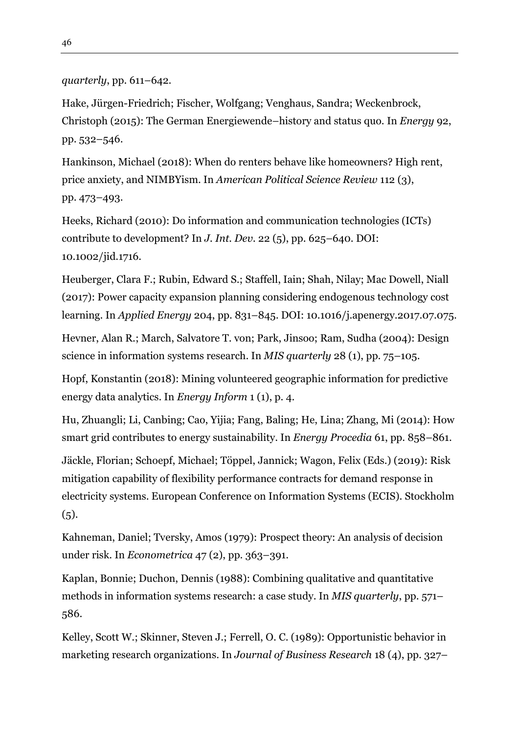*quarterly*, pp. 611–642.

Hake, Jürgen-Friedrich; Fischer, Wolfgang; Venghaus, Sandra; Weckenbrock, Christoph (2015): The German Energiewende–history and status quo. In *Energy* 92, pp. 532–546.

Hankinson, Michael (2018): When do renters behave like homeowners? High rent, price anxiety, and NIMBYism. In *American Political Science Review* 112 (3), pp. 473–493.

Heeks, Richard (2010): Do information and communication technologies (ICTs) contribute to development? In *J. Int. Dev.* 22 (5), pp. 625–640. DOI: 10.1002/jid.1716.

Heuberger, Clara F.; Rubin, Edward S.; Staffell, Iain; Shah, Nilay; Mac Dowell, Niall (2017): Power capacity expansion planning considering endogenous technology cost learning. In *Applied Energy* 204, pp. 831–845. DOI: 10.1016/j.apenergy.2017.07.075.

Hevner, Alan R.; March, Salvatore T. von; Park, Jinsoo; Ram, Sudha (2004): Design science in information systems research. In *MIS quarterly* 28 (1), pp. 75–105.

Hopf, Konstantin (2018): Mining volunteered geographic information for predictive energy data analytics. In *Energy Inform* 1 (1), p. 4.

Hu, Zhuangli; Li, Canbing; Cao, Yijia; Fang, Baling; He, Lina; Zhang, Mi (2014): How smart grid contributes to energy sustainability. In *Energy Procedia* 61, pp. 858–861.

Jäckle, Florian; Schoepf, Michael; Töppel, Jannick; Wagon, Felix (Eds.) (2019): Risk mitigation capability of flexibility performance contracts for demand response in electricity systems. European Conference on Information Systems (ECIS). Stockholm (5).

Kahneman, Daniel; Tversky, Amos (1979): Prospect theory: An analysis of decision under risk. In *Econometrica* 47 (2), pp. 363–391.

Kaplan, Bonnie; Duchon, Dennis (1988): Combining qualitative and quantitative methods in information systems research: a case study. In *MIS quarterly*, pp. 571–586.

Kelley, Scott W.; Skinner, Steven J.; Ferrell, O. C. (1989): Opportunistic behavior in marketing research organizations. In *Journal of Business Research* 18 (4), pp. 327–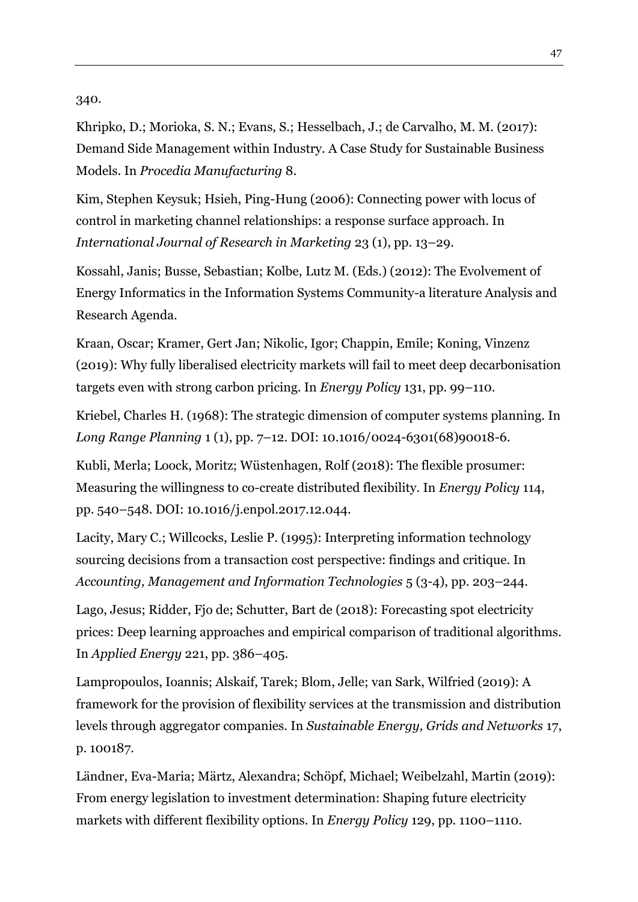340.

Khripko, D.; Morioka, S. N.; Evans, S.; Hesselbach, J.; de Carvalho, M. M. (2017): Demand Side Management within Industry. A Case Study for Sustainable Business Models. In *Procedia Manufacturing* 8.

Kim, Stephen Keysuk; Hsieh, Ping-Hung (2006): Connecting power with locus of control in marketing channel relationships: a response surface approach. In *International Journal of Research in Marketing* 23 (1), pp. 13–29.

Kossahl, Janis; Busse, Sebastian; Kolbe, Lutz M. (Eds.) (2012): The Evolvement of Energy Informatics in the Information Systems Community-a literature Analysis and Research Agenda.

Kraan, Oscar; Kramer, Gert Jan; Nikolic, Igor; Chappin, Emile; Koning, Vinzenz (2019): Why fully liberalised electricity markets will fail to meet deep decarbonisation targets even with strong carbon pricing. In *Energy Policy* 131, pp. 99–110.

Kriebel, Charles H. (1968): The strategic dimension of computer systems planning. In *Long Range Planning* 1 (1), pp. 7–12. DOI: 10.1016/0024-6301(68)90018-6.

Kubli, Merla; Loock, Moritz; Wüstenhagen, Rolf (2018): The flexible prosumer: Measuring the willingness to co-create distributed flexibility. In *Energy Policy* 114, pp. 540–548. DOI: 10.1016/j.enpol.2017.12.044.

Lacity, Mary C.; Willcocks, Leslie P. (1995): Interpreting information technology sourcing decisions from a transaction cost perspective: findings and critique. In *Accounting, Management and Information Technologies* 5 (3-4), pp. 203–244.

Lago, Jesus; Ridder, Fjo de; Schutter, Bart de (2018): Forecasting spot electricity prices: Deep learning approaches and empirical comparison of traditional algorithms. In *Applied Energy* 221, pp. 386–405.

Lampropoulos, Ioannis; Alskaif, Tarek; Blom, Jelle; van Sark, Wilfried (2019): A framework for the provision of flexibility services at the transmission and distribution levels through aggregator companies. In *Sustainable Energy, Grids and Networks* 17, p. 100187.

Ländner, Eva-Maria; Märtz, Alexandra; Schöpf, Michael; Weibelzahl, Martin (2019): From energy legislation to investment determination: Shaping future electricity markets with different flexibility options. In *Energy Policy* 129, pp. 1100–1110.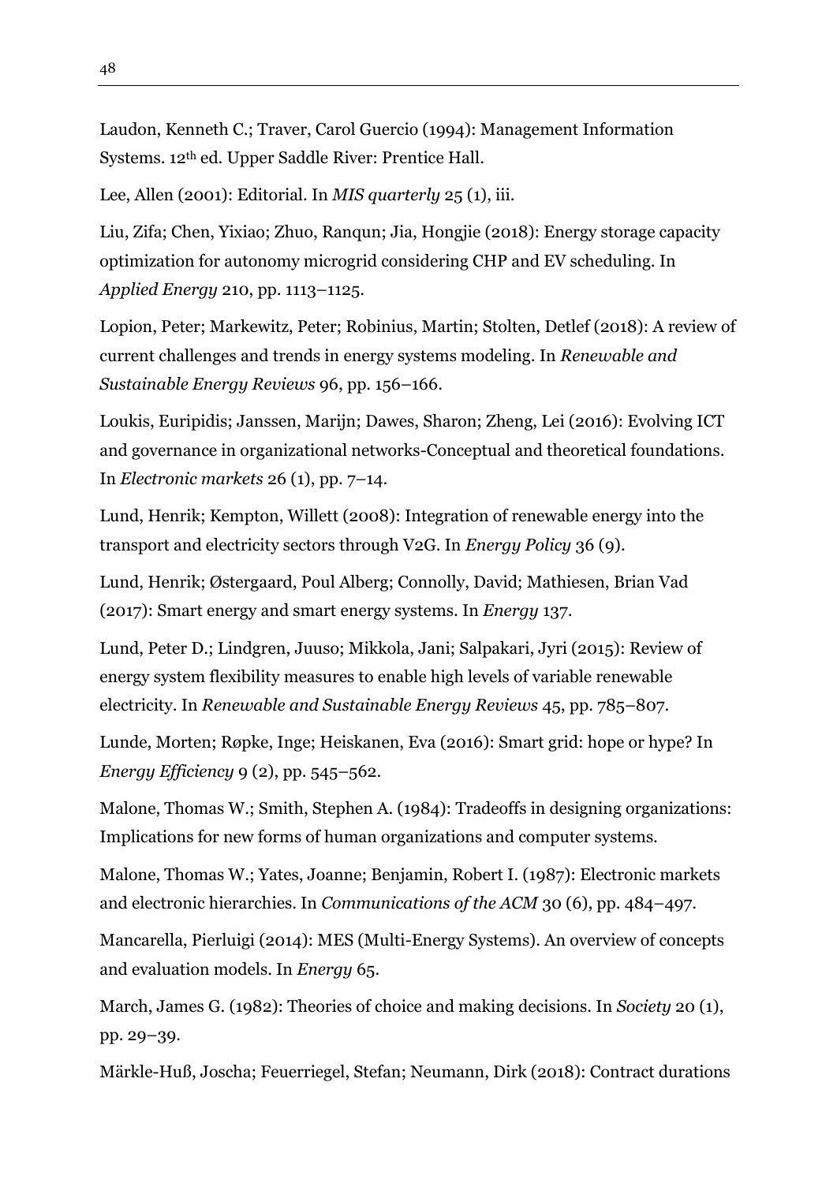Laudon, Kenneth C.; Traver, Carol Guercio (1994): Management Information Systems. 12th ed. Upper Saddle River: Prentice Hall.

Lee, Allen (2001): Editorial. In *MIS quarterly* 25 (1), iii.

Liu, Zifa; Chen, Yixiao; Zhuo, Ranqun; Jia, Hongjie (2018): Energy storage capacity optimization for autonomy microgrid considering CHP and EV scheduling. In *Applied Energy* 210, pp. 1113–1125.

Lopion, Peter; Markewitz, Peter; Robinius, Martin; Stolten, Detlef (2018): A review of current challenges and trends in energy systems modeling. In *Renewable and Sustainable Energy Reviews* 96, pp. 156–166.

Loukis, Euripidis; Janssen, Marijn; Dawes, Sharon; Zheng, Lei (2016): Evolving ICT and governance in organizational networks-Conceptual and theoretical foundations. In *Electronic markets* 26 (1), pp. 7–14.

Lund, Henrik; Kempton, Willett (2008): Integration of renewable energy into the transport and electricity sectors through V2G. In *Energy Policy* 36 (9).

Lund, Henrik; Østergaard, Poul Alberg; Connolly, David; Mathiesen, Brian Vad (2017): Smart energy and smart energy systems. In *Energy* 137.

Lund, Peter D.; Lindgren, Juuso; Mikkola, Jani; Salpakari, Jyri (2015): Review of energy system flexibility measures to enable high levels of variable renewable electricity. In *Renewable and Sustainable Energy Reviews* 45, pp. 785–807.

Lunde, Morten; Røpke, Inge; Heiskanen, Eva (2016): Smart grid: hope or hype? In *Energy Efficiency* 9 (2), pp. 545–562.

Malone, Thomas W.; Smith, Stephen A. (1984): Tradeoffs in designing organizations: Implications for new forms of human organizations and computer systems.

Malone, Thomas W.; Yates, Joanne; Benjamin, Robert I. (1987): Electronic markets and electronic hierarchies. In *Communications of the ACM* 30 (6), pp. 484–497.

Mancarella, Pierluigi (2014): MES (Multi-Energy Systems). An overview of concepts and evaluation models. In *Energy* 65.

March, James G. (1982): Theories of choice and making decisions. In *Society* 20 (1), pp. 29–39.

Märkle-Huß, Joscha; Feuerriegel, Stefan; Neumann, Dirk (2018): Contract durations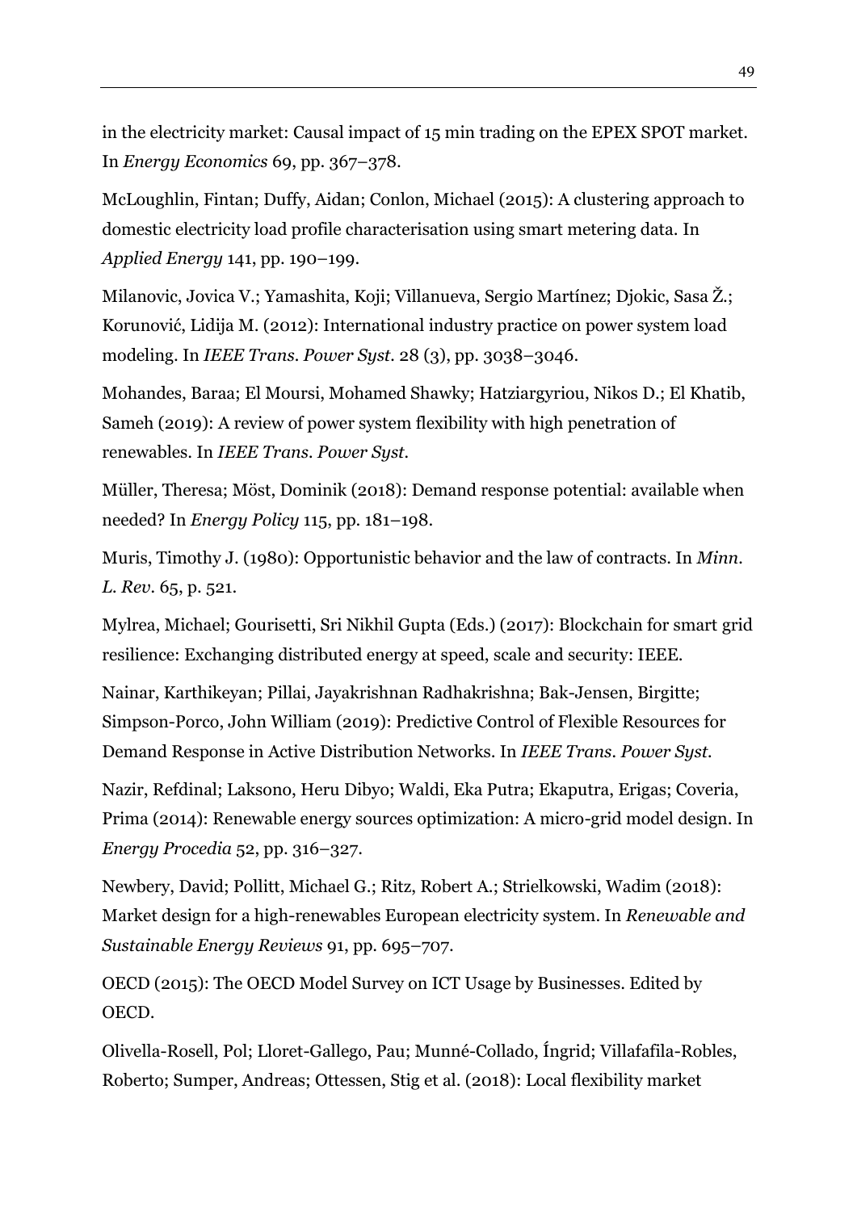in the electricity market: Causal impact of 15 min trading on the EPEX SPOT market. In *Energy Economics* 69, pp. 367–378.

McLoughlin, Fintan; Duffy, Aidan; Conlon, Michael (2015): A clustering approach to domestic electricity load profile characterisation using smart metering data. In *Applied Energy* 141, pp. 190–199.

Milanovic, Jovica V.; Yamashita, Koji; Villanueva, Sergio Martínez; Djokic, Sasa Ž.; Korunović, Lidija M. (2012): International industry practice on power system load modeling. In *IEEE Trans. Power Syst.* 28 (3), pp. 3038–3046.

Mohandes, Baraa; El Moursi, Mohamed Shawky; Hatziargyriou, Nikos D.; El Khatib, Sameh (2019): A review of power system flexibility with high penetration of renewables. In *IEEE Trans. Power Syst.*

Müller, Theresa; Möst, Dominik (2018): Demand response potential: available when needed? In *Energy Policy* 115, pp. 181–198.

Muris, Timothy J. (1980): Opportunistic behavior and the law of contracts. In *Minn. L. Rev.* 65, p. 521.

Mylrea, Michael; Gourisetti, Sri Nikhil Gupta (Eds.) (2017): Blockchain for smart grid resilience: Exchanging distributed energy at speed, scale and security: IEEE.

Nainar, Karthikeyan; Pillai, Jayakrishnan Radhakrishna; Bak-Jensen, Birgitte; Simpson-Porco, John William (2019): Predictive Control of Flexible Resources for Demand Response in Active Distribution Networks. In *IEEE Trans. Power Syst.*

Nazir, Refdinal; Laksono, Heru Dibyo; Waldi, Eka Putra; Ekaputra, Erigas; Coveria, Prima (2014): Renewable energy sources optimization: A micro-grid model design. In *Energy Procedia* 52, pp. 316–327.

Newbery, David; Pollitt, Michael G.; Ritz, Robert A.; Strielkowski, Wadim (2018): Market design for a high-renewables European electricity system. In *Renewable and Sustainable Energy Reviews* 91, pp. 695–707.

OECD (2015): The OECD Model Survey on ICT Usage by Businesses. Edited by OECD.

Olivella-Rosell, Pol; Lloret-Gallego, Pau; Munné-Collado, Íngrid; Villafafila-Robles, Roberto; Sumper, Andreas; Ottessen, Stig et al. (2018): Local flexibility market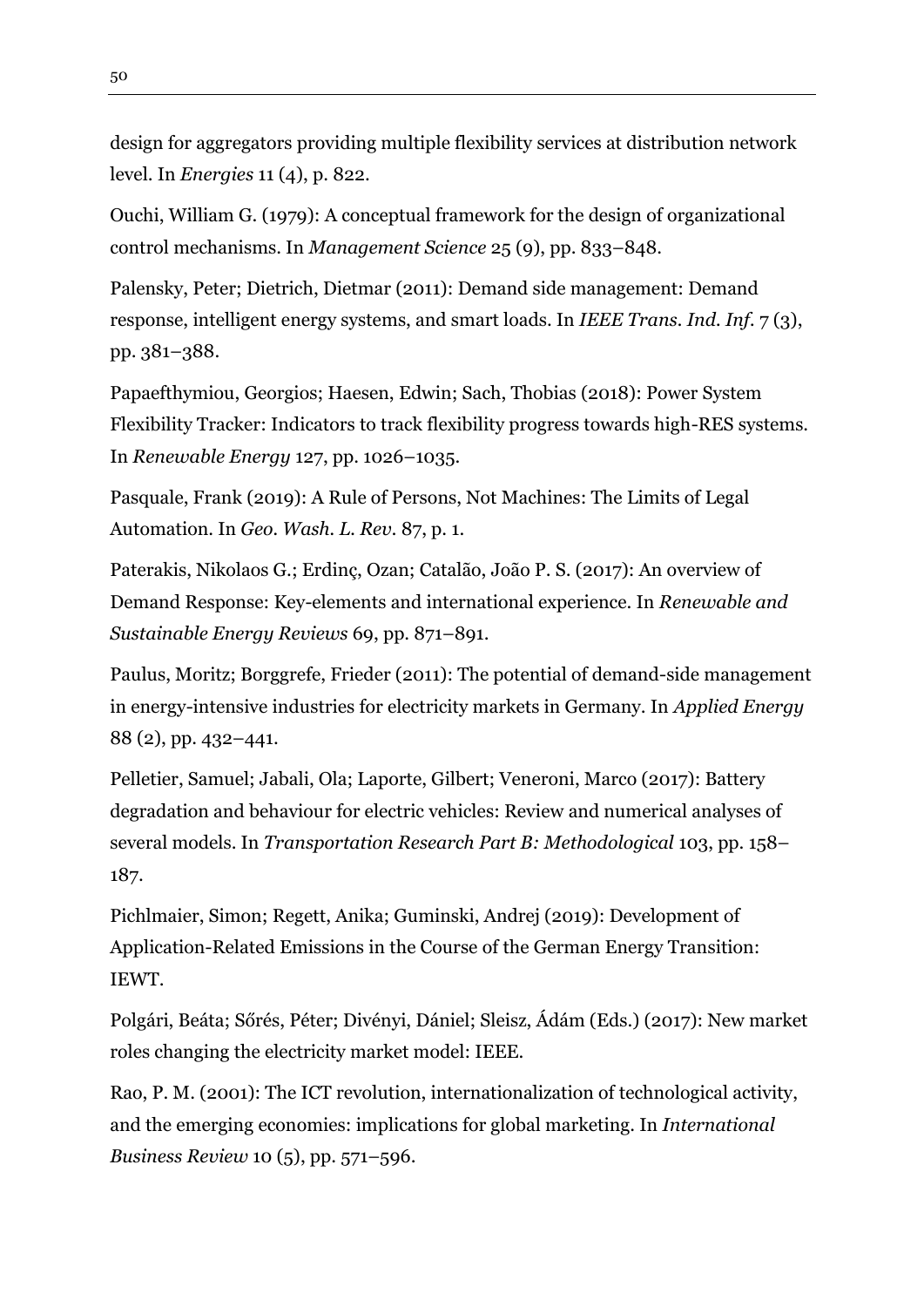design for aggregators providing multiple flexibility services at distribution network level. In *Energies* 11 (4), p. 822.

Ouchi, William G. (1979): A conceptual framework for the design of organizational control mechanisms. In *Management Science* 25 (9), pp. 833–848.

Palensky, Peter; Dietrich, Dietmar (2011): Demand side management: Demand response, intelligent energy systems, and smart loads. In *IEEE Trans. Ind. Inf.* 7 (3), pp. 381–388.

Papaefthymiou, Georgios; Haesen, Edwin; Sach, Thobias (2018): Power System Flexibility Tracker: Indicators to track flexibility progress towards high-RES systems. In *Renewable Energy* 127, pp. 1026–1035.

Pasquale, Frank (2019): A Rule of Persons, Not Machines: The Limits of Legal Automation. In *Geo. Wash. L. Rev.* 87, p. 1.

Paterakis, Nikolaos G.; Erdinç, Ozan; Catalão, João P. S. (2017): An overview of Demand Response: Key-elements and international experience. In *Renewable and Sustainable Energy Reviews* 69, pp. 871–891.

Paulus, Moritz; Borggrefe, Frieder (2011): The potential of demand-side management in energy-intensive industries for electricity markets in Germany. In *Applied Energy* 88 (2), pp. 432–441.

Pelletier, Samuel; Jabali, Ola; Laporte, Gilbert; Veneroni, Marco (2017): Battery degradation and behaviour for electric vehicles: Review and numerical analyses of several models. In *Transportation Research Part B: Methodological* 103, pp. 158–187.

Pichlmaier, Simon; Regett, Anika; Guminski, Andrej (2019): Development of Application-Related Emissions in the Course of the German Energy Transition: IEWT.

Polgári, Beáta; Sőrés, Péter; Divényi, Dániel; Sleisz, Ádám (Eds.) (2017): New market roles changing the electricity market model: IEEE.

Rao, P. M. (2001): The ICT revolution, internationalization of technological activity, and the emerging economies: implications for global marketing. In *International Business Review* 10 (5), pp. 571–596.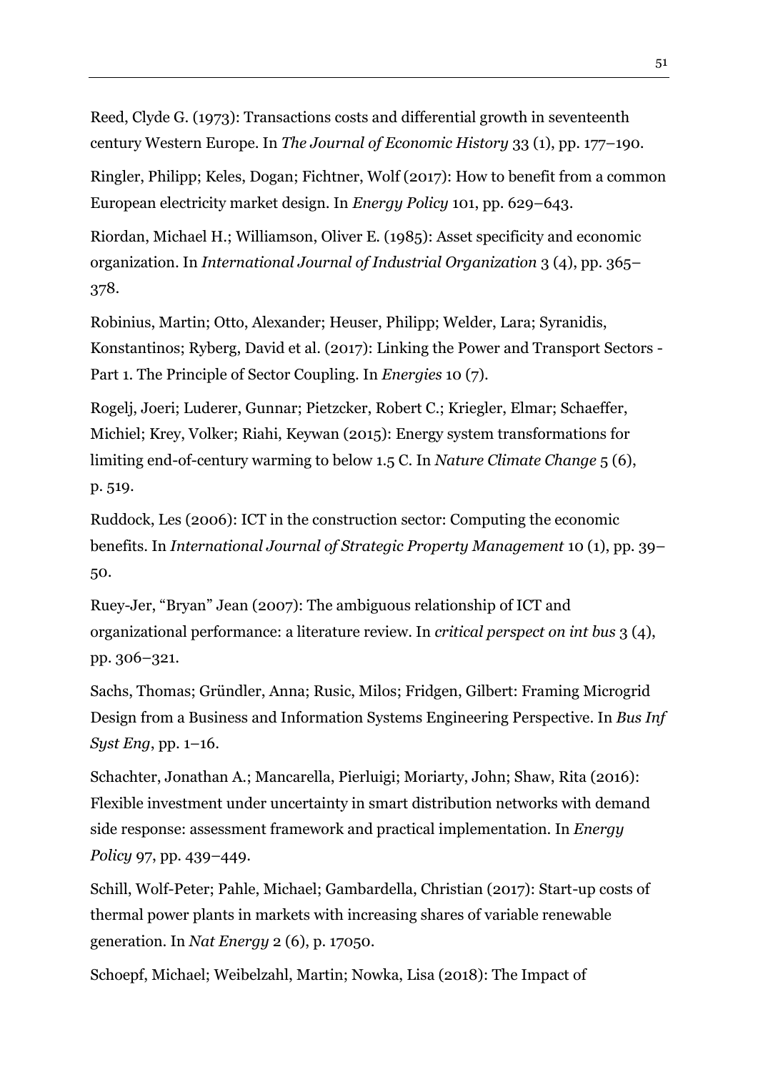Reed, Clyde G. (1973): Transactions costs and differential growth in seventeenth century Western Europe. In *The Journal of Economic History* 33 (1), pp. 177–190.

Ringler, Philipp; Keles, Dogan; Fichtner, Wolf (2017): How to benefit from a common European electricity market design. In *Energy Policy* 101, pp. 629–643.

Riordan, Michael H.; Williamson, Oliver E. (1985): Asset specificity and economic organization. In *International Journal of Industrial Organization* 3 (4), pp. 365–378.

Robinius, Martin; Otto, Alexander; Heuser, Philipp; Welder, Lara; Syranidis, Konstantinos; Ryberg, David et al. (2017): Linking the Power and Transport Sectors - Part 1. The Principle of Sector Coupling. In *Energies* 10 (7).

Rogelj, Joeri; Luderer, Gunnar; Pietzcker, Robert C.; Kriegler, Elmar; Schaeffer, Michiel; Krey, Volker; Riahi, Keywan (2015): Energy system transformations for limiting end-of-century warming to below 1.5 C. In *Nature Climate Change* 5 (6), p. 519.

Ruddock, Les (2006): ICT in the construction sector: Computing the economic benefits. In *International Journal of Strategic Property Management* 10 (1), pp. 39–50.

Ruey-Jer, "Bryan" Jean (2007): The ambiguous relationship of ICT and organizational performance: a literature review. In *critical perspect on int bus* 3 (4), pp. 306–321.

Sachs, Thomas; Gründler, Anna; Rusic, Milos; Fridgen, Gilbert: Framing Microgrid Design from a Business and Information Systems Engineering Perspective. In *Bus Inf Syst Eng*, pp. 1–16.

Schachter, Jonathan A.; Mancarella, Pierluigi; Moriarty, John; Shaw, Rita (2016): Flexible investment under uncertainty in smart distribution networks with demand side response: assessment framework and practical implementation. In *Energy Policy* 97, pp. 439–449.

Schill, Wolf-Peter; Pahle, Michael; Gambardella, Christian (2017): Start-up costs of thermal power plants in markets with increasing shares of variable renewable generation. In *Nat Energy* 2 (6), p. 17050.

Schoepf, Michael; Weibelzahl, Martin; Nowka, Lisa (2018): The Impact of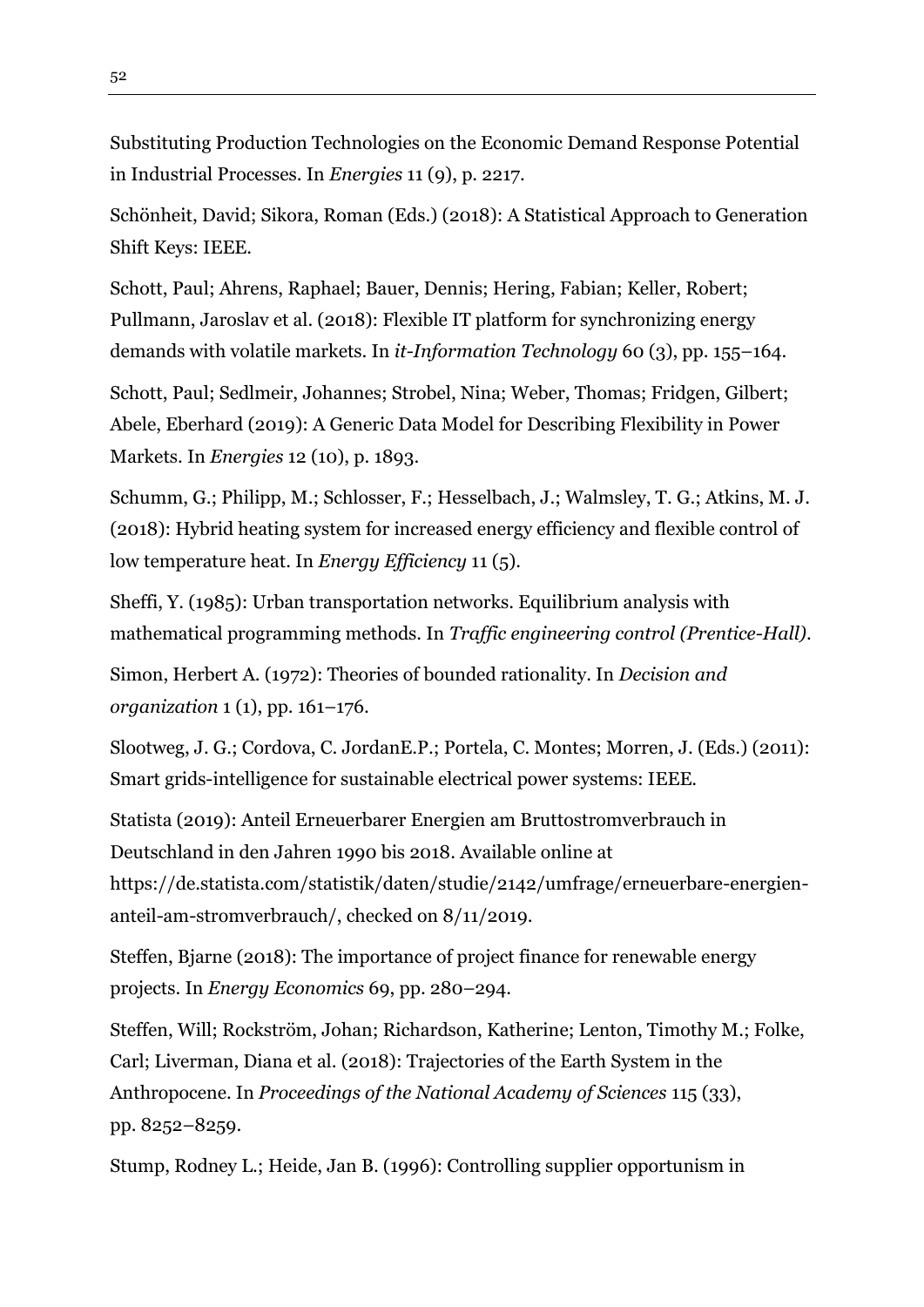Substituting Production Technologies on the Economic Demand Response Potential in Industrial Processes. In *Energies* 11 (9), p. 2217.

Schönheit, David; Sikora, Roman (Eds.) (2018): A Statistical Approach to Generation Shift Keys: IEEE.

Schott, Paul; Ahrens, Raphael; Bauer, Dennis; Hering, Fabian; Keller, Robert; Pullmann, Jaroslav et al. (2018): Flexible IT platform for synchronizing energy demands with volatile markets. In *it-Information Technology* 60 (3), pp. 155–164.

Schott, Paul; Sedlmeir, Johannes; Strobel, Nina; Weber, Thomas; Fridgen, Gilbert; Abele, Eberhard (2019): A Generic Data Model for Describing Flexibility in Power Markets. In *Energies* 12 (10), p. 1893.

Schumm, G.; Philipp, M.; Schlosser, F.; Hesselbach, J.; Walmsley, T. G.; Atkins, M. J. (2018): Hybrid heating system for increased energy efficiency and flexible control of low temperature heat. In *Energy Efficiency* 11 (5).

Sheffi, Y. (1985): Urban transportation networks. Equilibrium analysis with mathematical programming methods. In *Traffic engineering control (Prentice-Hall)*.

Simon, Herbert A. (1972): Theories of bounded rationality. In *Decision and organization* 1 (1), pp. 161–176.

Slootweg, J. G.; Cordova, C. JordanE.P.; Portela, C. Montes; Morren, J. (Eds.) (2011): Smart grids-intelligence for sustainable electrical power systems: IEEE.

Statista (2019): Anteil Erneuerbarer Energien am Bruttostromverbrauch in Deutschland in den Jahren 1990 bis 2018. Available online at https://de.statista.com/statistik/daten/studie/2142/umfrage/erneuerbare-energien-anteil-am-stromverbrauch/, checked on 8/11/2019.

Steffen, Bjarne (2018): The importance of project finance for renewable energy projects. In *Energy Economics* 69, pp. 280–294.

Steffen, Will; Rockström, Johan; Richardson, Katherine; Lenton, Timothy M.; Folke, Carl; Liverman, Diana et al. (2018): Trajectories of the Earth System in the Anthropocene. In *Proceedings of the National Academy of Sciences* 115 (33), pp. 8252–8259.

Stump, Rodney L.; Heide, Jan B. (1996): Controlling supplier opportunism in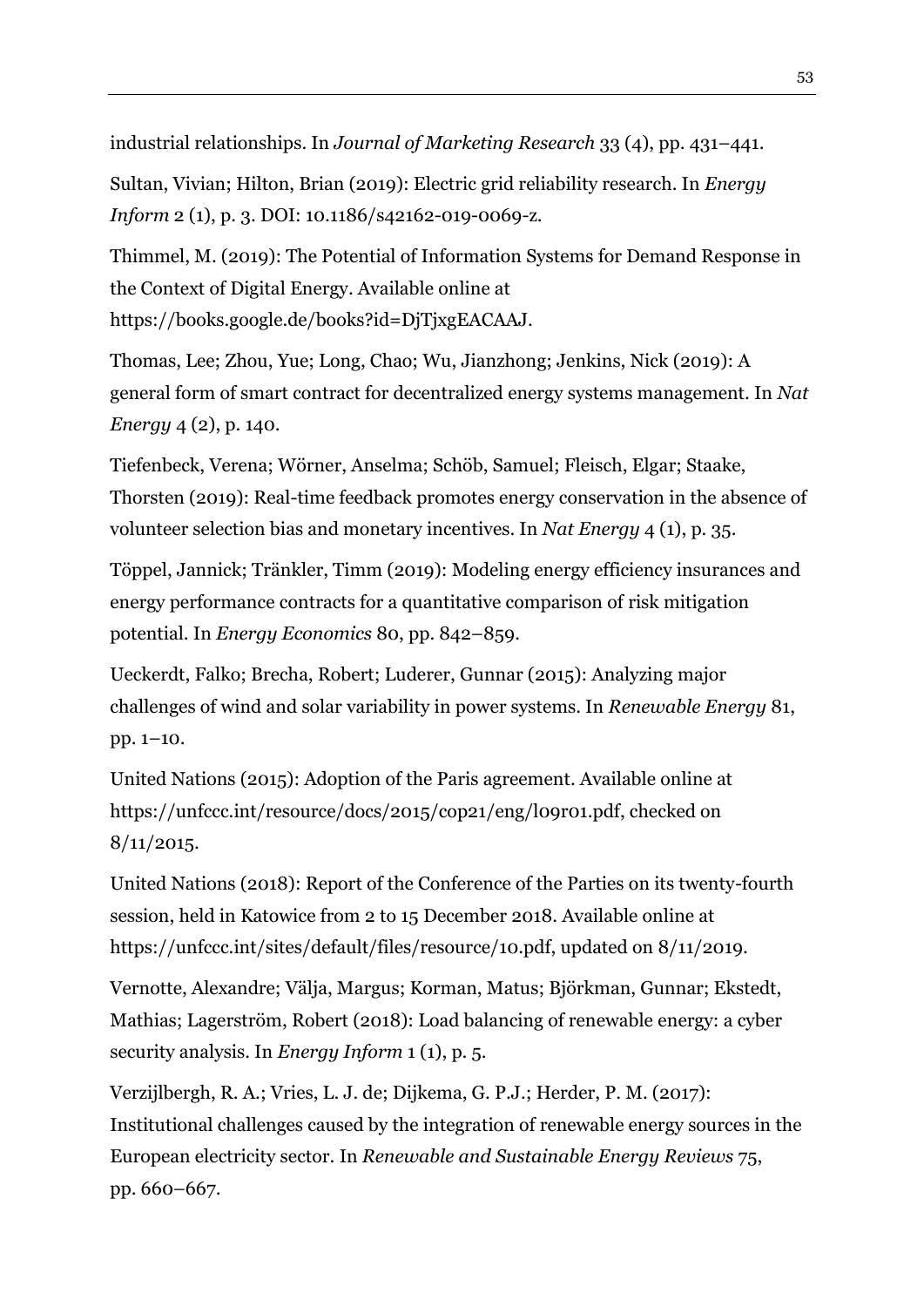industrial relationships. In *Journal of Marketing Research* 33 (4), pp. 431–441.

Sultan, Vivian; Hilton, Brian (2019): Electric grid reliability research. In *Energy Inform* 2 (1), p. 3. DOI: 10.1186/s42162-019-0069-z.

Thimmel, M. (2019): The Potential of Information Systems for Demand Response in the Context of Digital Energy. Available online at https://books.google.de/books?id=DjTjxgEACAAJ.

Thomas, Lee; Zhou, Yue; Long, Chao; Wu, Jianzhong; Jenkins, Nick (2019): A general form of smart contract for decentralized energy systems management. In *Nat Energy* 4 (2), p. 140.

Tiefenbeck, Verena; Wörner, Anselma; Schöb, Samuel; Fleisch, Elgar; Staake, Thorsten (2019): Real-time feedback promotes energy conservation in the absence of volunteer selection bias and monetary incentives. In *Nat Energy* 4 (1), p. 35.

Töppel, Jannick; Tränkler, Timm (2019): Modeling energy efficiency insurances and energy performance contracts for a quantitative comparison of risk mitigation potential. In *Energy Economics* 80, pp. 842–859.

Ueckerdt, Falko; Brecha, Robert; Luderer, Gunnar (2015): Analyzing major challenges of wind and solar variability in power systems. In *Renewable Energy* 81, pp. 1–10.

United Nations (2015): Adoption of the Paris agreement. Available online at https://unfccc.int/resource/docs/2015/cop21/eng/l09r01.pdf, checked on 8/11/2015.

United Nations (2018): Report of the Conference of the Parties on its twenty-fourth session, held in Katowice from 2 to 15 December 2018. Available online at https://unfccc.int/sites/default/files/resource/10.pdf, updated on 8/11/2019.

Vernotte, Alexandre; Välja, Margus; Korman, Matus; Björkman, Gunnar; Ekstedt, Mathias; Lagerström, Robert (2018): Load balancing of renewable energy: a cyber security analysis. In *Energy Inform* 1 (1), p. 5.

Verzijlbergh, R. A.; Vries, L. J. de; Dijkema, G. P.J.; Herder, P. M. (2017): Institutional challenges caused by the integration of renewable energy sources in the European electricity sector. In *Renewable and Sustainable Energy Reviews* 75, pp. 660–667.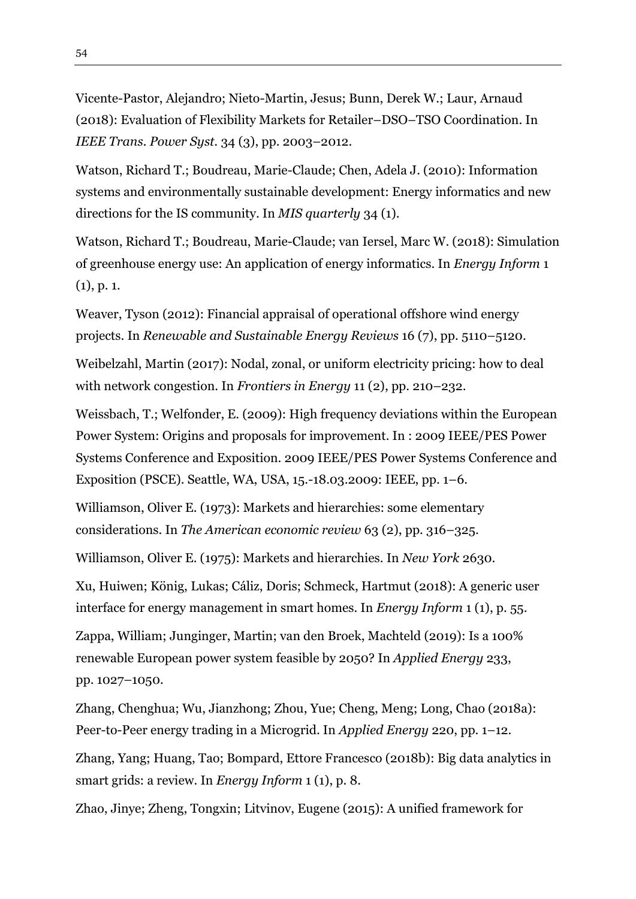Vicente-Pastor, Alejandro; Nieto-Martin, Jesus; Bunn, Derek W.; Laur, Arnaud (2018): Evaluation of Flexibility Markets for Retailer–DSO–TSO Coordination. In *IEEE Trans. Power Syst.* 34 (3), pp. 2003–2012.

Watson, Richard T.; Boudreau, Marie-Claude; Chen, Adela J. (2010): Information systems and environmentally sustainable development: Energy informatics and new directions for the IS community. In *MIS quarterly* 34 (1).

Watson, Richard T.; Boudreau, Marie-Claude; van Iersel, Marc W. (2018): Simulation of greenhouse energy use: An application of energy informatics. In *Energy Inform* 1 (1), p. 1.

Weaver, Tyson (2012): Financial appraisal of operational offshore wind energy projects. In *Renewable and Sustainable Energy Reviews* 16 (7), pp. 5110–5120.

Weibelzahl, Martin (2017): Nodal, zonal, or uniform electricity pricing: how to deal with network congestion. In *Frontiers in Energy* 11 (2), pp. 210–232.

Weissbach, T.; Welfonder, E. (2009): High frequency deviations within the European Power System: Origins and proposals for improvement. In : 2009 IEEE/PES Power Systems Conference and Exposition. 2009 IEEE/PES Power Systems Conference and Exposition (PSCE). Seattle, WA, USA, 15.-18.03.2009: IEEE, pp. 1–6.

Williamson, Oliver E. (1973): Markets and hierarchies: some elementary considerations. In *The American economic review* 63 (2), pp. 316–325.

Williamson, Oliver E. (1975): Markets and hierarchies. In *New York* 2630.

Xu, Huiwen; König, Lukas; Cáliz, Doris; Schmeck, Hartmut (2018): A generic user interface for energy management in smart homes. In *Energy Inform* 1 (1), p. 55.

Zappa, William; Junginger, Martin; van den Broek, Machteld (2019): Is a 100% renewable European power system feasible by 2050? In *Applied Energy* 233, pp. 1027–1050.

Zhang, Chenghua; Wu, Jianzhong; Zhou, Yue; Cheng, Meng; Long, Chao (2018a): Peer-to-Peer energy trading in a Microgrid. In *Applied Energy* 220, pp. 1–12.

Zhang, Yang; Huang, Tao; Bompard, Ettore Francesco (2018b): Big data analytics in smart grids: a review. In *Energy Inform* 1 (1), p. 8.

Zhao, Jinye; Zheng, Tongxin; Litvinov, Eugene (2015): A unified framework for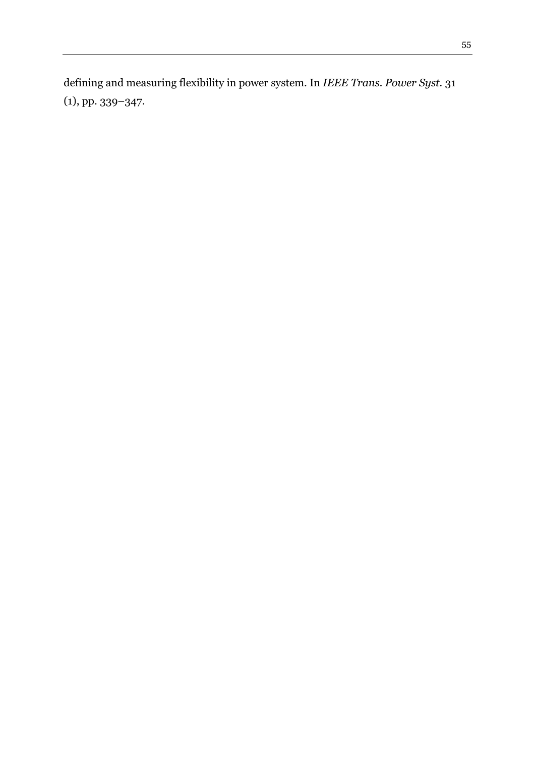defining and measuring flexibility in power system. In *IEEE Trans. Power Syst.* 31 (1), pp. 339–347.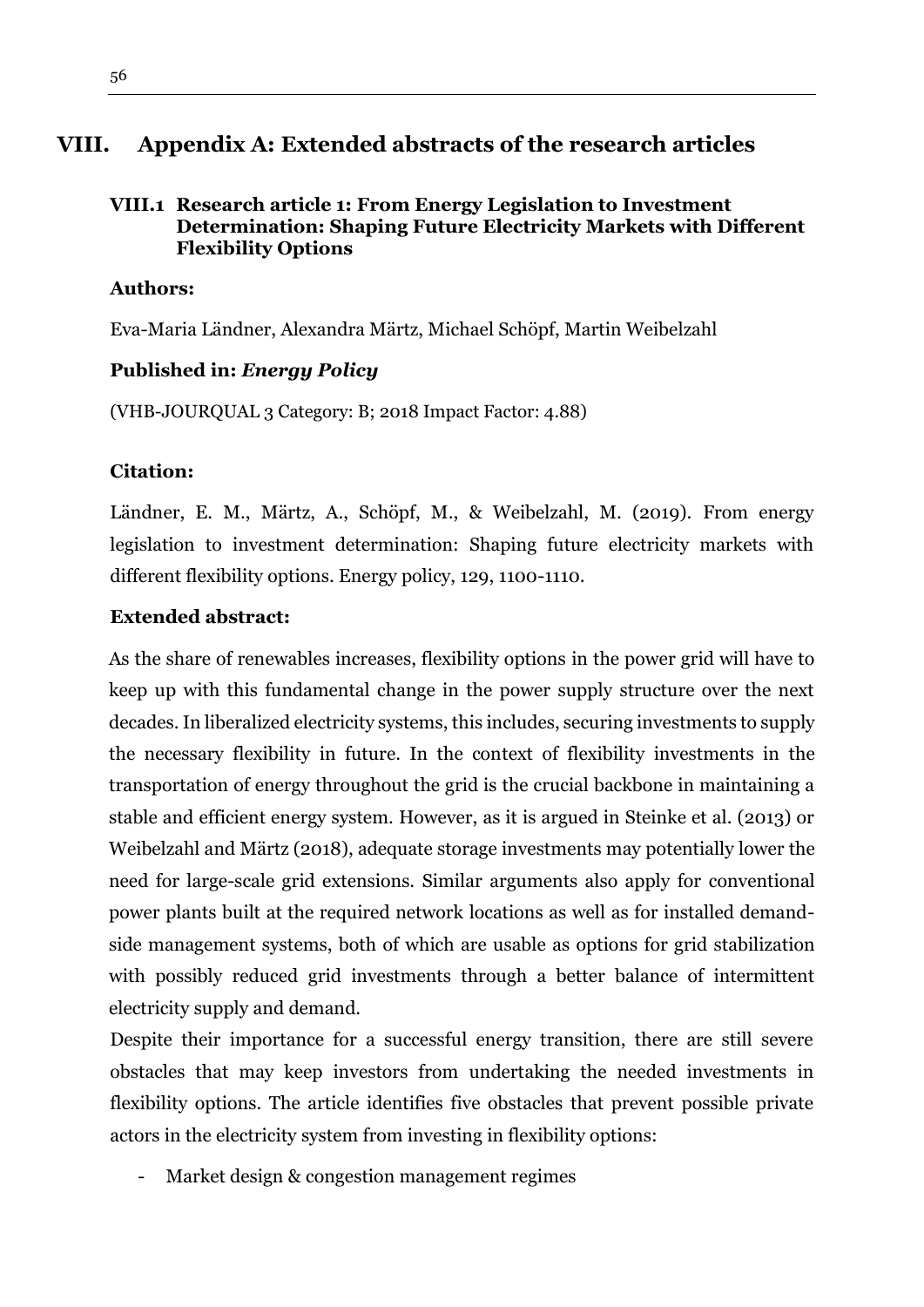# VIII. Appendix A: Extended abstracts of the research articles

## VIII.1 Research article 1: From Energy Legislation to Investment Determination: Shaping Future Electricity Markets with Different Flexibility Options

**Authors:**

Eva-Maria Ländner, Alexandra Märtz, Michael Schöpf, Martin Weibelzahl

**Published in:** ***Energy Policy***

(VHB-JOURQUAL 3 Category: B; 2018 Impact Factor: 4.88)

**Citation:**

Ländner, E. M., Märtz, A., Schöpf, M., & Weibelzahl, M. (2019). From energy legislation to investment determination: Shaping future electricity markets with different flexibility options. Energy policy, 129, 1100-1110.

**Extended abstract:**

As the share of renewables increases, flexibility options in the power grid will have to keep up with this fundamental change in the power supply structure over the next decades. In liberalized electricity systems, this includes, securing investments to supply the necessary flexibility in future. In the context of flexibility investments in the transportation of energy throughout the grid is the crucial backbone in maintaining a stable and efficient energy system. However, as it is argued in Steinke et al. (2013) or Weibelzahl and Märtz (2018), adequate storage investments may potentially lower the need for large-scale grid extensions. Similar arguments also apply for conventional power plants built at the required network locations as well as for installed demand-side management systems, both of which are usable as options for grid stabilization with possibly reduced grid investments through a better balance of intermittent electricity supply and demand.

Despite their importance for a successful energy transition, there are still severe obstacles that may keep investors from undertaking the needed investments in flexibility options. The article identifies five obstacles that prevent possible private actors in the electricity system from investing in flexibility options:

- Market design & congestion management regimes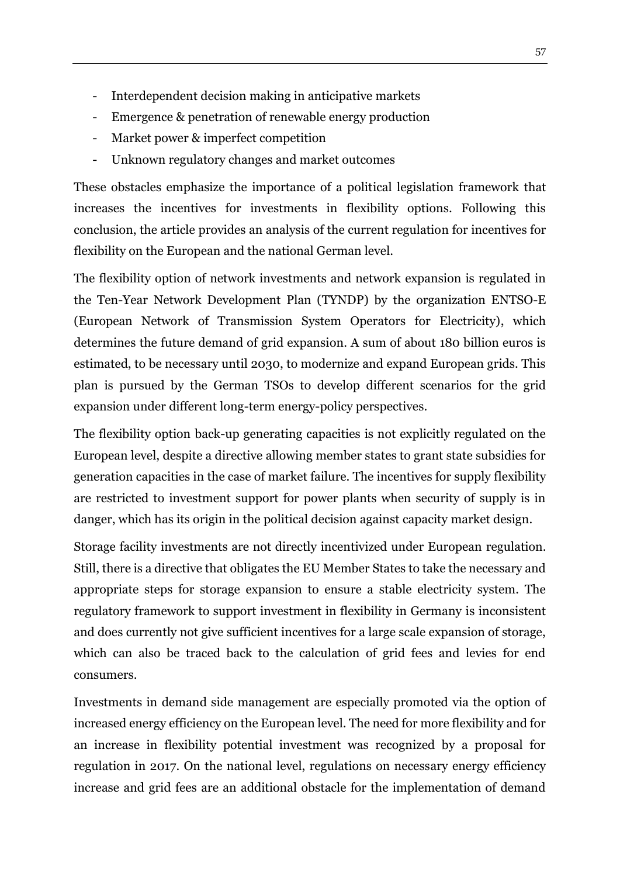- Interdependent decision making in anticipative markets
- Emergence & penetration of renewable energy production
- Market power & imperfect competition
- Unknown regulatory changes and market outcomes

These obstacles emphasize the importance of a political legislation framework that increases the incentives for investments in flexibility options. Following this conclusion, the article provides an analysis of the current regulation for incentives for flexibility on the European and the national German level.

The flexibility option of network investments and network expansion is regulated in the Ten-Year Network Development Plan (TYNDP) by the organization ENTSO-E (European Network of Transmission System Operators for Electricity), which determines the future demand of grid expansion. A sum of about 180 billion euros is estimated, to be necessary until 2030, to modernize and expand European grids. This plan is pursued by the German TSOs to develop different scenarios for the grid expansion under different long-term energy-policy perspectives.

The flexibility option back-up generating capacities is not explicitly regulated on the European level, despite a directive allowing member states to grant state subsidies for generation capacities in the case of market failure. The incentives for supply flexibility are restricted to investment support for power plants when security of supply is in danger, which has its origin in the political decision against capacity market design.

Storage facility investments are not directly incentivized under European regulation. Still, there is a directive that obligates the EU Member States to take the necessary and appropriate steps for storage expansion to ensure a stable electricity system. The regulatory framework to support investment in flexibility in Germany is inconsistent and does currently not give sufficient incentives for a large scale expansion of storage, which can also be traced back to the calculation of grid fees and levies for end consumers.

Investments in demand side management are especially promoted via the option of increased energy efficiency on the European level. The need for more flexibility and for an increase in flexibility potential investment was recognized by a proposal for regulation in 2017. On the national level, regulations on necessary energy efficiency increase and grid fees are an additional obstacle for the implementation of demand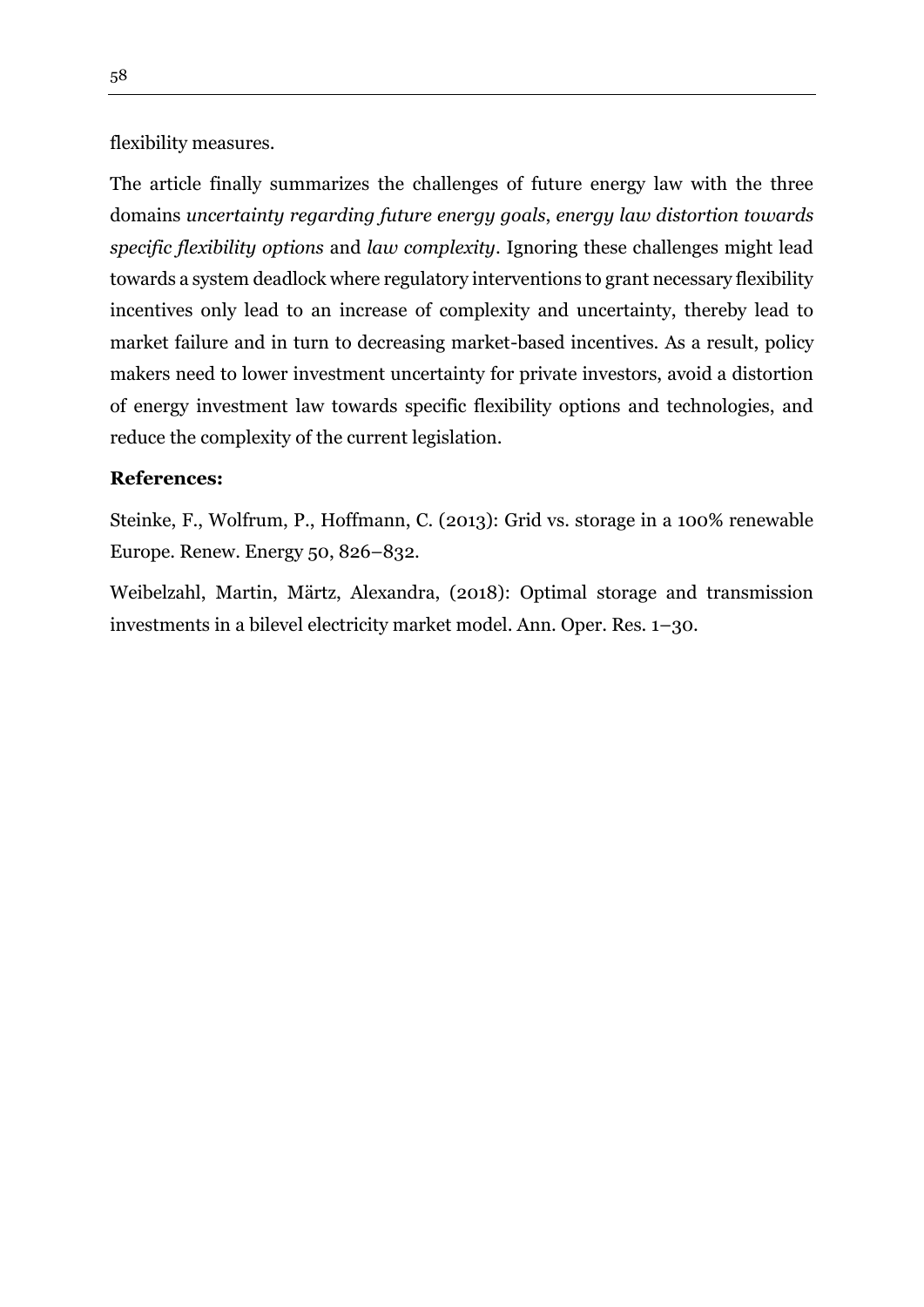flexibility measures.

The article finally summarizes the challenges of future energy law with the three domains *uncertainty regarding future energy goals*, *energy law distortion towards specific flexibility options* and *law complexity*. Ignoring these challenges might lead towards a system deadlock where regulatory interventions to grant necessary flexibility incentives only lead to an increase of complexity and uncertainty, thereby lead to market failure and in turn to decreasing market-based incentives. As a result, policy makers need to lower investment uncertainty for private investors, avoid a distortion of energy investment law towards specific flexibility options and technologies, and reduce the complexity of the current legislation.

**References:**

Steinke, F., Wolfrum, P., Hoffmann, C. (2013): Grid vs. storage in a 100% renewable Europe. Renew. Energy 50, 826–832.

Weibelzahl, Martin, Märtz, Alexandra, (2018): Optimal storage and transmission investments in a bilevel electricity market model. Ann. Oper. Res. 1–30.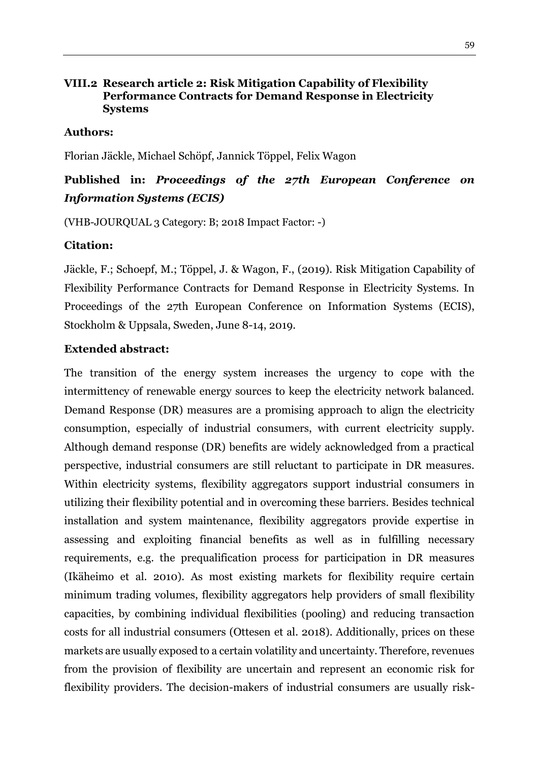## VIII.2 Research article 2: Risk Mitigation Capability of Flexibility Performance Contracts for Demand Response in Electricity Systems

**Authors:**

Florian Jäckle, Michael Schöpf, Jannick Töppel, Felix Wagon

**Published in:** ***Proceedings of the 27th European Conference on Information Systems (ECIS)***

(VHB-JOURQUAL 3 Category: B; 2018 Impact Factor: -)

**Citation:**

Jäckle, F.; Schoepf, M.; Töppel, J. & Wagon, F., (2019). Risk Mitigation Capability of Flexibility Performance Contracts for Demand Response in Electricity Systems. In Proceedings of the 27th European Conference on Information Systems (ECIS), Stockholm & Uppsala, Sweden, June 8-14, 2019.

**Extended abstract:**

The transition of the energy system increases the urgency to cope with the intermittency of renewable energy sources to keep the electricity network balanced. Demand Response (DR) measures are a promising approach to align the electricity consumption, especially of industrial consumers, with current electricity supply. Although demand response (DR) benefits are widely acknowledged from a practical perspective, industrial consumers are still reluctant to participate in DR measures. Within electricity systems, flexibility aggregators support industrial consumers in utilizing their flexibility potential and in overcoming these barriers. Besides technical installation and system maintenance, flexibility aggregators provide expertise in assessing and exploiting financial benefits as well as in fulfilling necessary requirements, e.g. the prequalification process for participation in DR measures (Ikäheimo et al. 2010). As most existing markets for flexibility require certain minimum trading volumes, flexibility aggregators help providers of small flexibility capacities, by combining individual flexibilities (pooling) and reducing transaction costs for all industrial consumers (Ottesen et al. 2018). Additionally, prices on these markets are usually exposed to a certain volatility and uncertainty. Therefore, revenues from the provision of flexibility are uncertain and represent an economic risk for flexibility providers. The decision-makers of industrial consumers are usually risk-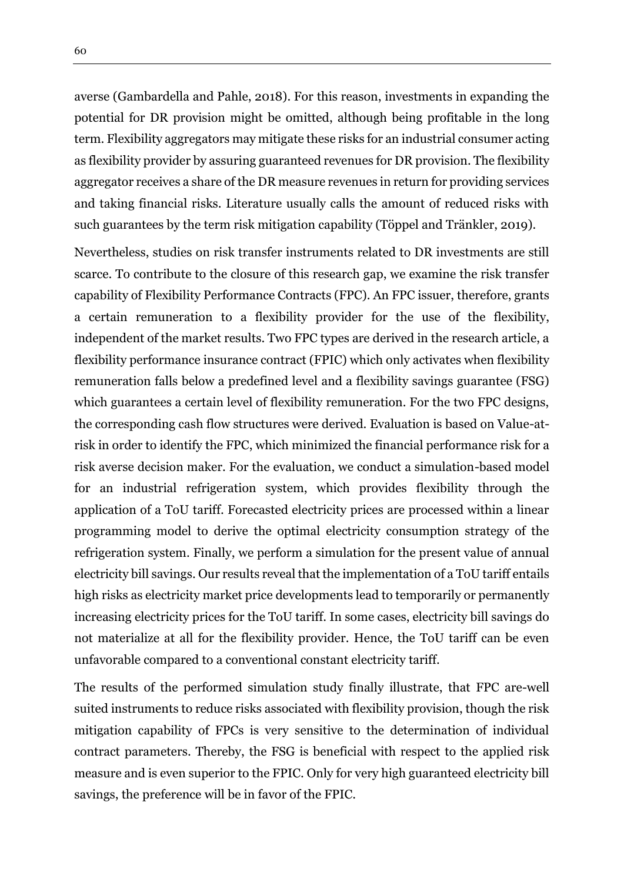averse (Gambardella and Pahle, 2018). For this reason, investments in expanding the potential for DR provision might be omitted, although being profitable in the long term. Flexibility aggregators may mitigate these risks for an industrial consumer acting as flexibility provider by assuring guaranteed revenues for DR provision. The flexibility aggregator receives a share of the DR measure revenues in return for providing services and taking financial risks. Literature usually calls the amount of reduced risks with such guarantees by the term risk mitigation capability (Töppel and Tränkler, 2019).

Nevertheless, studies on risk transfer instruments related to DR investments are still scarce. To contribute to the closure of this research gap, we examine the risk transfer capability of Flexibility Performance Contracts (FPC). An FPC issuer, therefore, grants a certain remuneration to a flexibility provider for the use of the flexibility, independent of the market results. Two FPC types are derived in the research article, a flexibility performance insurance contract (FPIC) which only activates when flexibility remuneration falls below a predefined level and a flexibility savings guarantee (FSG) which guarantees a certain level of flexibility remuneration. For the two FPC designs, the corresponding cash flow structures were derived. Evaluation is based on Value-at-risk in order to identify the FPC, which minimized the financial performance risk for a risk averse decision maker. For the evaluation, we conduct a simulation-based model for an industrial refrigeration system, which provides flexibility through the application of a ToU tariff. Forecasted electricity prices are processed within a linear programming model to derive the optimal electricity consumption strategy of the refrigeration system. Finally, we perform a simulation for the present value of annual electricity bill savings. Our results reveal that the implementation of a ToU tariff entails high risks as electricity market price developments lead to temporarily or permanently increasing electricity prices for the ToU tariff. In some cases, electricity bill savings do not materialize at all for the flexibility provider. Hence, the ToU tariff can be even unfavorable compared to a conventional constant electricity tariff.

The results of the performed simulation study finally illustrate, that FPC are-well suited instruments to reduce risks associated with flexibility provision, though the risk mitigation capability of FPCs is very sensitive to the determination of individual contract parameters. Thereby, the FSG is beneficial with respect to the applied risk measure and is even superior to the FPIC. Only for very high guaranteed electricity bill savings, the preference will be in favor of the FPIC.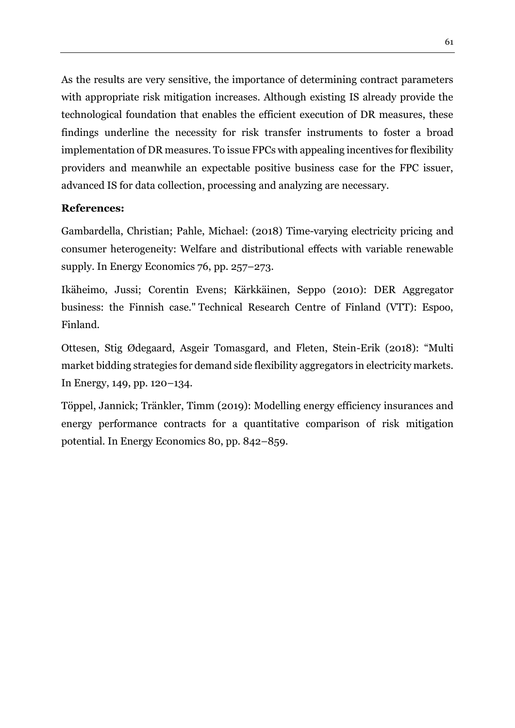As the results are very sensitive, the importance of determining contract parameters with appropriate risk mitigation increases. Although existing IS already provide the technological foundation that enables the efficient execution of DR measures, these findings underline the necessity for risk transfer instruments to foster a broad implementation of DR measures. To issue FPCs with appealing incentives for flexibility providers and meanwhile an expectable positive business case for the FPC issuer, advanced IS for data collection, processing and analyzing are necessary.

**References:**

Gambardella, Christian; Pahle, Michael: (2018) Time-varying electricity pricing and consumer heterogeneity: Welfare and distributional effects with variable renewable supply. In Energy Economics 76, pp. 257–273.

Ikäheimo, Jussi; Corentin Evens; Kärkkäinen, Seppo (2010): DER Aggregator business: the Finnish case." Technical Research Centre of Finland (VTT): Espoo, Finland.

Ottesen, Stig Ødegaard, Asgeir Tomasgard, and Fleten, Stein-Erik (2018): "Multi market bidding strategies for demand side flexibility aggregators in electricity markets. In Energy, 149, pp. 120–134.

Töppel, Jannick; Tränkler, Timm (2019): Modelling energy efficiency insurances and energy performance contracts for a quantitative comparison of risk mitigation potential. In Energy Economics 80, pp. 842–859.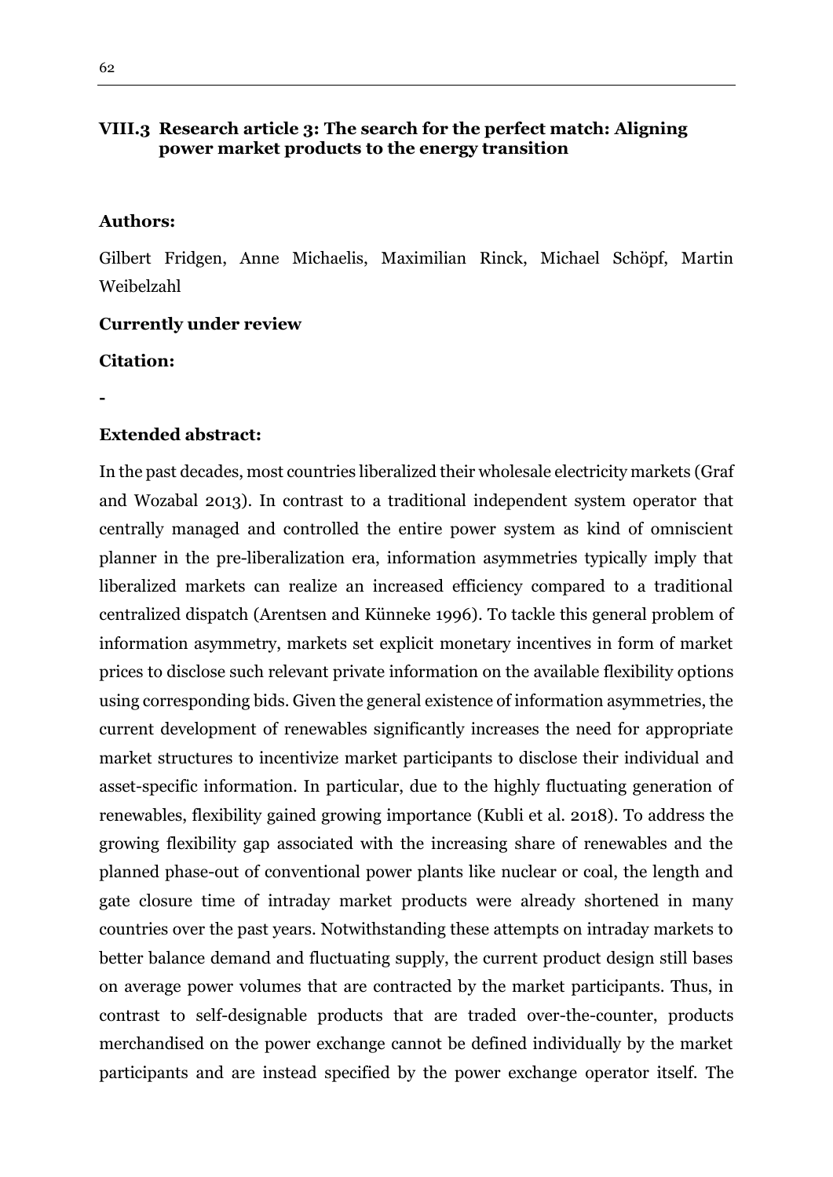### VIII.3 Research article 3: The search for the perfect match: Aligning power market products to the energy transition

**Authors:**

Gilbert Fridgen, Anne Michaelis, Maximilian Rinck, Michael Schöpf, Martin Weibelzahl

**Currently under review**

**Citation:**

-

**Extended abstract:**

In the past decades, most countries liberalized their wholesale electricity markets (Graf and Wozabal 2013). In contrast to a traditional independent system operator that centrally managed and controlled the entire power system as kind of omniscient planner in the pre-liberalization era, information asymmetries typically imply that liberalized markets can realize an increased efficiency compared to a traditional centralized dispatch (Arentsen and Künneke 1996). To tackle this general problem of information asymmetry, markets set explicit monetary incentives in form of market prices to disclose such relevant private information on the available flexibility options using corresponding bids. Given the general existence of information asymmetries, the current development of renewables significantly increases the need for appropriate market structures to incentivize market participants to disclose their individual and asset-specific information. In particular, due to the highly fluctuating generation of renewables, flexibility gained growing importance (Kubli et al. 2018). To address the growing flexibility gap associated with the increasing share of renewables and the planned phase-out of conventional power plants like nuclear or coal, the length and gate closure time of intraday market products were already shortened in many countries over the past years. Notwithstanding these attempts on intraday markets to better balance demand and fluctuating supply, the current product design still bases on average power volumes that are contracted by the market participants. Thus, in contrast to self-designable products that are traded over-the-counter, products merchandised on the power exchange cannot be defined individually by the market participants and are instead specified by the power exchange operator itself. The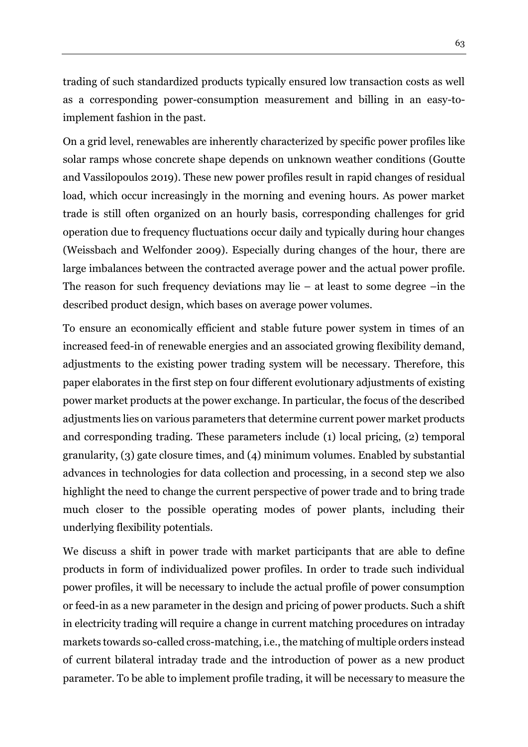trading of such standardized products typically ensured low transaction costs as well as a corresponding power-consumption measurement and billing in an easy-to-implement fashion in the past.

On a grid level, renewables are inherently characterized by specific power profiles like solar ramps whose concrete shape depends on unknown weather conditions (Goutte and Vassilopoulos 2019). These new power profiles result in rapid changes of residual load, which occur increasingly in the morning and evening hours. As power market trade is still often organized on an hourly basis, corresponding challenges for grid operation due to frequency fluctuations occur daily and typically during hour changes (Weissbach and Welfonder 2009). Especially during changes of the hour, there are large imbalances between the contracted average power and the actual power profile. The reason for such frequency deviations may lie – at least to some degree –in the described product design, which bases on average power volumes.

To ensure an economically efficient and stable future power system in times of an increased feed-in of renewable energies and an associated growing flexibility demand, adjustments to the existing power trading system will be necessary. Therefore, this paper elaborates in the first step on four different evolutionary adjustments of existing power market products at the power exchange. In particular, the focus of the described adjustments lies on various parameters that determine current power market products and corresponding trading. These parameters include (1) local pricing, (2) temporal granularity, (3) gate closure times, and (4) minimum volumes. Enabled by substantial advances in technologies for data collection and processing, in a second step we also highlight the need to change the current perspective of power trade and to bring trade much closer to the possible operating modes of power plants, including their underlying flexibility potentials.

We discuss a shift in power trade with market participants that are able to define products in form of individualized power profiles. In order to trade such individual power profiles, it will be necessary to include the actual profile of power consumption or feed-in as a new parameter in the design and pricing of power products. Such a shift in electricity trading will require a change in current matching procedures on intraday markets towards so-called cross-matching, i.e., the matching of multiple orders instead of current bilateral intraday trade and the introduction of power as a new product parameter. To be able to implement profile trading, it will be necessary to measure the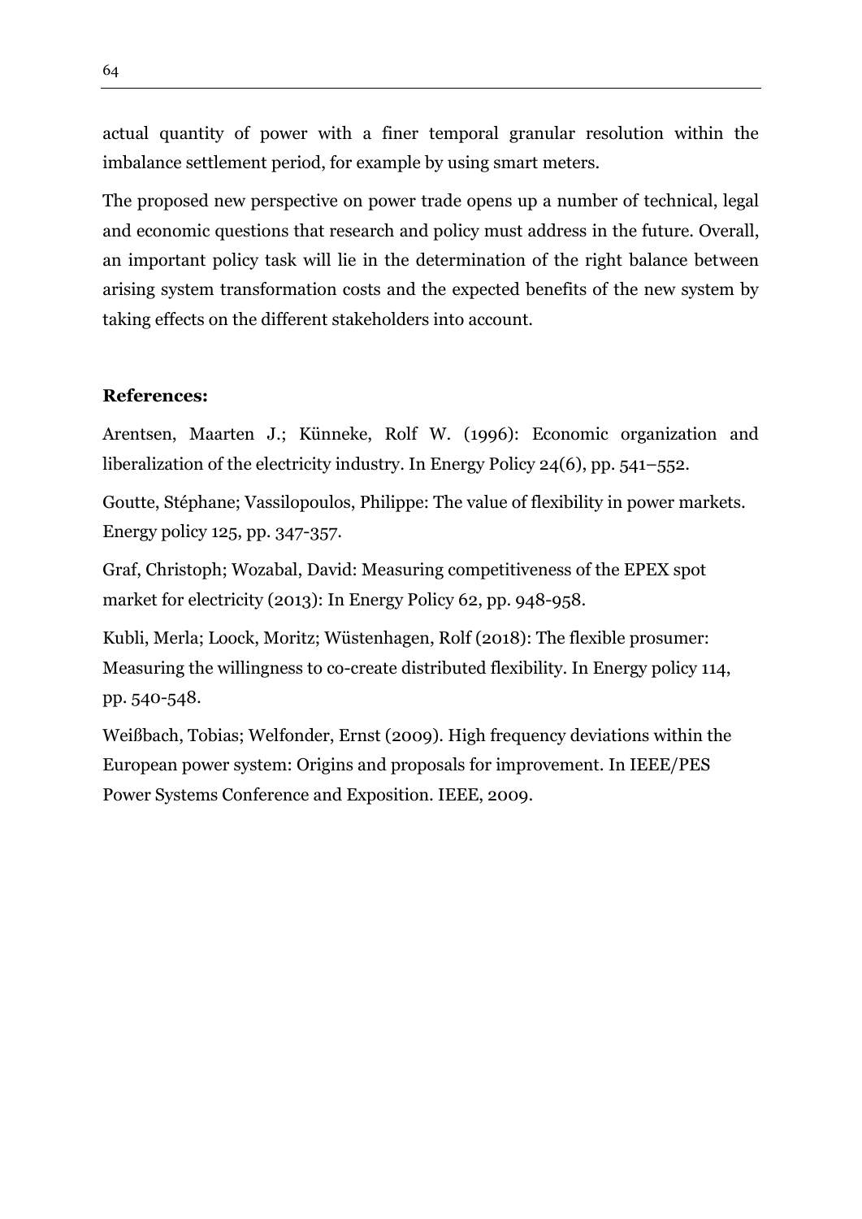actual quantity of power with a finer temporal granular resolution within the imbalance settlement period, for example by using smart meters.

The proposed new perspective on power trade opens up a number of technical, legal and economic questions that research and policy must address in the future. Overall, an important policy task will lie in the determination of the right balance between arising system transformation costs and the expected benefits of the new system by taking effects on the different stakeholders into account.

**References:**

Arentsen, Maarten J.; Künneke, Rolf W. (1996): Economic organization and liberalization of the electricity industry. In Energy Policy 24(6), pp. 541–552.

Goutte, Stéphane; Vassilopoulos, Philippe: The value of flexibility in power markets. Energy policy 125, pp. 347-357.

Graf, Christoph; Wozabal, David: Measuring competitiveness of the EPEX spot market for electricity (2013): In Energy Policy 62, pp. 948-958.

Kubli, Merla; Loock, Moritz; Wüstenhagen, Rolf (2018): The flexible prosumer: Measuring the willingness to co-create distributed flexibility. In Energy policy 114, pp. 540-548.

Weißbach, Tobias; Welfonder, Ernst (2009). High frequency deviations within the European power system: Origins and proposals for improvement. In IEEE/PES Power Systems Conference and Exposition. IEEE, 2009.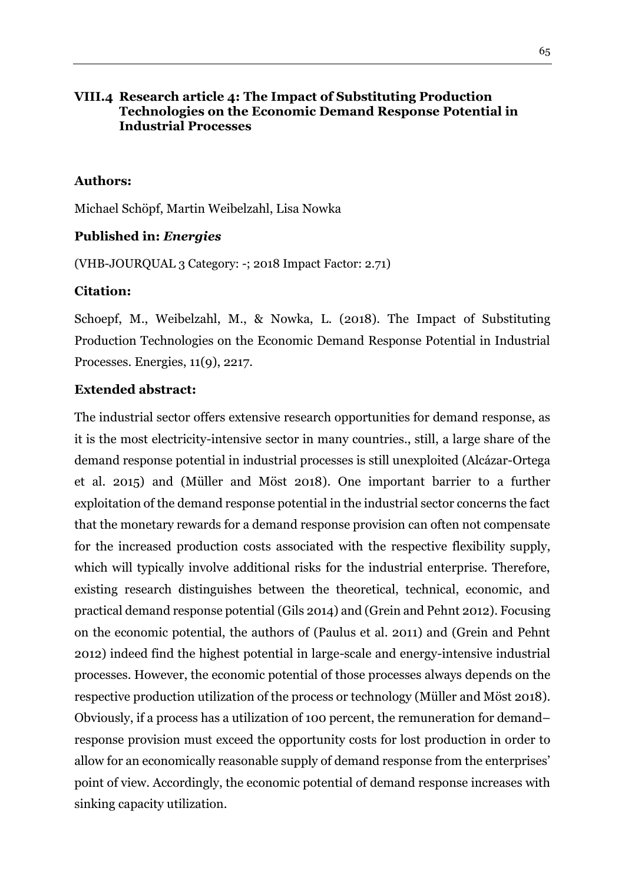## VIII.4 Research article 4: The Impact of Substituting Production Technologies on the Economic Demand Response Potential in Industrial Processes

**Authors:**

Michael Schöpf, Martin Weibelzahl, Lisa Nowka

**Published in:** ***Energies***

(VHB-JOURQUAL 3 Category: -; 2018 Impact Factor: 2.71)

**Citation:**

Schoepf, M., Weibelzahl, M., & Nowka, L. (2018). The Impact of Substituting Production Technologies on the Economic Demand Response Potential in Industrial Processes. Energies, 11(9), 2217.

**Extended abstract:**

The industrial sector offers extensive research opportunities for demand response, as it is the most electricity-intensive sector in many countries., still, a large share of the demand response potential in industrial processes is still unexploited (Alcázar-Ortega et al. 2015) and (Müller and Möst 2018). One important barrier to a further exploitation of the demand response potential in the industrial sector concerns the fact that the monetary rewards for a demand response provision can often not compensate for the increased production costs associated with the respective flexibility supply, which will typically involve additional risks for the industrial enterprise. Therefore, existing research distinguishes between the theoretical, technical, economic, and practical demand response potential (Gils 2014) and (Grein and Pehnt 2012). Focusing on the economic potential, the authors of (Paulus et al. 2011) and (Grein and Pehnt 2012) indeed find the highest potential in large-scale and energy-intensive industrial processes. However, the economic potential of those processes always depends on the respective production utilization of the process or technology (Müller and Möst 2018). Obviously, if a process has a utilization of 100 percent, the remuneration for demand–response provision must exceed the opportunity costs for lost production in order to allow for an economically reasonable supply of demand response from the enterprises' point of view. Accordingly, the economic potential of demand response increases with sinking capacity utilization.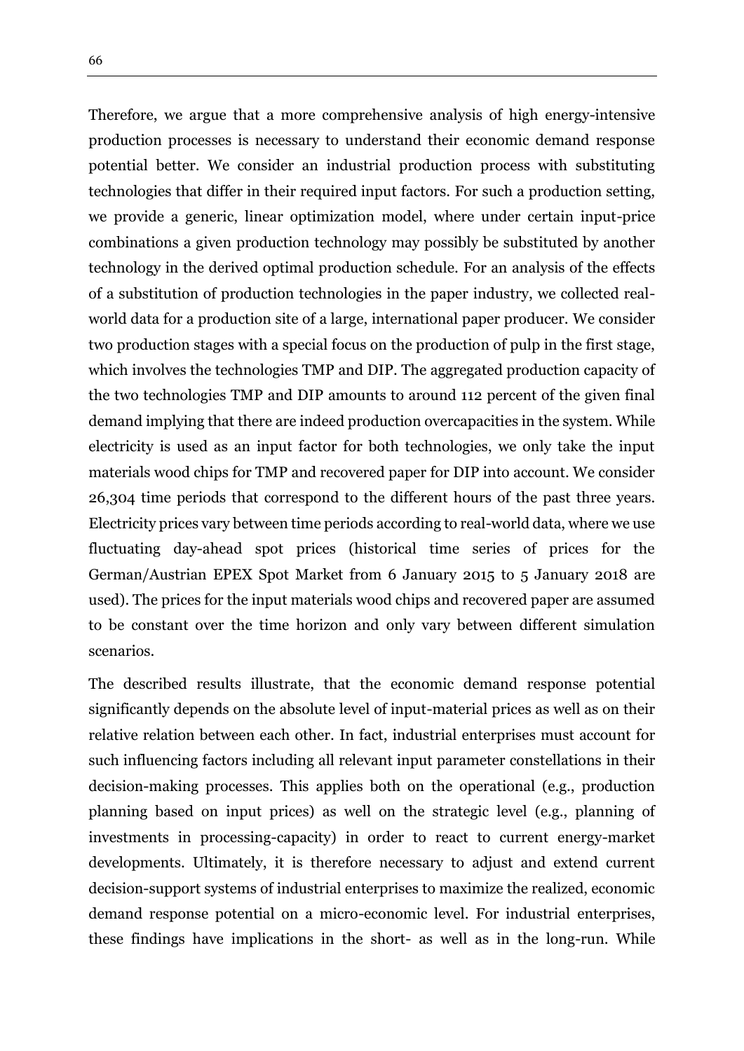Therefore, we argue that a more comprehensive analysis of high energy-intensive production processes is necessary to understand their economic demand response potential better. We consider an industrial production process with substituting technologies that differ in their required input factors. For such a production setting, we provide a generic, linear optimization model, where under certain input-price combinations a given production technology may possibly be substituted by another technology in the derived optimal production schedule. For an analysis of the effects of a substitution of production technologies in the paper industry, we collected real-world data for a production site of a large, international paper producer. We consider two production stages with a special focus on the production of pulp in the first stage, which involves the technologies TMP and DIP. The aggregated production capacity of the two technologies TMP and DIP amounts to around 112 percent of the given final demand implying that there are indeed production overcapacities in the system. While electricity is used as an input factor for both technologies, we only take the input materials wood chips for TMP and recovered paper for DIP into account. We consider 26,304 time periods that correspond to the different hours of the past three years. Electricity prices vary between time periods according to real-world data, where we use fluctuating day-ahead spot prices (historical time series of prices for the German/Austrian EPEX Spot Market from 6 January 2015 to 5 January 2018 are used). The prices for the input materials wood chips and recovered paper are assumed to be constant over the time horizon and only vary between different simulation scenarios.

The described results illustrate, that the economic demand response potential significantly depends on the absolute level of input-material prices as well as on their relative relation between each other. In fact, industrial enterprises must account for such influencing factors including all relevant input parameter constellations in their decision-making processes. This applies both on the operational (e.g., production planning based on input prices) as well on the strategic level (e.g., planning of investments in processing-capacity) in order to react to current energy-market developments. Ultimately, it is therefore necessary to adjust and extend current decision-support systems of industrial enterprises to maximize the realized, economic demand response potential on a micro-economic level. For industrial enterprises, these findings have implications in the short- as well as in the long-run. While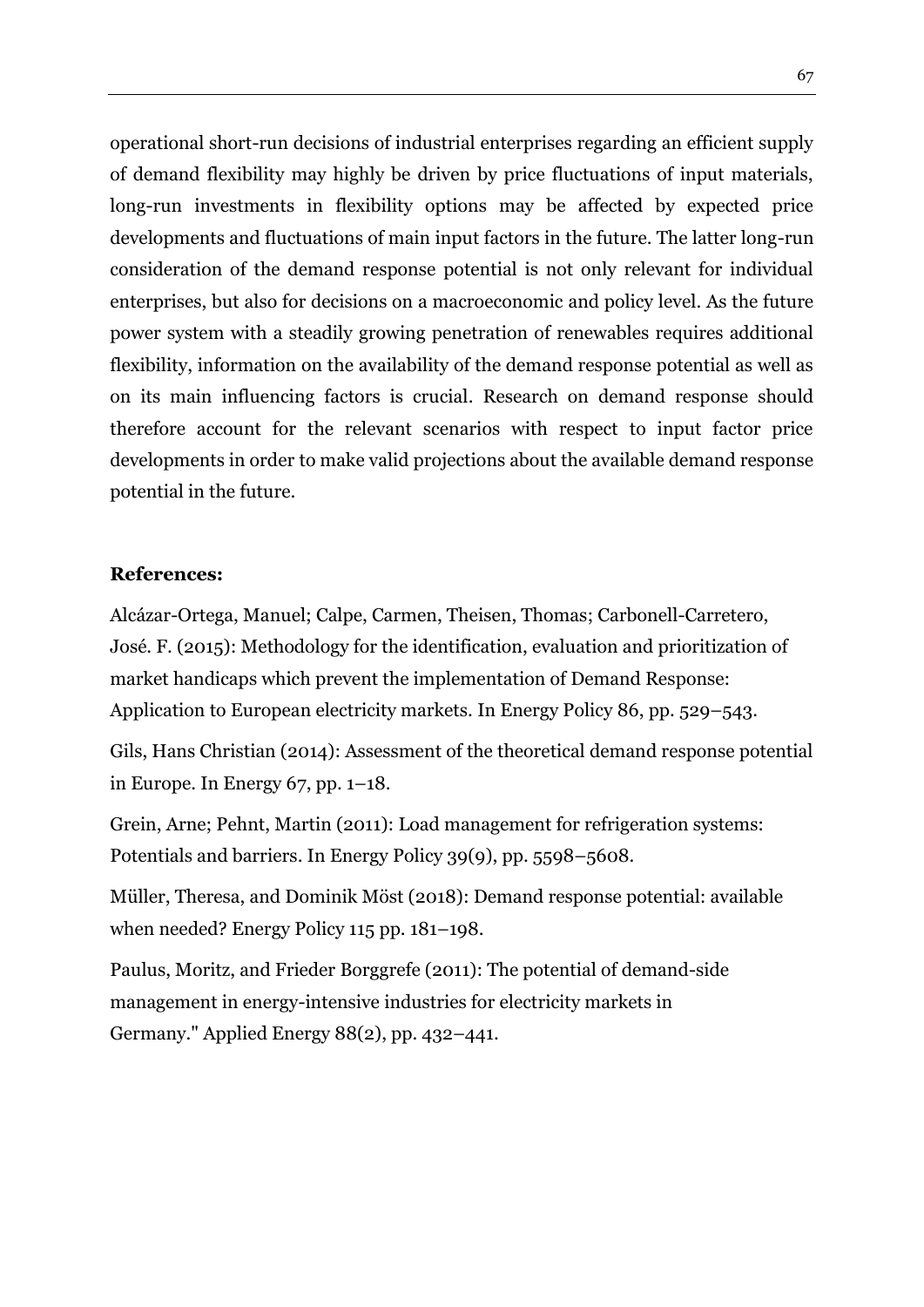operational short-run decisions of industrial enterprises regarding an efficient supply of demand flexibility may highly be driven by price fluctuations of input materials, long-run investments in flexibility options may be affected by expected price developments and fluctuations of main input factors in the future. The latter long-run consideration of the demand response potential is not only relevant for individual enterprises, but also for decisions on a macroeconomic and policy level. As the future power system with a steadily growing penetration of renewables requires additional flexibility, information on the availability of the demand response potential as well as on its main influencing factors is crucial. Research on demand response should therefore account for the relevant scenarios with respect to input factor price developments in order to make valid projections about the available demand response potential in the future.

**References:**

Alcázar-Ortega, Manuel; Calpe, Carmen, Theisen, Thomas; Carbonell-Carretero, José. F. (2015): Methodology for the identification, evaluation and prioritization of market handicaps which prevent the implementation of Demand Response: Application to European electricity markets. In Energy Policy 86, pp. 529–543.

Gils, Hans Christian (2014): Assessment of the theoretical demand response potential in Europe. In Energy 67, pp. 1–18.

Grein, Arne; Pehnt, Martin (2011): Load management for refrigeration systems: Potentials and barriers. In Energy Policy 39(9), pp. 5598–5608.

Müller, Theresa, and Dominik Möst (2018): Demand response potential: available when needed? Energy Policy 115 pp. 181–198.

Paulus, Moritz, and Frieder Borggrefe (2011): The potential of demand-side management in energy-intensive industries for electricity markets in Germany." Applied Energy 88(2), pp. 432–441.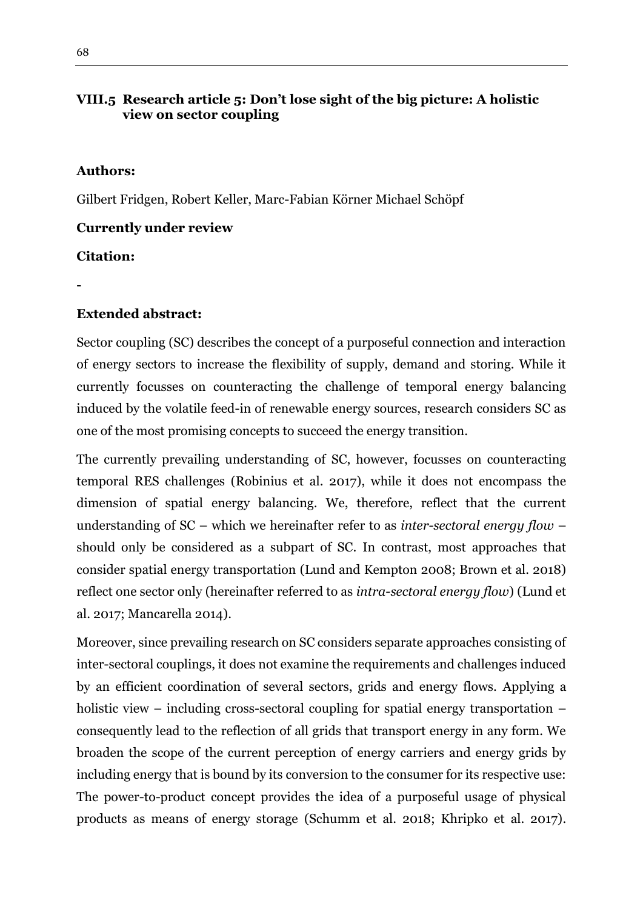## VIII.5 Research article 5: Don't lose sight of the big picture: A holistic view on sector coupling

**Authors:**

Gilbert Fridgen, Robert Keller, Marc-Fabian Körner Michael Schöpf

**Currently under review**

**Citation:**

-

**Extended abstract:**

Sector coupling (SC) describes the concept of a purposeful connection and interaction of energy sectors to increase the flexibility of supply, demand and storing. While it currently focusses on counteracting the challenge of temporal energy balancing induced by the volatile feed-in of renewable energy sources, research considers SC as one of the most promising concepts to succeed the energy transition.

The currently prevailing understanding of SC, however, focusses on counteracting temporal RES challenges (Robinius et al. 2017), while it does not encompass the dimension of spatial energy balancing. We, therefore, reflect that the current understanding of SC – which we hereinafter refer to as *inter-sectoral energy flow* – should only be considered as a subpart of SC. In contrast, most approaches that consider spatial energy transportation (Lund and Kempton 2008; Brown et al. 2018) reflect one sector only (hereinafter referred to as *intra-sectoral energy flow*) (Lund et al. 2017; Mancarella 2014).

Moreover, since prevailing research on SC considers separate approaches consisting of inter-sectoral couplings, it does not examine the requirements and challenges induced by an efficient coordination of several sectors, grids and energy flows. Applying a holistic view – including cross-sectoral coupling for spatial energy transportation – consequently lead to the reflection of all grids that transport energy in any form. We broaden the scope of the current perception of energy carriers and energy grids by including energy that is bound by its conversion to the consumer for its respective use: The power-to-product concept provides the idea of a purposeful usage of physical products as means of energy storage (Schumm et al. 2018; Khripko et al. 2017).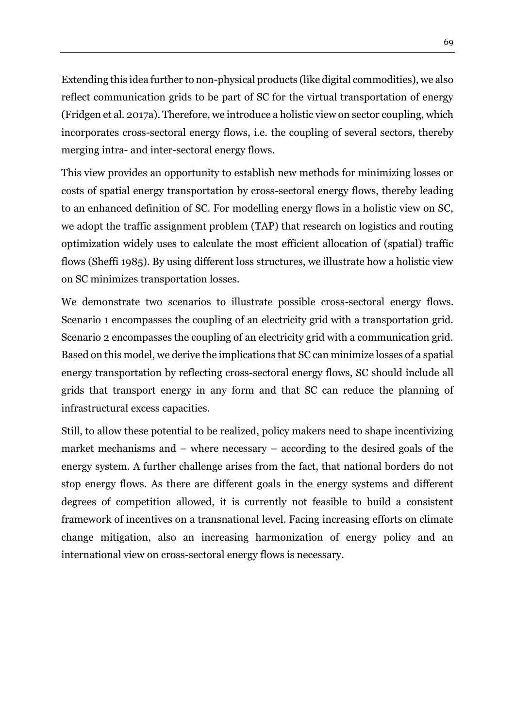Extending this idea further to non-physical products (like digital commodities), we also reflect communication grids to be part of SC for the virtual transportation of energy (Fridgen et al. 2017a). Therefore, we introduce a holistic view on sector coupling, which incorporates cross-sectoral energy flows, i.e. the coupling of several sectors, thereby merging intra- and inter-sectoral energy flows.

This view provides an opportunity to establish new methods for minimizing losses or costs of spatial energy transportation by cross-sectoral energy flows, thereby leading to an enhanced definition of SC. For modelling energy flows in a holistic view on SC, we adopt the traffic assignment problem (TAP) that research on logistics and routing optimization widely uses to calculate the most efficient allocation of (spatial) traffic flows (Sheffi 1985). By using different loss structures, we illustrate how a holistic view on SC minimizes transportation losses.

We demonstrate two scenarios to illustrate possible cross-sectoral energy flows. Scenario 1 encompasses the coupling of an electricity grid with a transportation grid. Scenario 2 encompasses the coupling of an electricity grid with a communication grid. Based on this model, we derive the implications that SC can minimize losses of a spatial energy transportation by reflecting cross-sectoral energy flows, SC should include all grids that transport energy in any form and that SC can reduce the planning of infrastructural excess capacities.

Still, to allow these potential to be realized, policy makers need to shape incentivizing market mechanisms and – where necessary – according to the desired goals of the energy system. A further challenge arises from the fact, that national borders do not stop energy flows. As there are different goals in the energy systems and different degrees of competition allowed, it is currently not feasible to build a consistent framework of incentives on a transnational level. Facing increasing efforts on climate change mitigation, also an increasing harmonization of energy policy and an international view on cross-sectoral energy flows is necessary.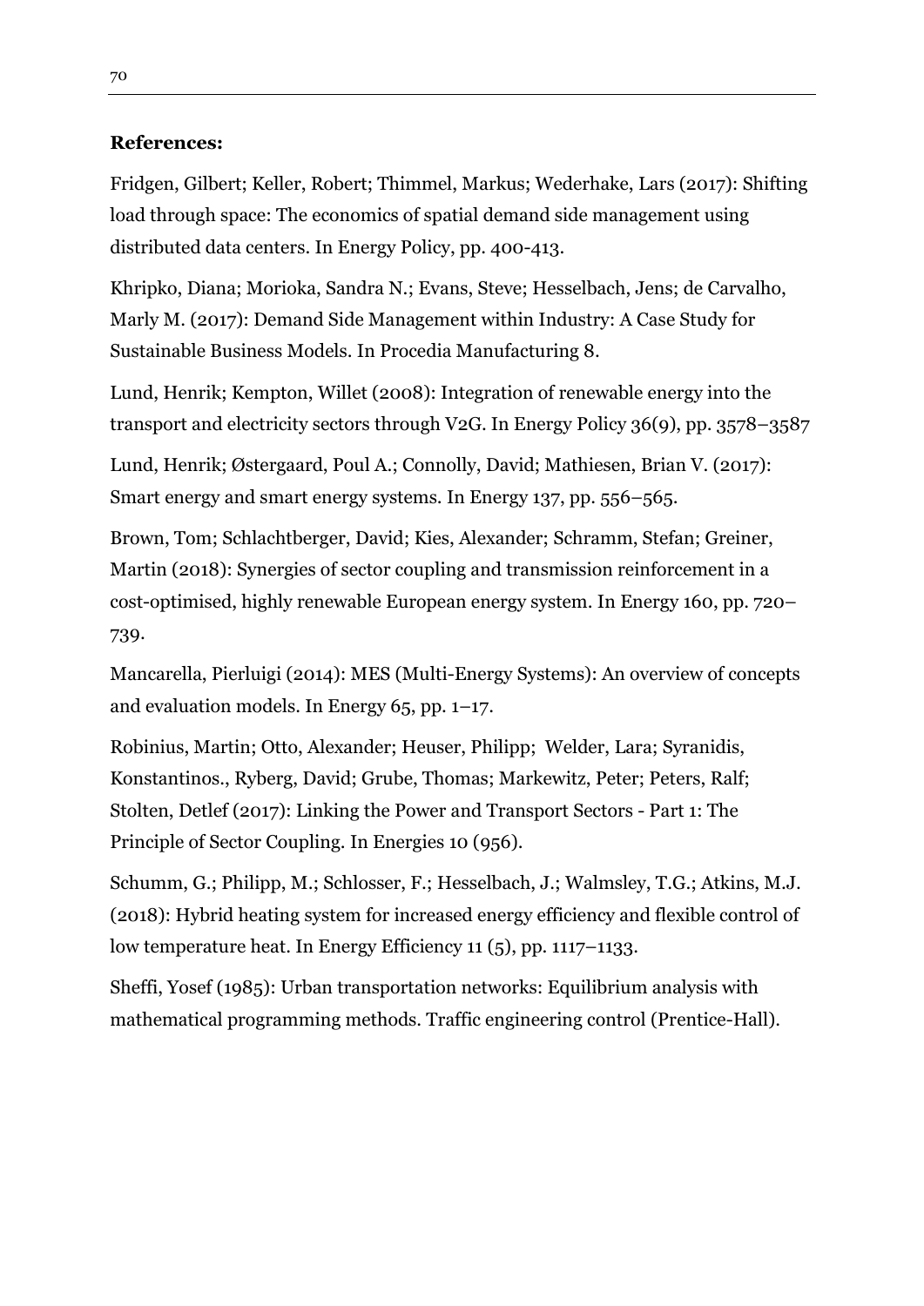**References:**

Fridgen, Gilbert; Keller, Robert; Thimmel, Markus; Wederhake, Lars (2017): Shifting load through space: The economics of spatial demand side management using distributed data centers. In Energy Policy, pp. 400-413.

Khripko, Diana; Morioka, Sandra N.; Evans, Steve; Hesselbach, Jens; de Carvalho, Marly M. (2017): Demand Side Management within Industry: A Case Study for Sustainable Business Models. In Procedia Manufacturing 8.

Lund, Henrik; Kempton, Willet (2008): Integration of renewable energy into the transport and electricity sectors through V2G. In Energy Policy 36(9), pp. 3578–3587

Lund, Henrik; Østergaard, Poul A.; Connolly, David; Mathiesen, Brian V. (2017): Smart energy and smart energy systems. In Energy 137, pp. 556–565.

Brown, Tom; Schlachtberger, David; Kies, Alexander; Schramm, Stefan; Greiner, Martin (2018): Synergies of sector coupling and transmission reinforcement in a cost-optimised, highly renewable European energy system. In Energy 160, pp. 720–739.

Mancarella, Pierluigi (2014): MES (Multi-Energy Systems): An overview of concepts and evaluation models. In Energy 65, pp. 1–17.

Robinius, Martin; Otto, Alexander; Heuser, Philipp; Welder, Lara; Syranidis, Konstantinos., Ryberg, David; Grube, Thomas; Markewitz, Peter; Peters, Ralf; Stolten, Detlef (2017): Linking the Power and Transport Sectors - Part 1: The Principle of Sector Coupling. In Energies 10 (956).

Schumm, G.; Philipp, M.; Schlosser, F.; Hesselbach, J.; Walmsley, T.G.; Atkins, M.J. (2018): Hybrid heating system for increased energy efficiency and flexible control of low temperature heat. In Energy Efficiency 11 (5), pp. 1117–1133.

Sheffi, Yosef (1985): Urban transportation networks: Equilibrium analysis with mathematical programming methods. Traffic engineering control (Prentice-Hall).